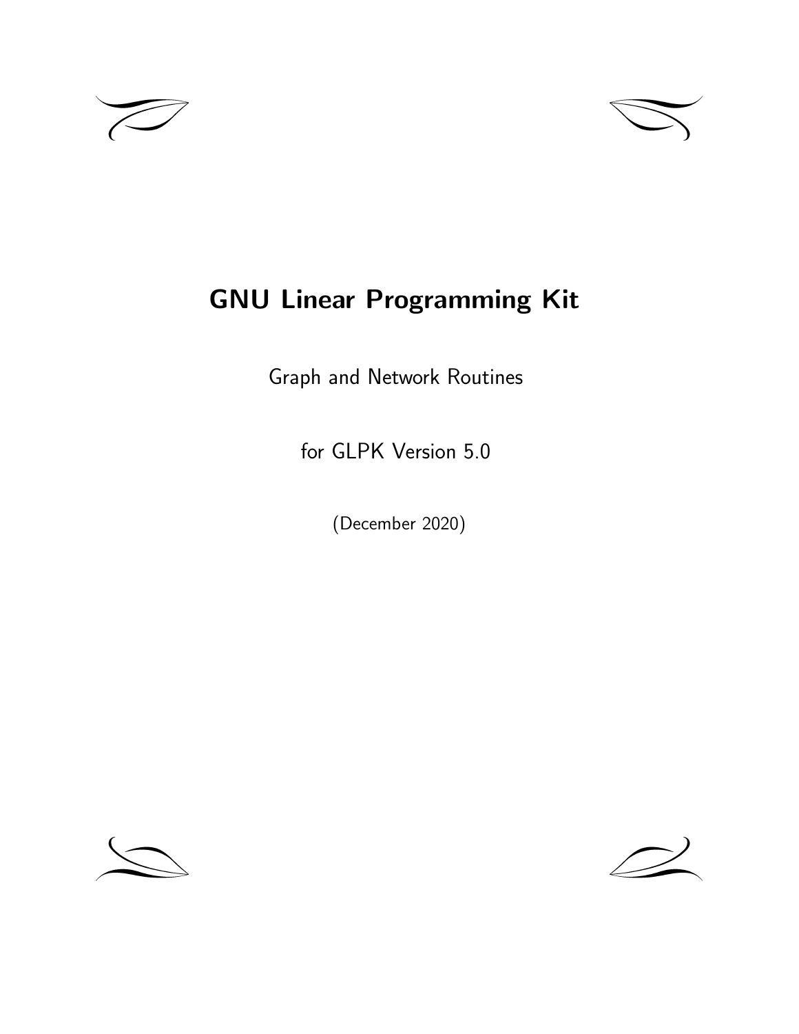# GNU Linear Programming Kit

Graph and Network Routines

for GLPK Version 5.0

(December 2020)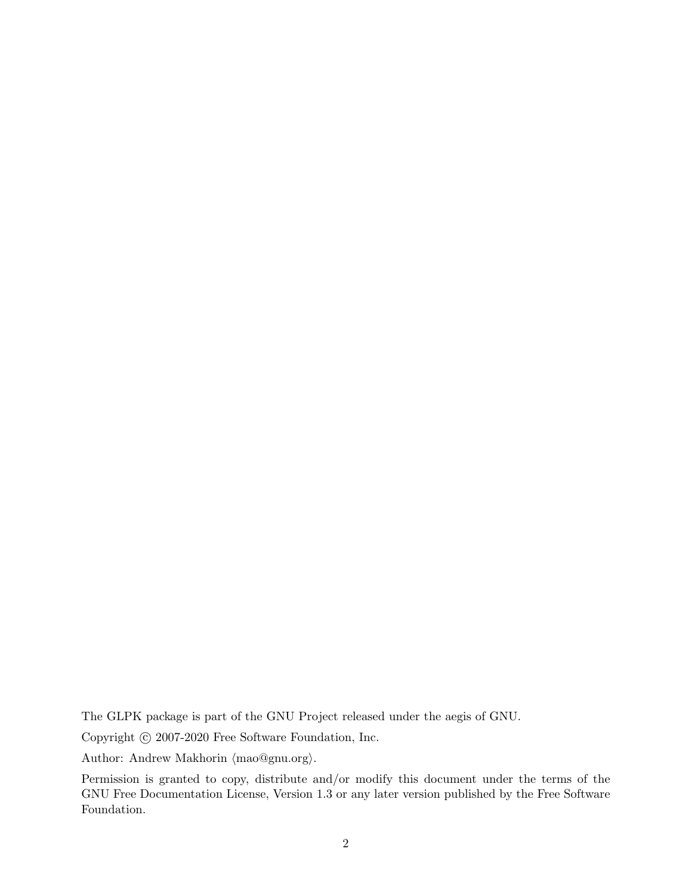The GLPK package is part of the GNU Project released under the aegis of GNU.

Copyright © 2007-2020 Free Software Foundation, Inc.

Author: Andrew Makhorin ⟨mao@gnu.org⟩.

Permission is granted to copy, distribute and/or modify this document under the terms of the GNU Free Documentation License, Version 1.3 or any later version published by the Free Software Foundation.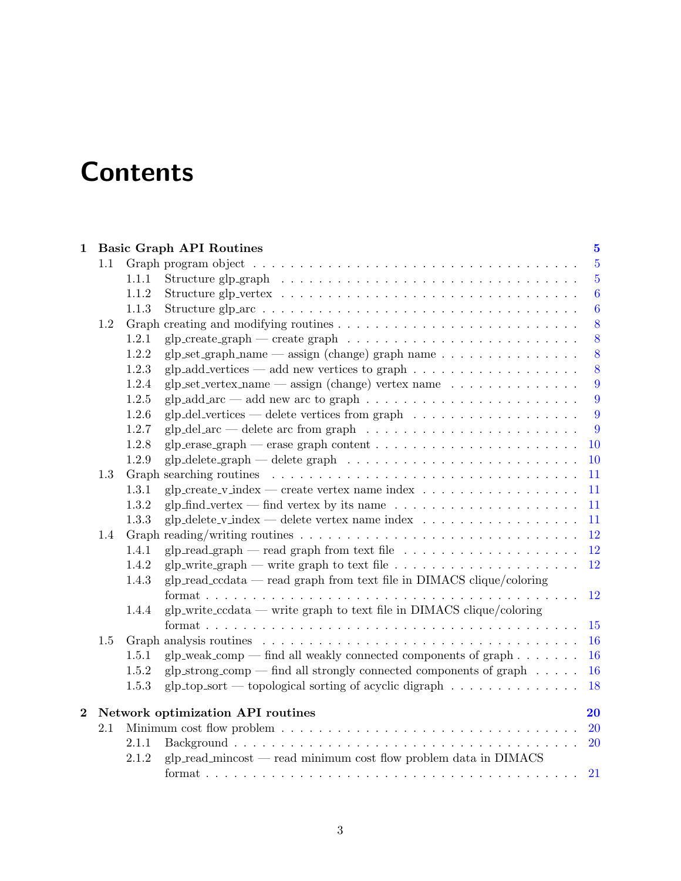# Contents

**1 Basic Graph API Routines** **5**

1.1 Graph program object . . . . . 5

1.1.1 Structure glp_graph . . . . . 5

1.1.2 Structure glp_vertex . . . . . 6

1.1.3 Structure glp_arc . . . . . 6

1.2 Graph creating and modifying routines . . . . . 8

1.2.1 glp_create_graph — create graph . . . . . 8

1.2.2 glp_set_graph_name — assign (change) graph name . . . . . 8

1.2.3 glp_add_vertices — add new vertices to graph . . . . . 8

1.2.4 glp_set_vertex_name — assign (change) vertex name . . . . . 9

1.2.5 glp_add_arc — add new arc to graph . . . . . 9

1.2.6 glp_del_vertices — delete vertices from graph . . . . . 9

1.2.7 glp_del_arc — delete arc from graph . . . . . 9

1.2.8 glp_erase_graph — erase graph content . . . . . 10

1.2.9 glp_delete_graph — delete graph . . . . . 10

1.3 Graph searching routines . . . . . 11

1.3.1 glp_create_v_index — create vertex name index . . . . . 11

1.3.2 glp_find_vertex — find vertex by its name . . . . . 11

1.3.3 glp_delete_v_index — delete vertex name index . . . . . 11

1.4 Graph reading/writing routines . . . . . 12

1.4.1 glp_read_graph — read graph from text file . . . . . 12

1.4.2 glp_write_graph — write graph to text file . . . . . 12

1.4.3 glp_read_ccdata — read graph from text file in DIMACS clique/coloring format . . . . . 12

1.4.4 glp_write_ccdata — write graph to text file in DIMACS clique/coloring format . . . . . 15

1.5 Graph analysis routines . . . . . 16

1.5.1 glp_weak_comp — find all weakly connected components of graph . . . . . 16

1.5.2 glp_strong_comp — find all strongly connected components of graph . . . . . 16

1.5.3 glp_top_sort — topological sorting of acyclic digraph . . . . . 18

**2 Network optimization API routines** **20**

2.1 Minimum cost flow problem . . . . . 20

2.1.1 Background . . . . . 20

2.1.2 glp_read_mincost — read minimum cost flow problem data in DIMACS format . . . . . 21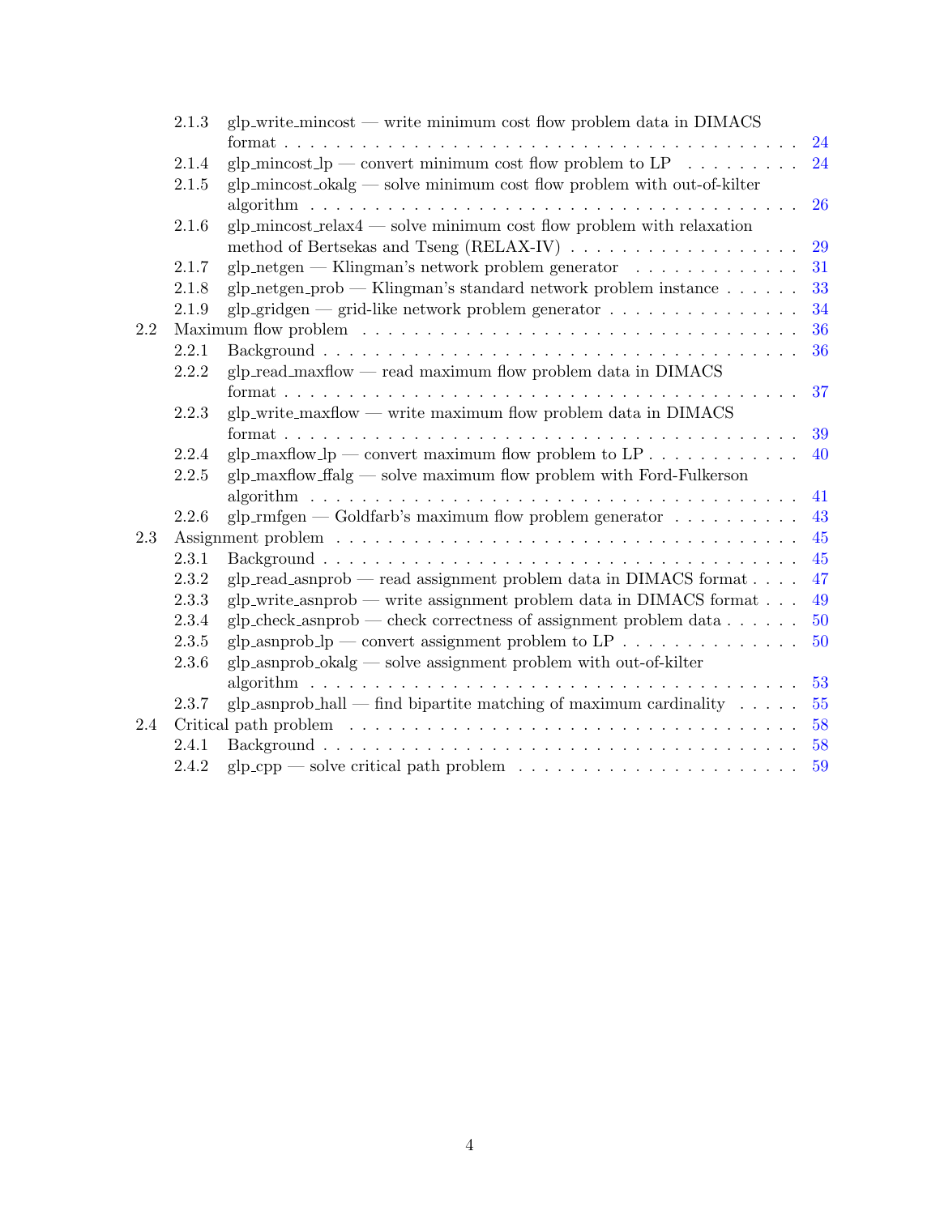- 2.1.3 glp_write_mincost — write minimum cost flow problem data in DIMACS format . . . 24
- 2.1.4 glp_mincost_lp — convert minimum cost flow problem to LP . . . 24
- 2.1.5 glp_mincost_okalg — solve minimum cost flow problem with out-of-kilter algorithm . . . 26
- 2.1.6 glp_mincost_relax4 — solve minimum cost flow problem with relaxation method of Bertsekas and Tseng (RELAX-IV) . . . 29
- 2.1.7 glp_netgen — Klingman's network problem generator . . . 31
- 2.1.8 glp_netgen_prob — Klingman's standard network problem instance . . . 33
- 2.1.9 glp_gridgen — grid-like network problem generator . . . 34

2.2 Maximum flow problem . . . 36
- 2.2.1 Background . . . 36
- 2.2.2 glp_read_maxflow — read maximum flow problem data in DIMACS format . . . 37
- 2.2.3 glp_write_maxflow — write maximum flow problem data in DIMACS format . . . 39
- 2.2.4 glp_maxflow_lp — convert maximum flow problem to LP . . . 40
- 2.2.5 glp_maxflow_ffalg — solve maximum flow problem with Ford-Fulkerson algorithm . . . 41
- 2.2.6 glp_rmfgen — Goldfarb's maximum flow problem generator . . . 43

2.3 Assignment problem . . . 45
- 2.3.1 Background . . . 45
- 2.3.2 glp_read_asnprob — read assignment problem data in DIMACS format . . . 47
- 2.3.3 glp_write_asnprob — write assignment problem data in DIMACS format . . . 49
- 2.3.4 glp_check_asnprob — check correctness of assignment problem data . . . 50
- 2.3.5 glp_asnprob_lp — convert assignment problem to LP . . . 50
- 2.3.6 glp_asnprob_okalg — solve assignment problem with out-of-kilter algorithm . . . 53
- 2.3.7 glp_asnprob_hall — find bipartite matching of maximum cardinality . . . 55

2.4 Critical path problem . . . 58
- 2.4.1 Background . . . 58
- 2.4.2 glp_cpp — solve critical path problem . . . 59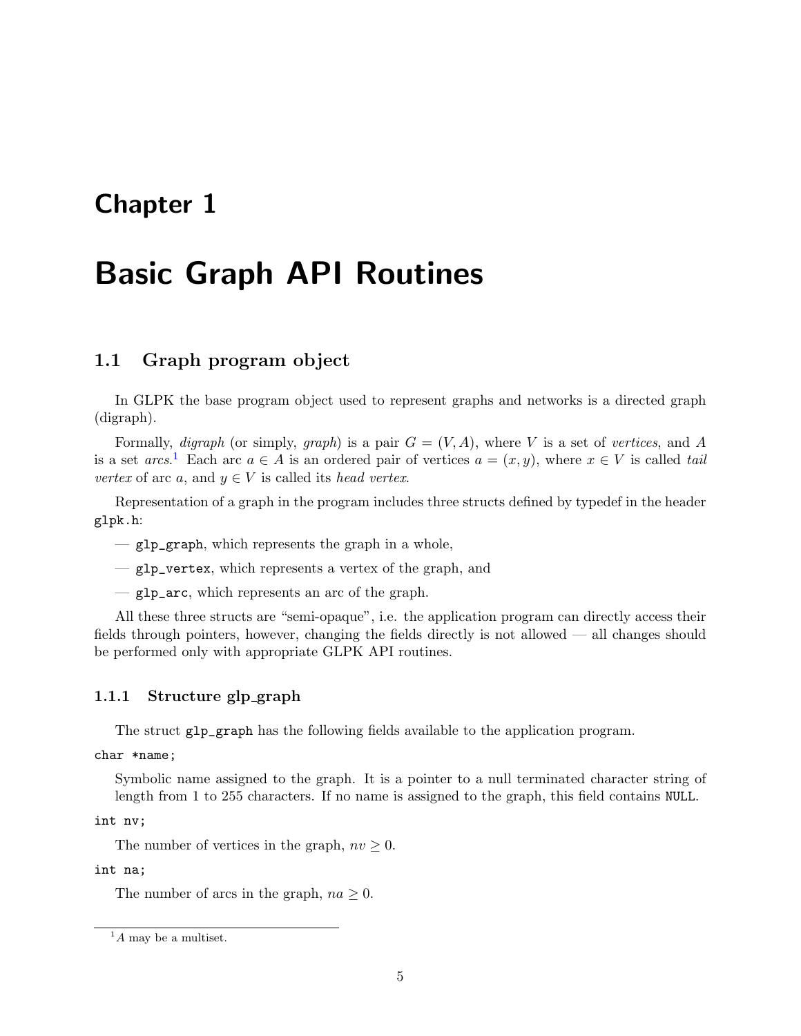# Chapter 1

# Basic Graph API Routines

## 1.1 Graph program object

In GLPK the base program object used to represent graphs and networks is a directed graph (digraph).

Formally, *digraph* (or simply, *graph*) is a pair $G = (V, A)$, where $V$ is a set of *vertices*, and $A$ is a set *arcs*.[1] Each arc $a \in A$ is an ordered pair of vertices $a = (x, y)$, where $x \in V$ is called *tail vertex* of arc $a$, and $y \in V$ is called its *head vertex*.

Representation of a graph in the program includes three structs defined by typedef in the header `glpk.h`:

— `glp_graph`, which represents the graph in a whole,

— `glp_vertex`, which represents a vertex of the graph, and

— `glp_arc`, which represents an arc of the graph.

All these three structs are "semi-opaque", i.e. the application program can directly access their fields through pointers, however, changing the fields directly is not allowed — all changes should be performed only with appropriate GLPK API routines.

### 1.1.1 Structure glp_graph

The struct `glp_graph` has the following fields available to the application program.

`char *name;`

Symbolic name assigned to the graph. It is a pointer to a null terminated character string of length from 1 to 255 characters. If no name is assigned to the graph, this field contains `NULL`.

`int nv;`

The number of vertices in the graph, $nv \geq 0$.

`int na;`

The number of arcs in the graph, $na \geq 0$.

---

[1] $A$ may be a multiset.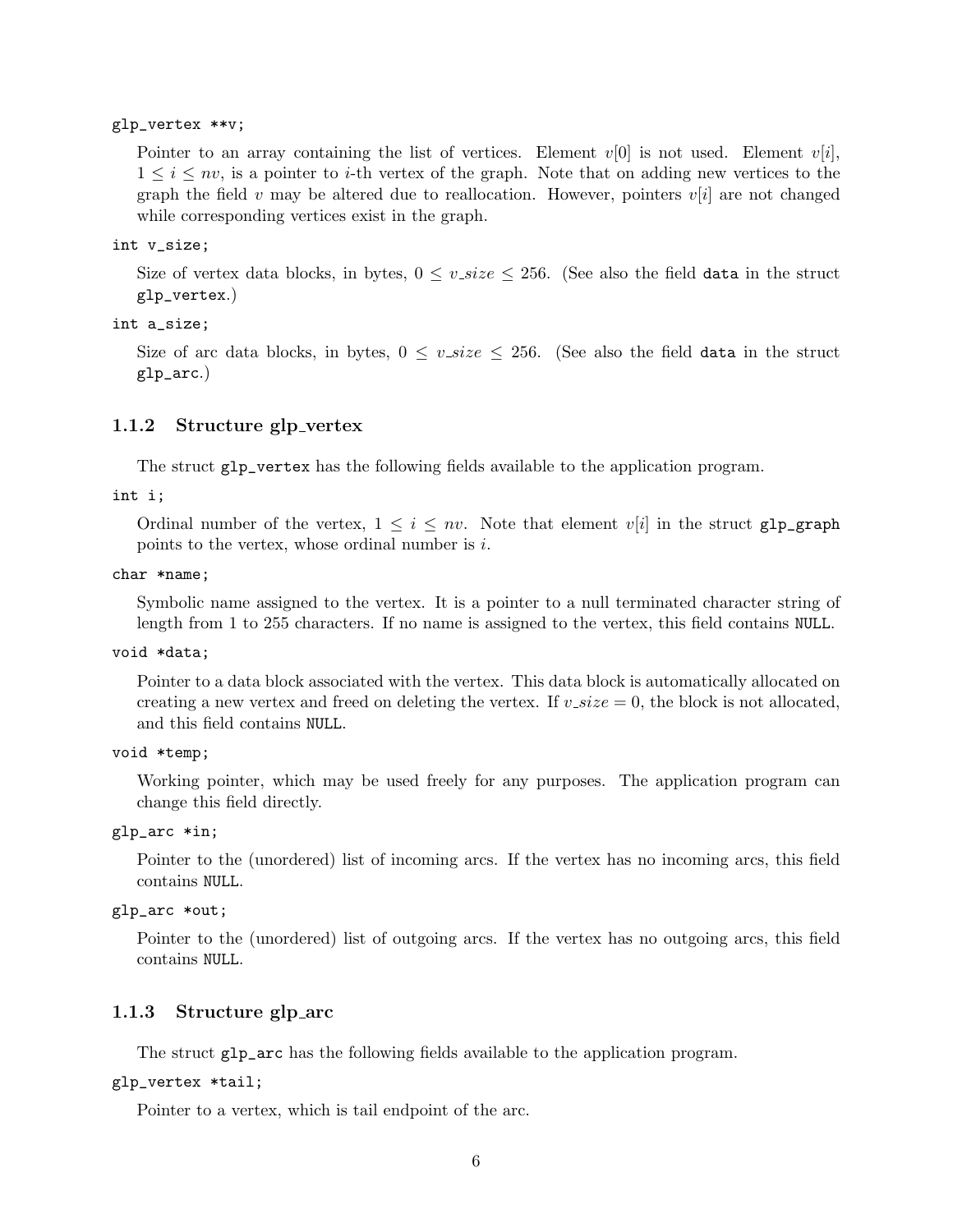`glp_vertex **v;`

Pointer to an array containing the list of vertices. Element $v[0]$ is not used. Element $v[i]$, $1 \leq i \leq nv$, is a pointer to $i$-th vertex of the graph. Note that on adding new vertices to the graph the field $v$ may be altered due to reallocation. However, pointers $v[i]$ are not changed while corresponding vertices exist in the graph.

`int v_size;`

Size of vertex data blocks, in bytes, $0 \leq v\_size \leq 256$. (See also the field `data` in the struct `glp_vertex`.)

`int a_size;`

Size of arc data blocks, in bytes, $0 \leq v\_size \leq 256$. (See also the field `data` in the struct `glp_arc`.)

### 1.1.2 Structure glp_vertex

The struct `glp_vertex` has the following fields available to the application program.

`int i;`

Ordinal number of the vertex, $1 \leq i \leq nv$. Note that element $v[i]$ in the struct `glp_graph` points to the vertex, whose ordinal number is $i$.

`char *name;`

Symbolic name assigned to the vertex. It is a pointer to a null terminated character string of length from 1 to 255 characters. If no name is assigned to the vertex, this field contains `NULL`.

`void *data;`

Pointer to a data block associated with the vertex. This data block is automatically allocated on creating a new vertex and freed on deleting the vertex. If $v\_size = 0$, the block is not allocated, and this field contains `NULL`.

`void *temp;`

Working pointer, which may be used freely for any purposes. The application program can change this field directly.

`glp_arc *in;`

Pointer to the (unordered) list of incoming arcs. If the vertex has no incoming arcs, this field contains `NULL`.

`glp_arc *out;`

Pointer to the (unordered) list of outgoing arcs. If the vertex has no outgoing arcs, this field contains `NULL`.

### 1.1.3 Structure glp_arc

The struct `glp_arc` has the following fields available to the application program.

`glp_vertex *tail;`

Pointer to a vertex, which is tail endpoint of the arc.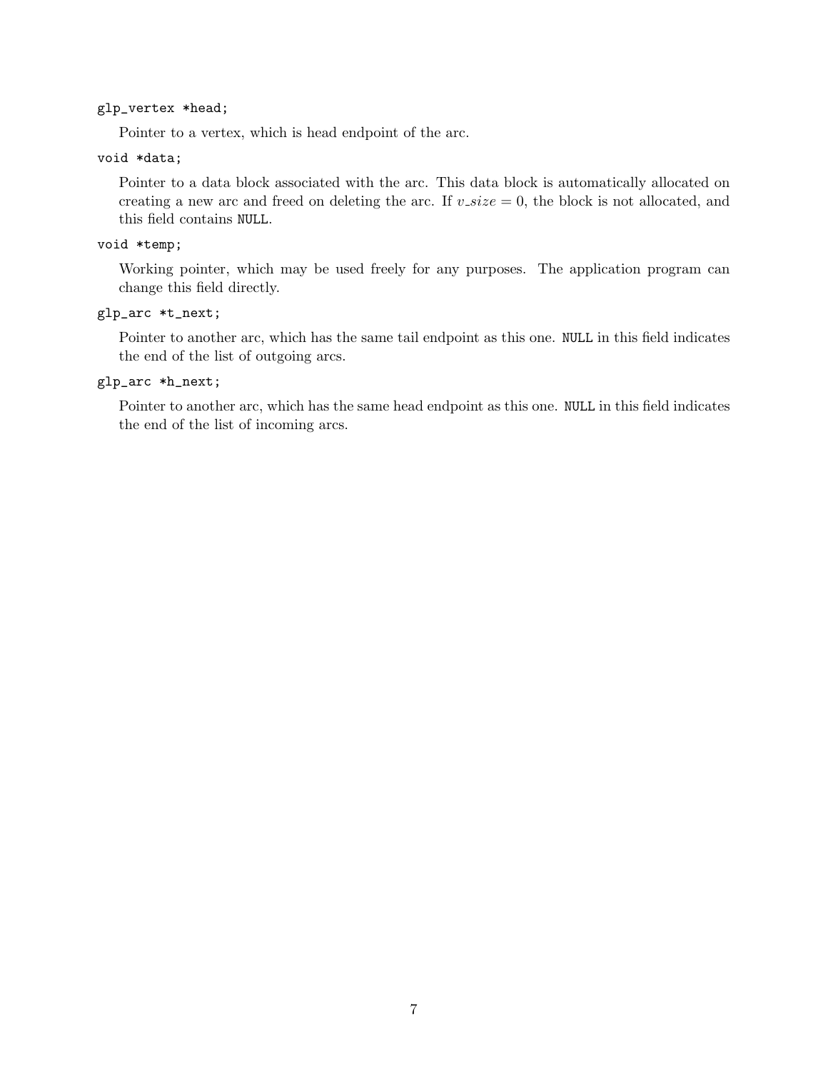`glp_vertex *head;`

Pointer to a vertex, which is head endpoint of the arc.

`void *data;`

Pointer to a data block associated with the arc. This data block is automatically allocated on creating a new arc and freed on deleting the arc. If $v\_size = 0$, the block is not allocated, and this field contains `NULL`.

`void *temp;`

Working pointer, which may be used freely for any purposes. The application program can change this field directly.

`glp_arc *t_next;`

Pointer to another arc, which has the same tail endpoint as this one. `NULL` in this field indicates the end of the list of outgoing arcs.

`glp_arc *h_next;`

Pointer to another arc, which has the same head endpoint as this one. `NULL` in this field indicates the end of the list of incoming arcs.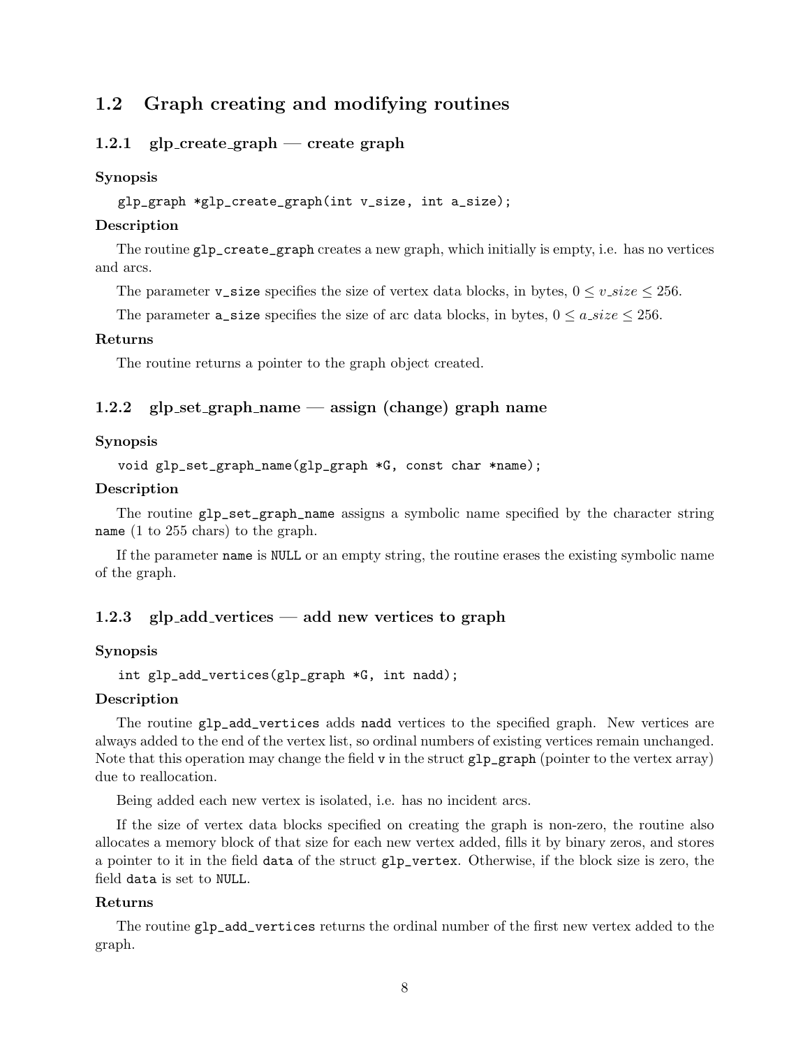## 1.2 Graph creating and modifying routines

### 1.2.1 glp_create_graph — create graph

**Synopsis**

```
glp_graph *glp_create_graph(int v_size, int a_size);
```

**Description**

The routine `glp_create_graph` creates a new graph, which initially is empty, i.e. has no vertices and arcs.

The parameter `v_size` specifies the size of vertex data blocks, in bytes, $0 \leq v\_size \leq 256$.

The parameter `a_size` specifies the size of arc data blocks, in bytes, $0 \leq a\_size \leq 256$.

**Returns**

The routine returns a pointer to the graph object created.

### 1.2.2 glp_set_graph_name — assign (change) graph name

**Synopsis**

```
void glp_set_graph_name(glp_graph *G, const char *name);
```

**Description**

The routine `glp_set_graph_name` assigns a symbolic name specified by the character string `name` (1 to 255 chars) to the graph.

If the parameter `name` is `NULL` or an empty string, the routine erases the existing symbolic name of the graph.

### 1.2.3 glp_add_vertices — add new vertices to graph

**Synopsis**

```
int glp_add_vertices(glp_graph *G, int nadd);
```

**Description**

The routine `glp_add_vertices` adds `nadd` vertices to the specified graph. New vertices are always added to the end of the vertex list, so ordinal numbers of existing vertices remain unchanged. Note that this operation may change the field `v` in the struct `glp_graph` (pointer to the vertex array) due to reallocation.

Being added each new vertex is isolated, i.e. has no incident arcs.

If the size of vertex data blocks specified on creating the graph is non-zero, the routine also allocates a memory block of that size for each new vertex added, fills it by binary zeros, and stores a pointer to it in the field `data` of the struct `glp_vertex`. Otherwise, if the block size is zero, the field `data` is set to `NULL`.

**Returns**

The routine `glp_add_vertices` returns the ordinal number of the first new vertex added to the graph.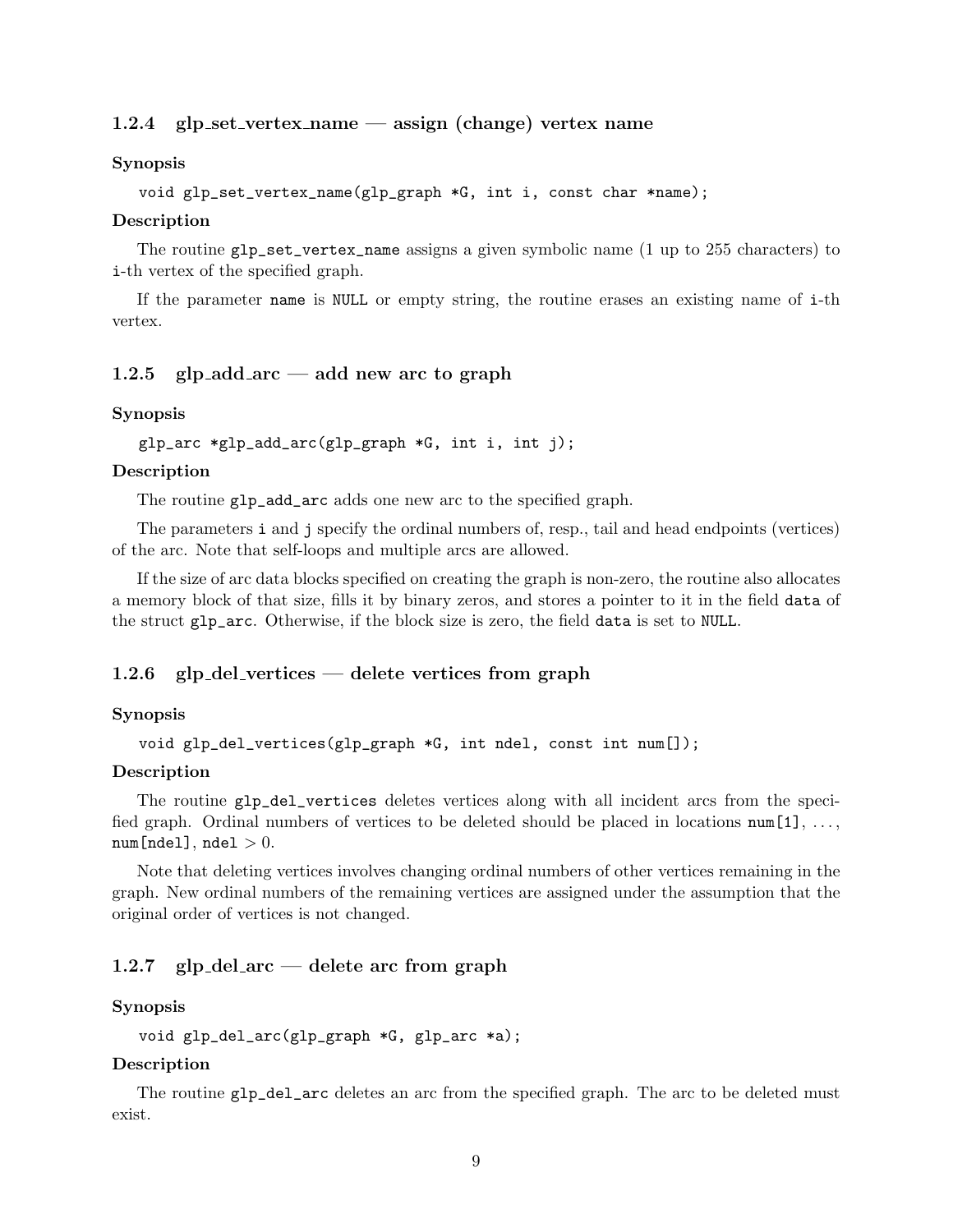### 1.2.4 glp_set_vertex_name — assign (change) vertex name

**Synopsis**

```
void glp_set_vertex_name(glp_graph *G, int i, const char *name);
```

**Description**

The routine `glp_set_vertex_name` assigns a given symbolic name (1 up to 255 characters) to `i`-th vertex of the specified graph.

If the parameter `name` is `NULL` or empty string, the routine erases an existing name of `i`-th vertex.

### 1.2.5 glp_add_arc — add new arc to graph

**Synopsis**

```
glp_arc *glp_add_arc(glp_graph *G, int i, int j);
```

**Description**

The routine `glp_add_arc` adds one new arc to the specified graph.

The parameters `i` and `j` specify the ordinal numbers of, resp., tail and head endpoints (vertices) of the arc. Note that self-loops and multiple arcs are allowed.

If the size of arc data blocks specified on creating the graph is non-zero, the routine also allocates a memory block of that size, fills it by binary zeros, and stores a pointer to it in the field `data` of the struct `glp_arc`. Otherwise, if the block size is zero, the field `data` is set to `NULL`.

### 1.2.6 glp_del_vertices — delete vertices from graph

**Synopsis**

```
void glp_del_vertices(glp_graph *G, int ndel, const int num[]);
```

**Description**

The routine `glp_del_vertices` deletes vertices along with all incident arcs from the specified graph. Ordinal numbers of vertices to be deleted should be placed in locations `num[1]`, ..., `num[ndel]`, `ndel` $> 0$.

Note that deleting vertices involves changing ordinal numbers of other vertices remaining in the graph. New ordinal numbers of the remaining vertices are assigned under the assumption that the original order of vertices is not changed.

### 1.2.7 glp_del_arc — delete arc from graph

**Synopsis**

```
void glp_del_arc(glp_graph *G, glp_arc *a);
```

**Description**

The routine `glp_del_arc` deletes an arc from the specified graph. The arc to be deleted must exist.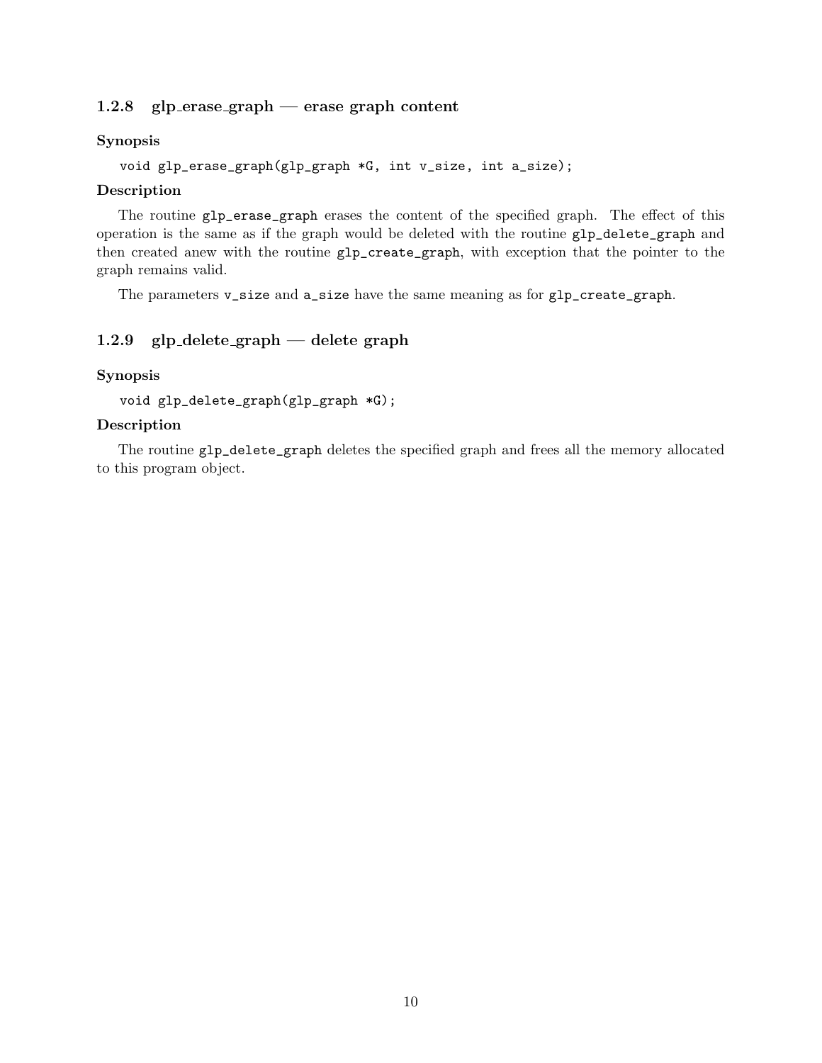### 1.2.8 glp_erase_graph — erase graph content

**Synopsis**

```
void glp_erase_graph(glp_graph *G, int v_size, int a_size);
```

**Description**

The routine `glp_erase_graph` erases the content of the specified graph. The effect of this operation is the same as if the graph would be deleted with the routine `glp_delete_graph` and then created anew with the routine `glp_create_graph`, with exception that the pointer to the graph remains valid.

The parameters `v_size` and `a_size` have the same meaning as for `glp_create_graph`.

### 1.2.9 glp_delete_graph — delete graph

**Synopsis**

```
void glp_delete_graph(glp_graph *G);
```

**Description**

The routine `glp_delete_graph` deletes the specified graph and frees all the memory allocated to this program object.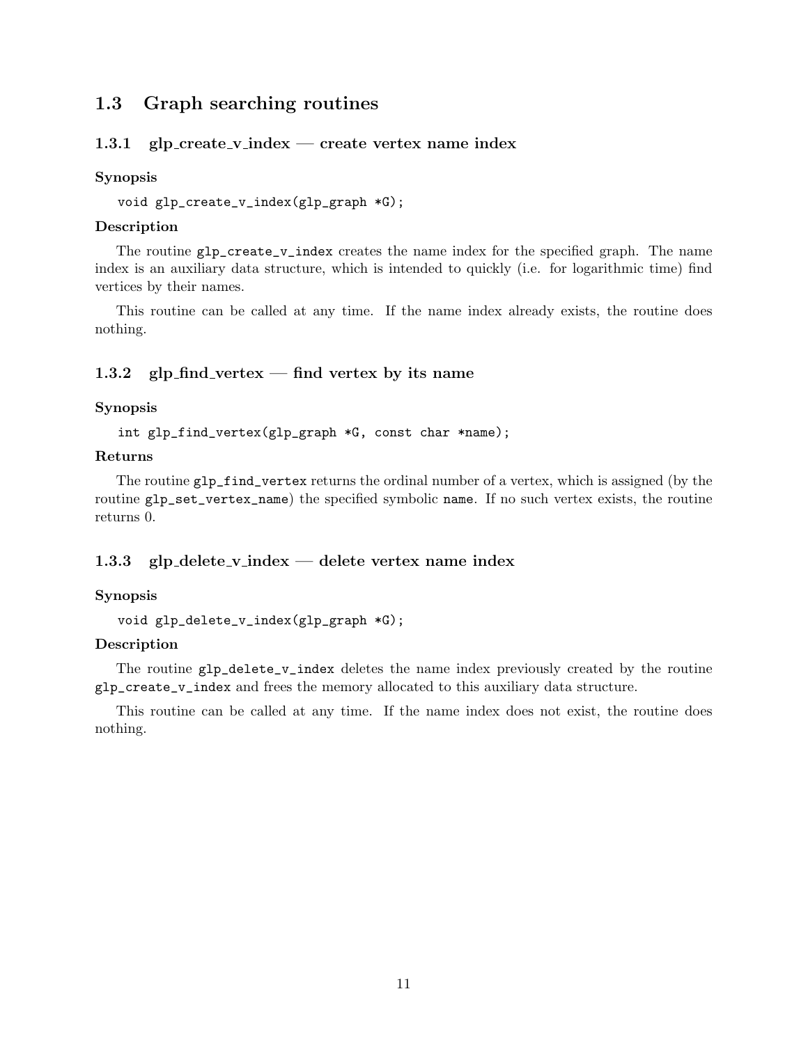## 1.3 Graph searching routines

### 1.3.1 glp_create_v_index — create vertex name index

**Synopsis**

```
void glp_create_v_index(glp_graph *G);
```

**Description**

The routine `glp_create_v_index` creates the name index for the specified graph. The name index is an auxiliary data structure, which is intended to quickly (i.e. for logarithmic time) find vertices by their names.

This routine can be called at any time. If the name index already exists, the routine does nothing.

### 1.3.2 glp_find_vertex — find vertex by its name

**Synopsis**

```
int glp_find_vertex(glp_graph *G, const char *name);
```

**Returns**

The routine `glp_find_vertex` returns the ordinal number of a vertex, which is assigned (by the routine `glp_set_vertex_name`) the specified symbolic `name`. If no such vertex exists, the routine returns 0.

### 1.3.3 glp_delete_v_index — delete vertex name index

**Synopsis**

```
void glp_delete_v_index(glp_graph *G);
```

**Description**

The routine `glp_delete_v_index` deletes the name index previously created by the routine `glp_create_v_index` and frees the memory allocated to this auxiliary data structure.

This routine can be called at any time. If the name index does not exist, the routine does nothing.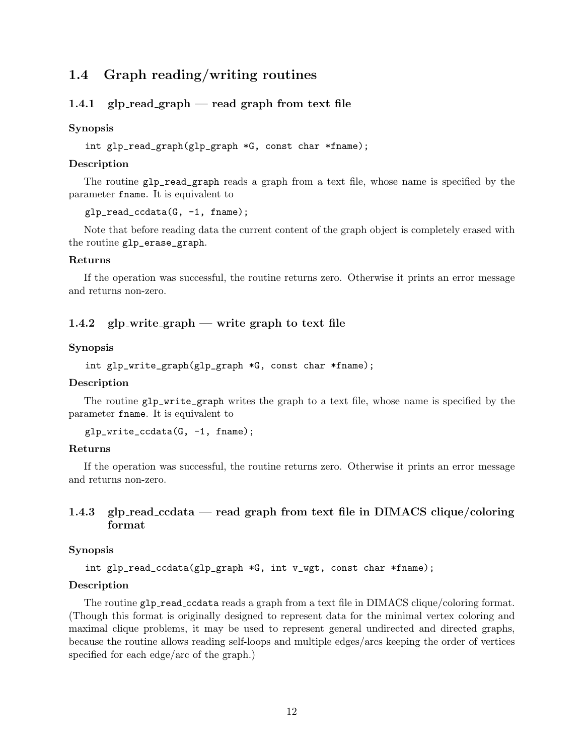## 1.4 Graph reading/writing routines

### 1.4.1 glp_read_graph — read graph from text file

**Synopsis**

```
int glp_read_graph(glp_graph *G, const char *fname);
```

**Description**

The routine `glp_read_graph` reads a graph from a text file, whose name is specified by the parameter `fname`. It is equivalent to

```
glp_read_ccdata(G, -1, fname);
```

Note that before reading data the current content of the graph object is completely erased with the routine `glp_erase_graph`.

**Returns**

If the operation was successful, the routine returns zero. Otherwise it prints an error message and returns non-zero.

### 1.4.2 glp_write_graph — write graph to text file

**Synopsis**

```
int glp_write_graph(glp_graph *G, const char *fname);
```

**Description**

The routine `glp_write_graph` writes the graph to a text file, whose name is specified by the parameter `fname`. It is equivalent to

```
glp_write_ccdata(G, -1, fname);
```

**Returns**

If the operation was successful, the routine returns zero. Otherwise it prints an error message and returns non-zero.

### 1.4.3 glp_read_ccdata — read graph from text file in DIMACS clique/coloring format

**Synopsis**

```
int glp_read_ccdata(glp_graph *G, int v_wgt, const char *fname);
```

**Description**

The routine `glp_read_ccdata` reads a graph from a text file in DIMACS clique/coloring format. (Though this format is originally designed to represent data for the minimal vertex coloring and maximal clique problems, it may be used to represent general undirected and directed graphs, because the routine allows reading self-loops and multiple edges/arcs keeping the order of vertices specified for each edge/arc of the graph.)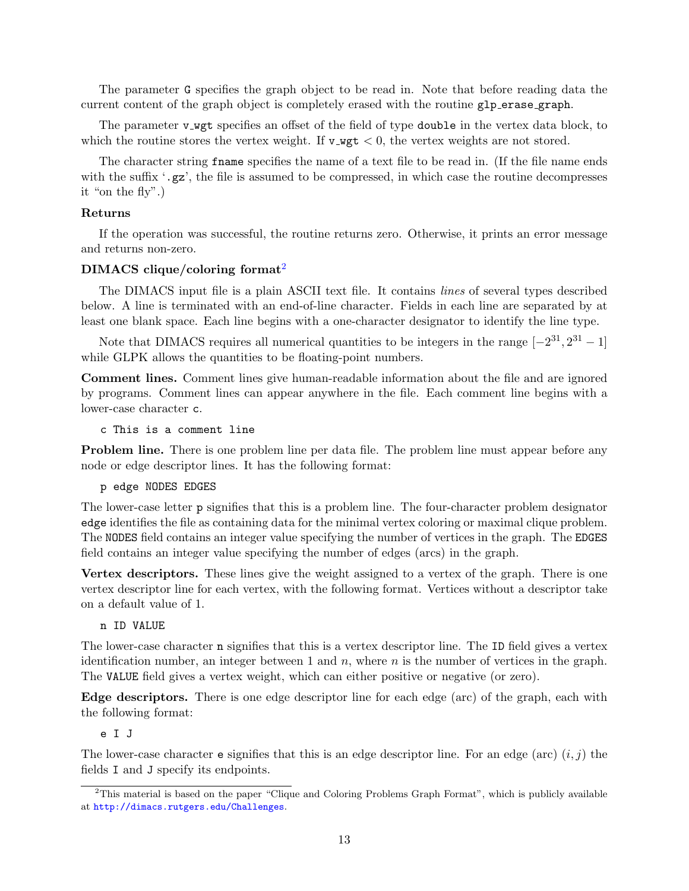The parameter `G` specifies the graph object to be read in. Note that before reading data the current content of the graph object is completely erased with the routine `glp_erase_graph`.

The parameter `v_wgt` specifies an offset of the field of type `double` in the vertex data block, to which the routine stores the vertex weight. If `v_wgt` $< 0$, the vertex weights are not stored.

The character string `fname` specifies the name of a text file to be read in. (If the file name ends with the suffix '`.gz`', the file is assumed to be compressed, in which case the routine decompresses it "on the fly".)

**Returns**

If the operation was successful, the routine returns zero. Otherwise, it prints an error message and returns non-zero.

**DIMACS clique/coloring format**[2]

The DIMACS input file is a plain ASCII text file. It contains *lines* of several types described below. A line is terminated with an end-of-line character. Fields in each line are separated by at least one blank space. Each line begins with a one-character designator to identify the line type.

Note that DIMACS requires all numerical quantities to be integers in the range $[-2^{31}, 2^{31} - 1]$ while GLPK allows the quantities to be floating-point numbers.

**Comment lines.** Comment lines give human-readable information about the file and are ignored by programs. Comment lines can appear anywhere in the file. Each comment line begins with a lower-case character `c`.

```
c This is a comment line
```

**Problem line.** There is one problem line per data file. The problem line must appear before any node or edge descriptor lines. It has the following format:

```
p edge NODES EDGES
```

The lower-case letter `p` signifies that this is a problem line. The four-character problem designator `edge` identifies the file as containing data for the minimal vertex coloring or maximal clique problem. The `NODES` field contains an integer value specifying the number of vertices in the graph. The `EDGES` field contains an integer value specifying the number of edges (arcs) in the graph.

**Vertex descriptors.** These lines give the weight assigned to a vertex of the graph. There is one vertex descriptor line for each vertex, with the following format. Vertices without a descriptor take on a default value of 1.

```
n ID VALUE
```

The lower-case character `n` signifies that this is a vertex descriptor line. The `ID` field gives a vertex identification number, an integer between 1 and $n$, where $n$ is the number of vertices in the graph. The `VALUE` field gives a vertex weight, which can either positive or negative (or zero).

**Edge descriptors.** There is one edge descriptor line for each edge (arc) of the graph, each with the following format:

```
e I J
```

The lower-case character `e` signifies that this is an edge descriptor line. For an edge (arc) $(i, j)$ the fields `I` and `J` specify its endpoints.

---

[2] This material is based on the paper "Clique and Coloring Problems Graph Format", which is publicly available at http://dimacs.rutgers.edu/Challenges.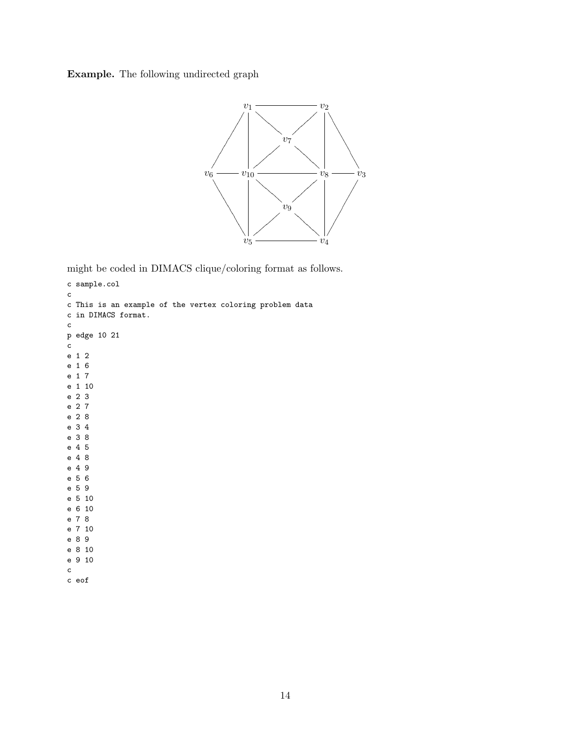**Example.** The following undirected graph

might be coded in DIMACS clique/coloring format as follows.

```
c sample.col
c
c This is an example of the vertex coloring problem data
c in DIMACS format.
c
p edge 10 21
c
e 1 2
e 1 6
e 1 7
e 1 10
e 2 3
e 2 7
e 2 8
e 3 4
e 3 8
e 4 5
e 4 8
e 4 9
e 5 6
e 5 9
e 5 10
e 6 10
e 7 8
e 7 10
e 8 9
e 8 10
e 9 10
c
c eof
```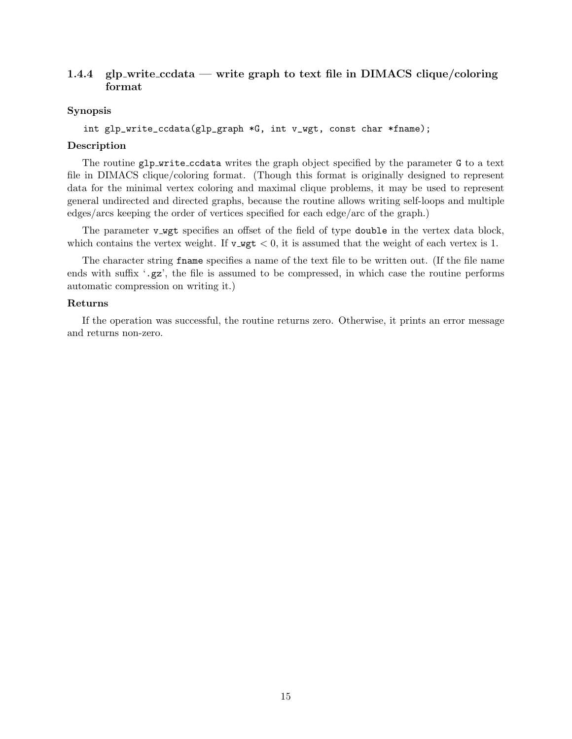### 1.4.4 glp_write_ccdata — write graph to text file in DIMACS clique/coloring format

**Synopsis**

```
int glp_write_ccdata(glp_graph *G, int v_wgt, const char *fname);
```

**Description**

The routine `glp_write_ccdata` writes the graph object specified by the parameter `G` to a text file in DIMACS clique/coloring format. (Though this format is originally designed to represent data for the minimal vertex coloring and maximal clique problems, it may be used to represent general undirected and directed graphs, because the routine allows writing self-loops and multiple edges/arcs keeping the order of vertices specified for each edge/arc of the graph.)

The parameter `v_wgt` specifies an offset of the field of type `double` in the vertex data block, which contains the vertex weight. If `v_wgt` $< 0$, it is assumed that the weight of each vertex is 1.

The character string `fname` specifies a name of the text file to be written out. (If the file name ends with suffix '`.gz`', the file is assumed to be compressed, in which case the routine performs automatic compression on writing it.)

**Returns**

If the operation was successful, the routine returns zero. Otherwise, it prints an error message and returns non-zero.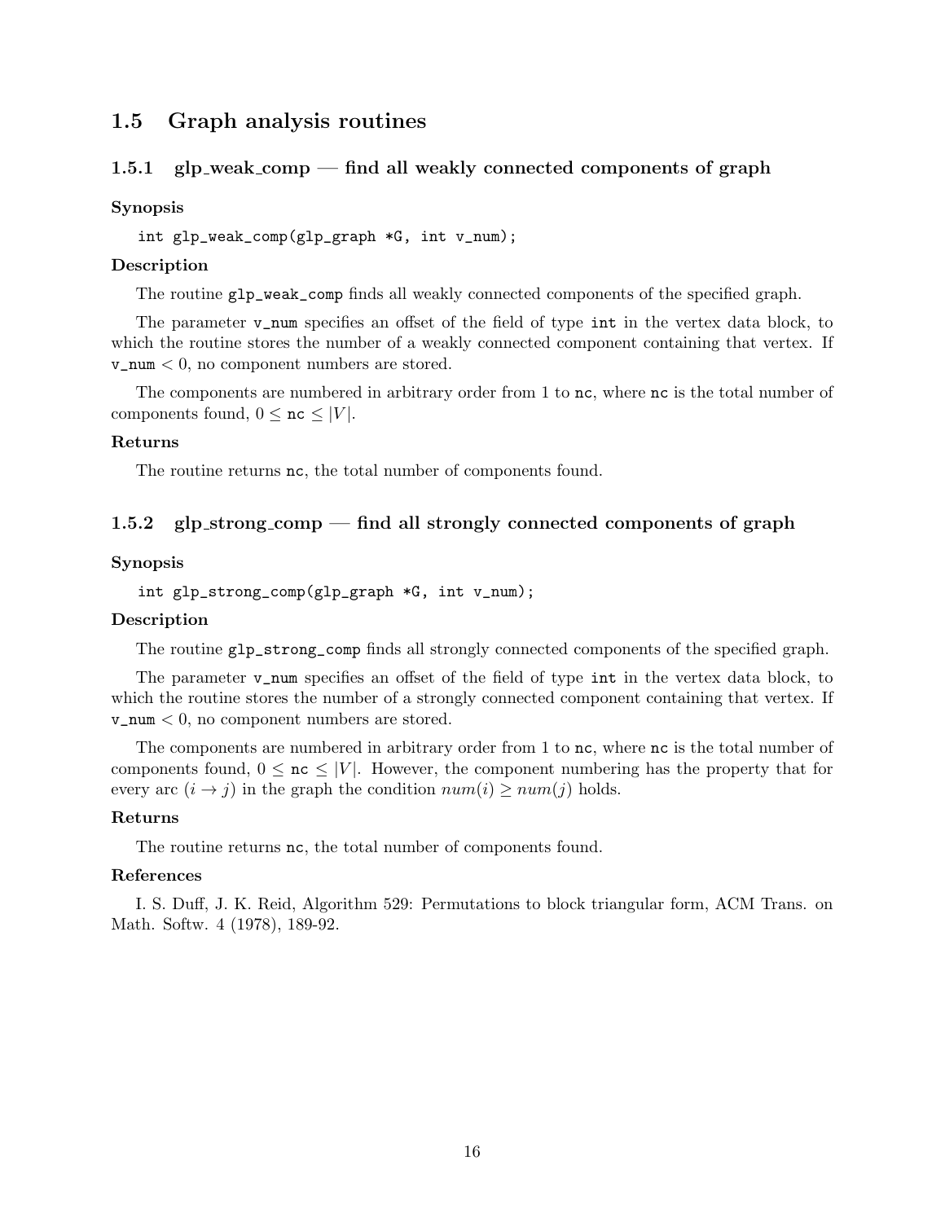## 1.5 Graph analysis routines

### 1.5.1 glp_weak_comp — find all weakly connected components of graph

**Synopsis**

```
int glp_weak_comp(glp_graph *G, int v_num);
```

**Description**

The routine `glp_weak_comp` finds all weakly connected components of the specified graph.

The parameter `v_num` specifies an offset of the field of type `int` in the vertex data block, to which the routine stores the number of a weakly connected component containing that vertex. If `v_num` $< 0$, no component numbers are stored.

The components are numbered in arbitrary order from 1 to `nc`, where `nc` is the total number of components found, $0 \leq$ `nc` $\leq |V|$.

**Returns**

The routine returns `nc`, the total number of components found.

### 1.5.2 glp_strong_comp — find all strongly connected components of graph

**Synopsis**

```
int glp_strong_comp(glp_graph *G, int v_num);
```

**Description**

The routine `glp_strong_comp` finds all strongly connected components of the specified graph.

The parameter `v_num` specifies an offset of the field of type `int` in the vertex data block, to which the routine stores the number of a strongly connected component containing that vertex. If `v_num` $< 0$, no component numbers are stored.

The components are numbered in arbitrary order from 1 to `nc`, where `nc` is the total number of components found, $0 \leq$ `nc` $\leq |V|$. However, the component numbering has the property that for every arc $(i \rightarrow j)$ in the graph the condition $num(i) \geq num(j)$ holds.

**Returns**

The routine returns `nc`, the total number of components found.

**References**

I. S. Duff, J. K. Reid, Algorithm 529: Permutations to block triangular form, ACM Trans. on Math. Softw. 4 (1978), 189-92.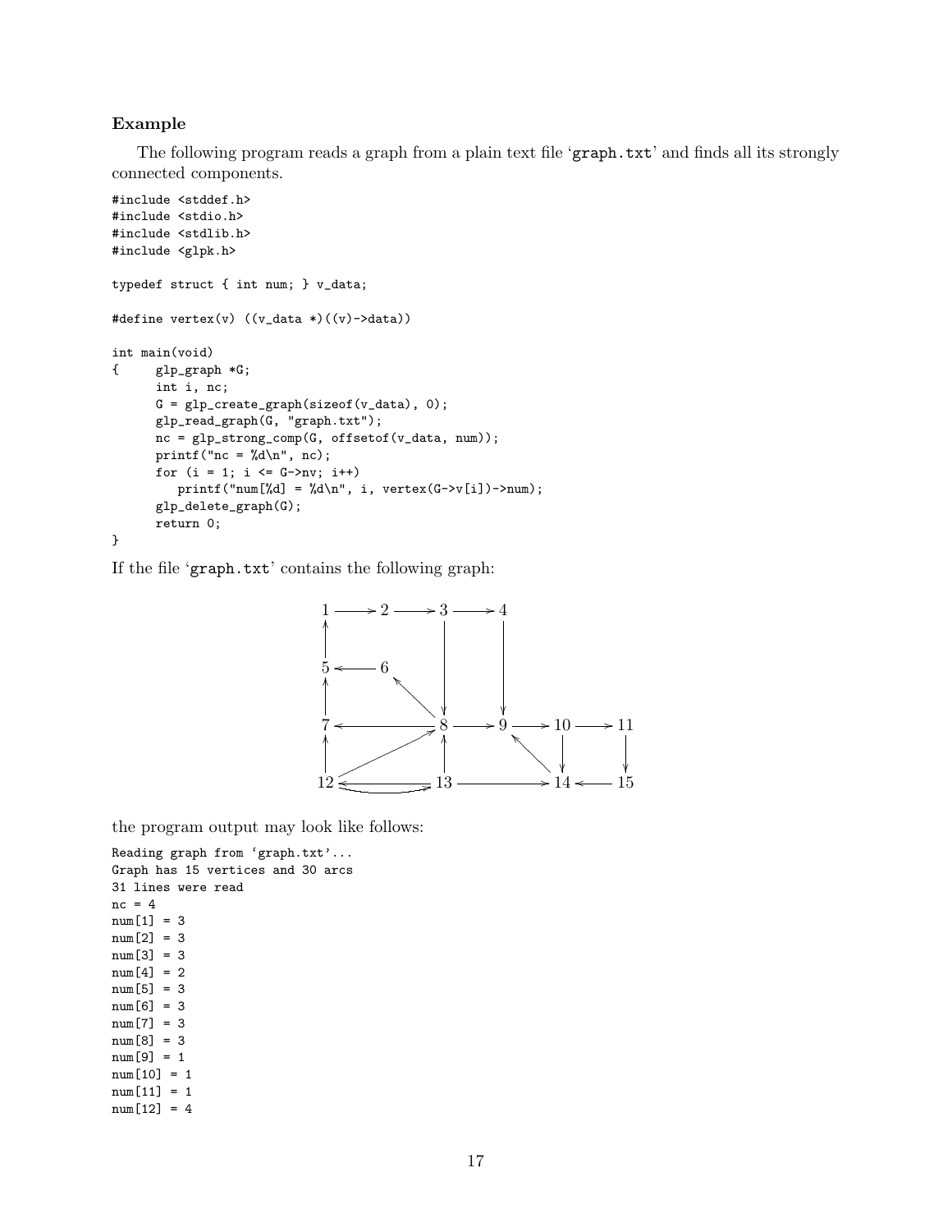**Example**

The following program reads a graph from a plain text file 'graph.txt' and finds all its strongly connected components.

```
#include <stddef.h>
#include <stdio.h>
#include <stdlib.h>
#include <glpk.h>

typedef struct { int num; } v_data;

#define vertex(v) ((v_data *)((v)->data))

int main(void)
{     glp_graph *G;
      int i, nc;
      G = glp_create_graph(sizeof(v_data), 0);
      glp_read_graph(G, "graph.txt");
      nc = glp_strong_comp(G, offsetof(v_data, num));
      printf("nc = %d\n", nc);
      for (i = 1; i <= G->nv; i++)
         printf("num[%d] = %d\n", i, vertex(G->v[i])->num);
      glp_delete_graph(G);
      return 0;
}
```

If the file 'graph.txt' contains the following graph:

the program output may look like follows:

```
Reading graph from 'graph.txt'...
Graph has 15 vertices and 30 arcs
31 lines were read
nc = 4
num[1] = 3
num[2] = 3
num[3] = 3
num[4] = 2
num[5] = 3
num[6] = 3
num[7] = 3
num[8] = 3
num[9] = 1
num[10] = 1
num[11] = 1
num[12] = 4
```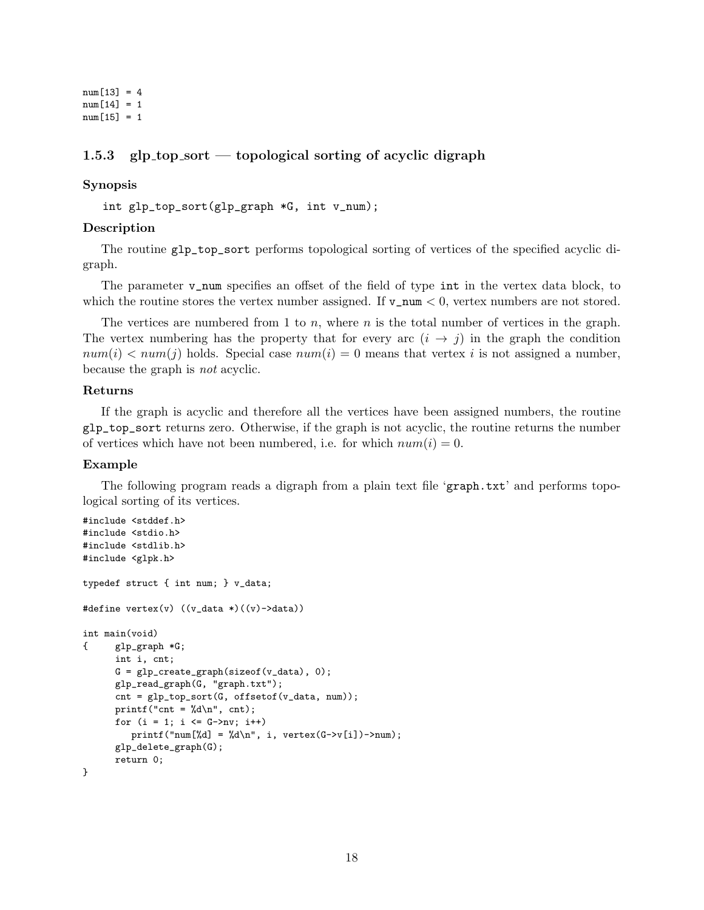```
num[13] = 4
num[14] = 1
num[15] = 1
```

### 1.5.3 glp_top_sort — topological sorting of acyclic digraph

**Synopsis**

```
int glp_top_sort(glp_graph *G, int v_num);
```

**Description**

The routine `glp_top_sort` performs topological sorting of vertices of the specified acyclic digraph.

The parameter `v_num` specifies an offset of the field of type `int` in the vertex data block, to which the routine stores the vertex number assigned. If `v_num` $< 0$, vertex numbers are not stored.

The vertices are numbered from 1 to $n$, where $n$ is the total number of vertices in the graph. The vertex numbering has the property that for every arc $(i \rightarrow j)$ in the graph the condition $num(i) < num(j)$ holds. Special case $num(i) = 0$ means that vertex $i$ is not assigned a number, because the graph is *not* acyclic.

**Returns**

If the graph is acyclic and therefore all the vertices have been assigned numbers, the routine `glp_top_sort` returns zero. Otherwise, if the graph is not acyclic, the routine returns the number of vertices which have not been numbered, i.e. for which $num(i) = 0$.

**Example**

The following program reads a digraph from a plain text file '`graph.txt`' and performs topological sorting of its vertices.

```
#include <stddef.h>
#include <stdio.h>
#include <stdlib.h>
#include <glpk.h>

typedef struct { int num; } v_data;

#define vertex(v) ((v_data *)((v)->data))

int main(void)
{     glp_graph *G;
      int i, cnt;
      G = glp_create_graph(sizeof(v_data), 0);
      glp_read_graph(G, "graph.txt");
      cnt = glp_top_sort(G, offsetof(v_data, num));
      printf("cnt = %d\n", cnt);
      for (i = 1; i <= G->nv; i++)
         printf("num[%d] = %d\n", i, vertex(G->v[i])->num);
      glp_delete_graph(G);
      return 0;
}
```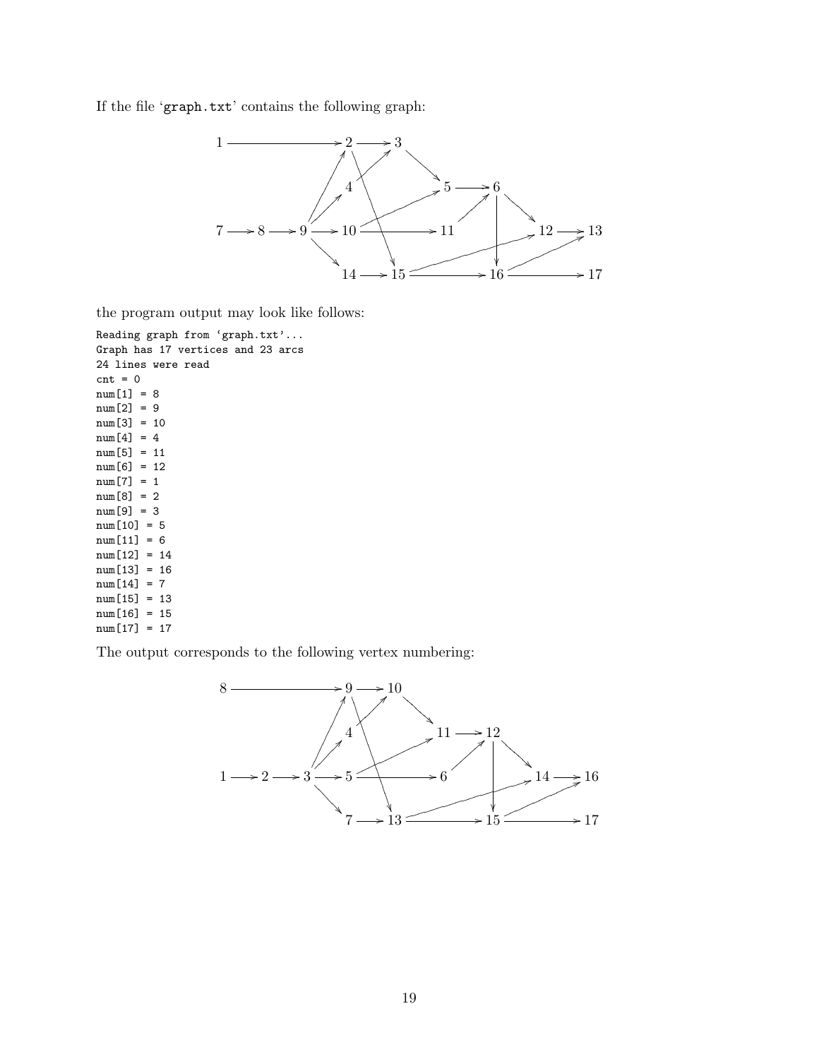If the file 'graph.txt' contains the following graph:

the program output may look like follows:

```
Reading graph from 'graph.txt'...
Graph has 17 vertices and 23 arcs
24 lines were read
cnt = 0
num[1] = 8
num[2] = 9
num[3] = 10
num[4] = 4
num[5] = 11
num[6] = 12
num[7] = 1
num[8] = 2
num[9] = 3
num[10] = 5
num[11] = 6
num[12] = 14
num[13] = 16
num[14] = 7
num[15] = 13
num[16] = 15
num[17] = 17
```

The output corresponds to the following vertex numbering: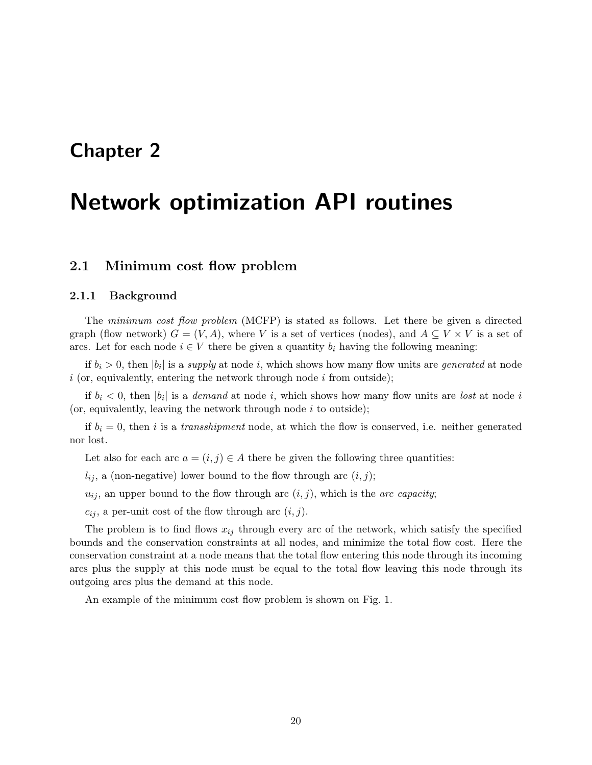# Chapter 2

# Network optimization API routines

## 2.1 Minimum cost flow problem

### 2.1.1 Background

The *minimum cost flow problem* (MCFP) is stated as follows. Let there be given a directed graph (flow network) $G = (V, A)$, where $V$ is a set of vertices (nodes), and $A \subseteq V \times V$ is a set of arcs. Let for each node $i \in V$ there be given a quantity $b_i$ having the following meaning:

if $b_i > 0$, then $|b_i|$ is a *supply* at node $i$, which shows how many flow units are *generated* at node $i$ (or, equivalently, entering the network through node $i$ from outside);

if $b_i < 0$, then $|b_i|$ is a *demand* at node $i$, which shows how many flow units are *lost* at node $i$ (or, equivalently, leaving the network through node $i$ to outside);

if $b_i = 0$, then $i$ is a *transshipment* node, at which the flow is conserved, i.e. neither generated nor lost.

Let also for each arc $a = (i, j) \in A$ there be given the following three quantities:

$l_{ij}$, a (non-negative) lower bound to the flow through arc $(i, j)$;

$u_{ij}$, an upper bound to the flow through arc $(i, j)$, which is the *arc capacity*;

$c_{ij}$, a per-unit cost of the flow through arc $(i, j)$.

The problem is to find flows $x_{ij}$ through every arc of the network, which satisfy the specified bounds and the conservation constraints at all nodes, and minimize the total flow cost. Here the conservation constraint at a node means that the total flow entering this node through its incoming arcs plus the supply at this node must be equal to the total flow leaving this node through its outgoing arcs plus the demand at this node.

An example of the minimum cost flow problem is shown on Fig. 1.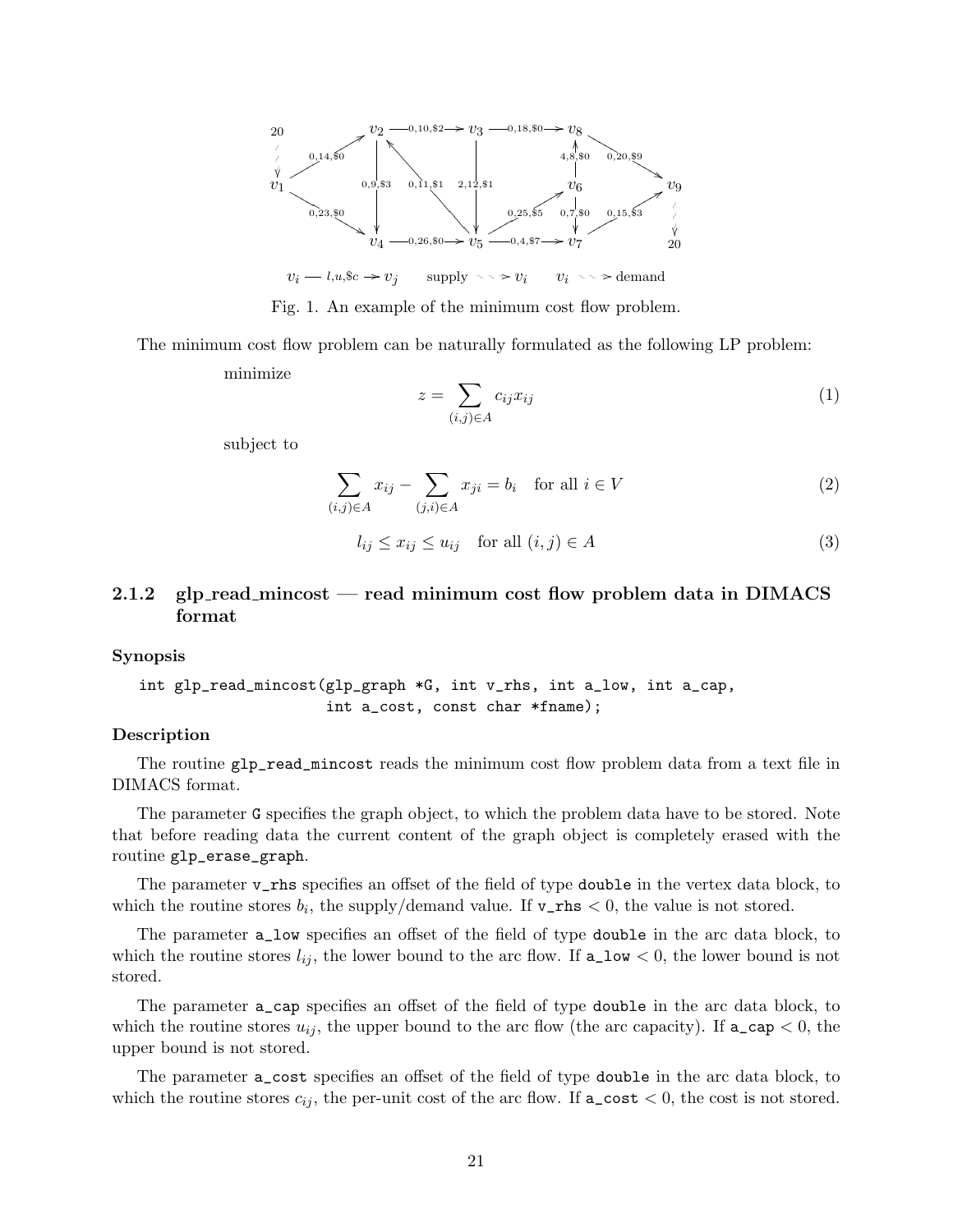Fig. 1. An example of the minimum cost flow problem.

The minimum cost flow problem can be naturally formulated as the following LP problem:

minimize

$$z = \sum_{(i,j)\in A} c_{ij}x_{ij} \tag{1}$$

subject to

$$\sum_{(i,j)\in A} x_{ij} - \sum_{(j,i)\in A} x_{ji} = b_i \quad \text{for all } i \in V \tag{2}$$

$$l_{ij} \leq x_{ij} \leq u_{ij} \quad \text{for all } (i,j) \in A \tag{3}$$

### 2.1.2 glp_read_mincost — read minimum cost flow problem data in DIMACS format

**Synopsis**

```
int glp_read_mincost(glp_graph *G, int v_rhs, int a_low, int a_cap,
                     int a_cost, const char *fname);
```

**Description**

The routine `glp_read_mincost` reads the minimum cost flow problem data from a text file in DIMACS format.

The parameter `G` specifies the graph object, to which the problem data have to be stored. Note that before reading data the current content of the graph object is completely erased with the routine `glp_erase_graph`.

The parameter `v_rhs` specifies an offset of the field of type `double` in the vertex data block, to which the routine stores $b_i$, the supply/demand value. If `v_rhs` $< 0$, the value is not stored.

The parameter `a_low` specifies an offset of the field of type `double` in the arc data block, to which the routine stores $l_{ij}$, the lower bound to the arc flow. If `a_low` $< 0$, the lower bound is not stored.

The parameter `a_cap` specifies an offset of the field of type `double` in the arc data block, to which the routine stores $u_{ij}$, the upper bound to the arc flow (the arc capacity). If `a_cap` $< 0$, the upper bound is not stored.

The parameter `a_cost` specifies an offset of the field of type `double` in the arc data block, to which the routine stores $c_{ij}$, the per-unit cost of the arc flow. If `a_cost` $< 0$, the cost is not stored.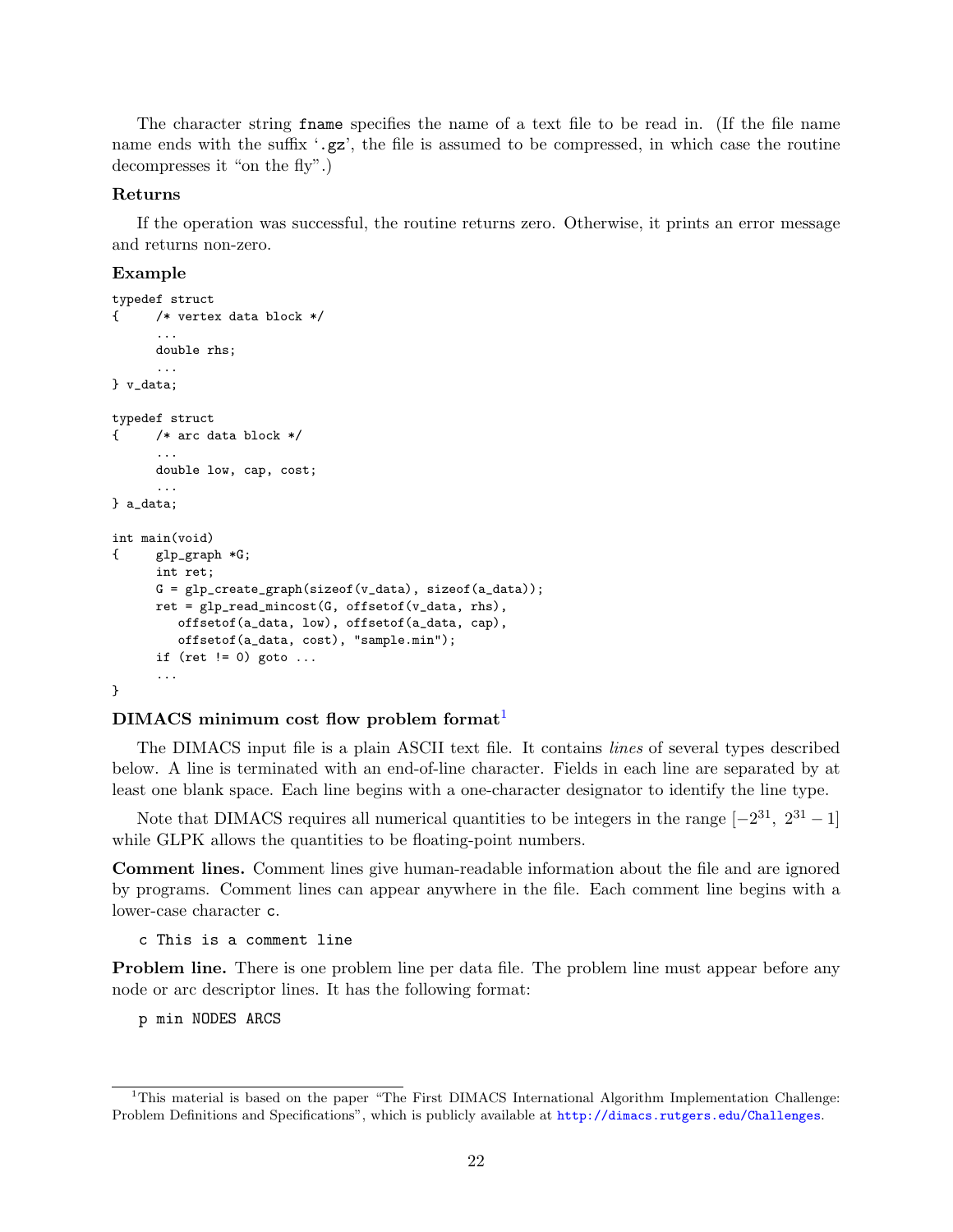The character string `fname` specifies the name of a text file to be read in. (If the file name name ends with the suffix '`.gz`', the file is assumed to be compressed, in which case the routine decompresses it "on the fly".)

### Returns

If the operation was successful, the routine returns zero. Otherwise, it prints an error message and returns non-zero.

### Example

```
typedef struct
{     /* vertex data block */
      ...
      double rhs;
      ...
} v_data;

typedef struct
{     /* arc data block */
      ...
      double low, cap, cost;
      ...
} a_data;

int main(void)
{     glp_graph *G;
      int ret;
      G = glp_create_graph(sizeof(v_data), sizeof(a_data));
      ret = glp_read_mincost(G, offsetof(v_data, rhs),
         offsetof(a_data, low), offsetof(a_data, cap),
         offsetof(a_data, cost), "sample.min");
      if (ret != 0) goto ...
      ...
}
```

### DIMACS minimum cost flow problem format[1]

The DIMACS input file is a plain ASCII text file. It contains *lines* of several types described below. A line is terminated with an end-of-line character. Fields in each line are separated by at least one blank space. Each line begins with a one-character designator to identify the line type.

Note that DIMACS requires all numerical quantities to be integers in the range $[-2^{31},\ 2^{31}-1]$ while GLPK allows the quantities to be floating-point numbers.

**Comment lines.** Comment lines give human-readable information about the file and are ignored by programs. Comment lines can appear anywhere in the file. Each comment line begins with a lower-case character `c`.

```
c This is a comment line
```

**Problem line.** There is one problem line per data file. The problem line must appear before any node or arc descriptor lines. It has the following format:

```
p min NODES ARCS
```

---

[1] This material is based on the paper "The First DIMACS International Algorithm Implementation Challenge: Problem Definitions and Specifications", which is publicly available at http://dimacs.rutgers.edu/Challenges.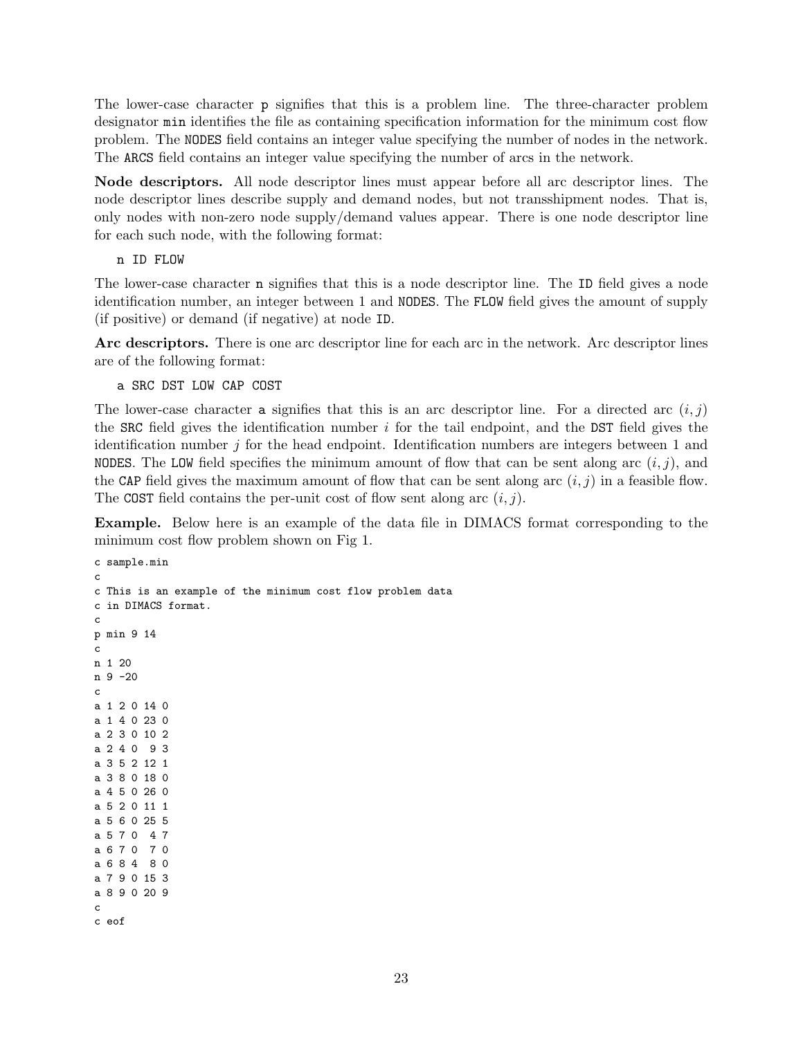The lower-case character `p` signifies that this is a problem line. The three-character problem designator `min` identifies the file as containing specification information for the minimum cost flow problem. The `NODES` field contains an integer value specifying the number of nodes in the network. The `ARCS` field contains an integer value specifying the number of arcs in the network.

**Node descriptors.** All node descriptor lines must appear before all arc descriptor lines. The node descriptor lines describe supply and demand nodes, but not transshipment nodes. That is, only nodes with non-zero node supply/demand values appear. There is one node descriptor line for each such node, with the following format:

```
n ID FLOW
```

The lower-case character `n` signifies that this is a node descriptor line. The `ID` field gives a node identification number, an integer between 1 and `NODES`. The `FLOW` field gives the amount of supply (if positive) or demand (if negative) at node `ID`.

**Arc descriptors.** There is one arc descriptor line for each arc in the network. Arc descriptor lines are of the following format:

```
a SRC DST LOW CAP COST
```

The lower-case character `a` signifies that this is an arc descriptor line. For a directed arc $(i, j)$ the `SRC` field gives the identification number $i$ for the tail endpoint, and the `DST` field gives the identification number $j$ for the head endpoint. Identification numbers are integers between 1 and `NODES`. The `LOW` field specifies the minimum amount of flow that can be sent along arc $(i, j)$, and the `CAP` field gives the maximum amount of flow that can be sent along arc $(i, j)$ in a feasible flow. The `COST` field contains the per-unit cost of flow sent along arc $(i, j)$.

**Example.** Below here is an example of the data file in DIMACS format corresponding to the minimum cost flow problem shown on Fig 1.

```
c sample.min
c
c This is an example of the minimum cost flow problem data
c in DIMACS format.
c
p min 9 14
c
n 1 20
n 9 -20
c
a 1 2 0 14 0
a 1 4 0 23 0
a 2 3 0 10 2
a 2 4 0  9 3
a 3 5 2 12 1
a 3 8 0 18 0
a 4 5 0 26 0
a 5 2 0 11 1
a 5 6 0 25 5
a 5 7 0  4 7
a 6 7 0  7 0
a 6 8 4  8 0
a 7 9 0 15 3
a 8 9 0 20 9
c
c eof
```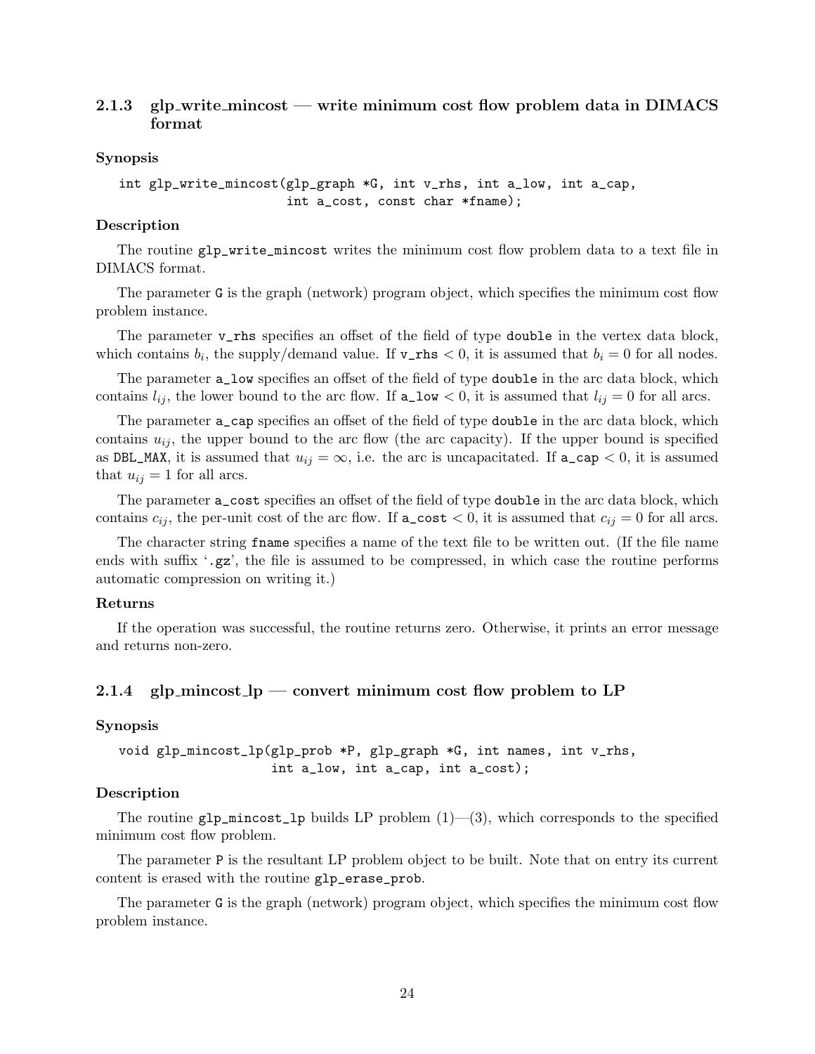### 2.1.3 glp_write_mincost — write minimum cost flow problem data in DIMACS format

#### Synopsis

```
int glp_write_mincost(glp_graph *G, int v_rhs, int a_low, int a_cap,
                      int a_cost, const char *fname);
```

#### Description

The routine `glp_write_mincost` writes the minimum cost flow problem data to a text file in DIMACS format.

The parameter `G` is the graph (network) program object, which specifies the minimum cost flow problem instance.

The parameter `v_rhs` specifies an offset of the field of type `double` in the vertex data block, which contains $b_i$, the supply/demand value. If `v_rhs` $< 0$, it is assumed that $b_i = 0$ for all nodes.

The parameter `a_low` specifies an offset of the field of type `double` in the arc data block, which contains $l_{ij}$, the lower bound to the arc flow. If `a_low` $< 0$, it is assumed that $l_{ij} = 0$ for all arcs.

The parameter `a_cap` specifies an offset of the field of type `double` in the arc data block, which contains $u_{ij}$, the upper bound to the arc flow (the arc capacity). If the upper bound is specified as `DBL_MAX`, it is assumed that $u_{ij} = \infty$, i.e. the arc is uncapacitated. If `a_cap` $< 0$, it is assumed that $u_{ij} = 1$ for all arcs.

The parameter `a_cost` specifies an offset of the field of type `double` in the arc data block, which contains $c_{ij}$, the per-unit cost of the arc flow. If `a_cost` $< 0$, it is assumed that $c_{ij} = 0$ for all arcs.

The character string `fname` specifies a name of the text file to be written out. (If the file name ends with suffix '`.gz`', the file is assumed to be compressed, in which case the routine performs automatic compression on writing it.)

#### Returns

If the operation was successful, the routine returns zero. Otherwise, it prints an error message and returns non-zero.

### 2.1.4 glp_mincost_lp — convert minimum cost flow problem to LP

#### Synopsis

```
void glp_mincost_lp(glp_prob *P, glp_graph *G, int names, int v_rhs,
                    int a_low, int a_cap, int a_cost);
```

#### Description

The routine `glp_mincost_lp` builds LP problem (1)—(3), which corresponds to the specified minimum cost flow problem.

The parameter `P` is the resultant LP problem object to be built. Note that on entry its current content is erased with the routine `glp_erase_prob`.

The parameter `G` is the graph (network) program object, which specifies the minimum cost flow problem instance.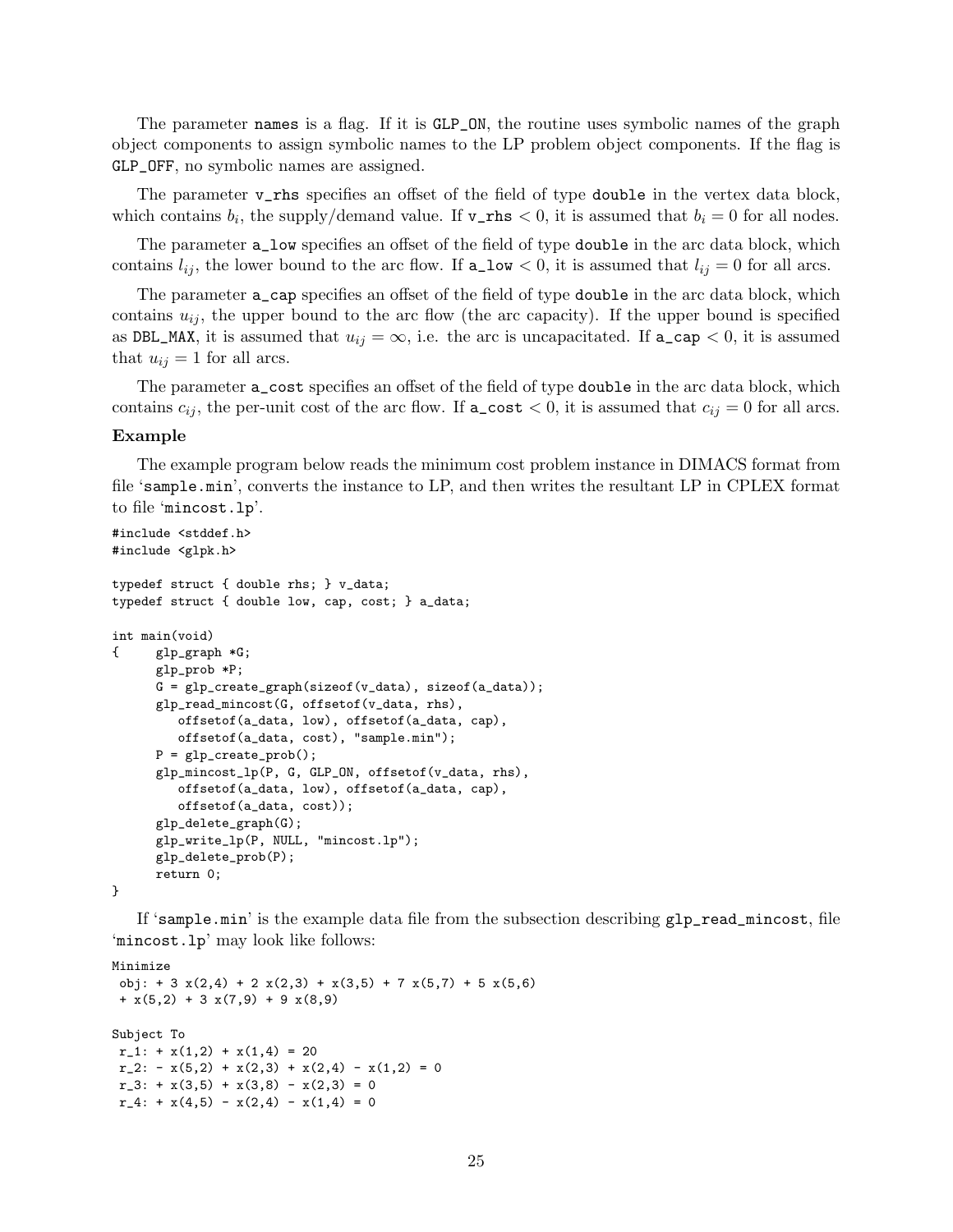The parameter `names` is a flag. If it is `GLP_ON`, the routine uses symbolic names of the graph object components to assign symbolic names to the LP problem object components. If the flag is `GLP_OFF`, no symbolic names are assigned.

The parameter `v_rhs` specifies an offset of the field of type `double` in the vertex data block, which contains $b_i$, the supply/demand value. If `v_rhs` $< 0$, it is assumed that $b_i = 0$ for all nodes.

The parameter `a_low` specifies an offset of the field of type `double` in the arc data block, which contains $l_{ij}$, the lower bound to the arc flow. If `a_low` $< 0$, it is assumed that $l_{ij} = 0$ for all arcs.

The parameter `a_cap` specifies an offset of the field of type `double` in the arc data block, which contains $u_{ij}$, the upper bound to the arc flow (the arc capacity). If the upper bound is specified as `DBL_MAX`, it is assumed that $u_{ij} = \infty$, i.e. the arc is uncapacitated. If `a_cap` $< 0$, it is assumed that $u_{ij} = 1$ for all arcs.

The parameter `a_cost` specifies an offset of the field of type `double` in the arc data block, which contains $c_{ij}$, the per-unit cost of the arc flow. If `a_cost` $< 0$, it is assumed that $c_{ij} = 0$ for all arcs.

**Example**

The example program below reads the minimum cost problem instance in DIMACS format from file '`sample.min`', converts the instance to LP, and then writes the resultant LP in CPLEX format to file '`mincost.lp`'.

```
#include <stddef.h>
#include <glpk.h>

typedef struct { double rhs; } v_data;
typedef struct { double low, cap, cost; } a_data;

int main(void)
{     glp_graph *G;
      glp_prob *P;
      G = glp_create_graph(sizeof(v_data), sizeof(a_data));
      glp_read_mincost(G, offsetof(v_data, rhs),
         offsetof(a_data, low), offsetof(a_data, cap),
         offsetof(a_data, cost), "sample.min");
      P = glp_create_prob();
      glp_mincost_lp(P, G, GLP_ON, offsetof(v_data, rhs),
         offsetof(a_data, low), offsetof(a_data, cap),
         offsetof(a_data, cost));
      glp_delete_graph(G);
      glp_write_lp(P, NULL, "mincost.lp");
      glp_delete_prob(P);
      return 0;
}
```

If '`sample.min`' is the example data file from the subsection describing `glp_read_mincost`, file '`mincost.lp`' may look like follows:

```
Minimize
 obj: + 3 x(2,4) + 2 x(2,3) + x(3,5) + 7 x(5,7) + 5 x(5,6)
 + x(5,2) + 3 x(7,9) + 9 x(8,9)

Subject To
 r_1: + x(1,2) + x(1,4) = 20
 r_2: - x(5,2) + x(2,3) + x(2,4) - x(1,2) = 0
 r_3: + x(3,5) + x(3,8) - x(2,3) = 0
 r_4: + x(4,5) - x(2,4) - x(1,4) = 0
```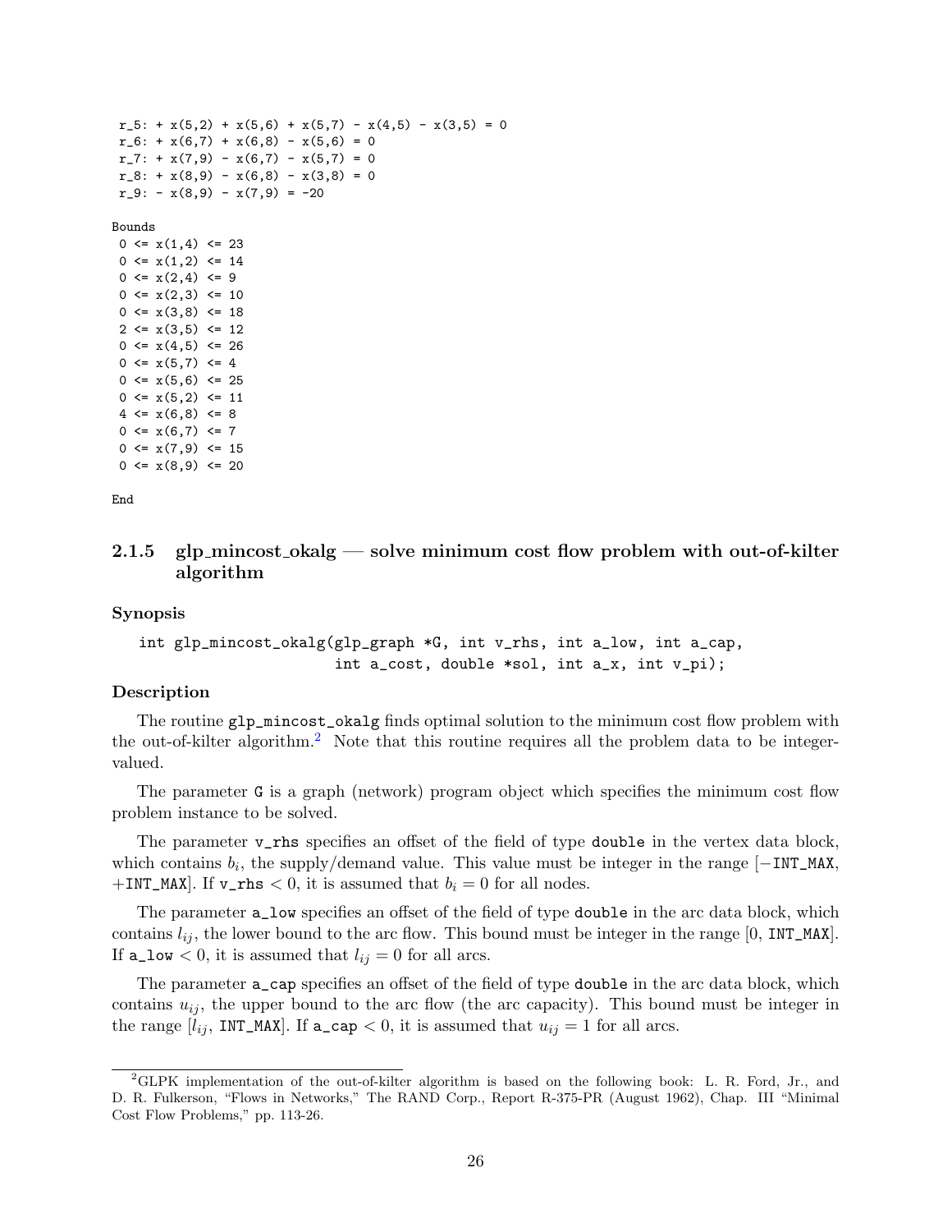```
 r_5: + x(5,2) + x(5,6) + x(5,7) - x(4,5) - x(3,5) = 0
 r_6: + x(6,7) + x(6,8) - x(5,6) = 0
 r_7: + x(7,9) - x(6,7) - x(5,7) = 0
 r_8: + x(8,9) - x(6,8) - x(3,8) = 0
 r_9: - x(8,9) - x(7,9) = -20

Bounds
 0 <= x(1,4) <= 23
 0 <= x(1,2) <= 14
 0 <= x(2,4) <= 9
 0 <= x(2,3) <= 10
 0 <= x(3,8) <= 18
 2 <= x(3,5) <= 12
 0 <= x(4,5) <= 26
 0 <= x(5,7) <= 4
 0 <= x(5,6) <= 25
 0 <= x(5,2) <= 11
 4 <= x(6,8) <= 8
 0 <= x(6,7) <= 7
 0 <= x(7,9) <= 15
 0 <= x(8,9) <= 20

End
```

### 2.1.5 glp_mincost_okalg — solve minimum cost flow problem with out-of-kilter algorithm

**Synopsis**

```
int glp_mincost_okalg(glp_graph *G, int v_rhs, int a_low, int a_cap,
                      int a_cost, double *sol, int a_x, int v_pi);
```

**Description**

The routine `glp_mincost_okalg` finds optimal solution to the minimum cost flow problem with the out-of-kilter algorithm.[2] Note that this routine requires all the problem data to be integer-valued.

The parameter `G` is a graph (network) program object which specifies the minimum cost flow problem instance to be solved.

The parameter `v_rhs` specifies an offset of the field of type `double` in the vertex data block, which contains $b_i$, the supply/demand value. This value must be integer in the range [−`INT_MAX`, +`INT_MAX`]. If `v_rhs` < 0, it is assumed that $b_i = 0$ for all nodes.

The parameter `a_low` specifies an offset of the field of type `double` in the arc data block, which contains $l_{ij}$, the lower bound to the arc flow. This bound must be integer in the range [0, `INT_MAX`]. If `a_low` < 0, it is assumed that $l_{ij} = 0$ for all arcs.

The parameter `a_cap` specifies an offset of the field of type `double` in the arc data block, which contains $u_{ij}$, the upper bound to the arc flow (the arc capacity). This bound must be integer in the range [$l_{ij}$, `INT_MAX`]. If `a_cap` < 0, it is assumed that $u_{ij} = 1$ for all arcs.

[2] GLPK implementation of the out-of-kilter algorithm is based on the following book: L. R. Ford, Jr., and D. R. Fulkerson, "Flows in Networks," The RAND Corp., Report R-375-PR (August 1962), Chap. III "Minimal Cost Flow Problems," pp. 113-26.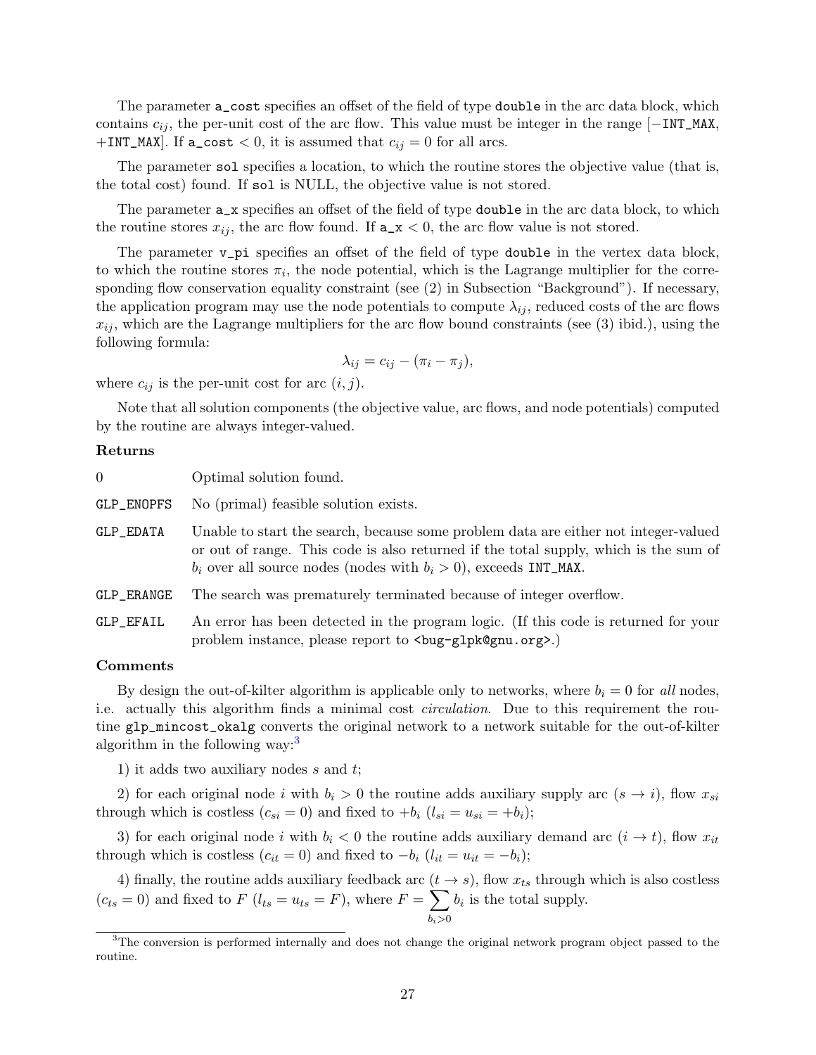The parameter `a_cost` specifies an offset of the field of type `double` in the arc data block, which contains $c_{ij}$, the per-unit cost of the arc flow. This value must be integer in the range [$-$`INT_MAX`, $+$`INT_MAX`]. If `a_cost` $< 0$, it is assumed that $c_{ij} = 0$ for all arcs.

The parameter `sol` specifies a location, to which the routine stores the objective value (that is, the total cost) found. If `sol` is NULL, the objective value is not stored.

The parameter `a_x` specifies an offset of the field of type `double` in the arc data block, to which the routine stores $x_{ij}$, the arc flow found. If `a_x` $< 0$, the arc flow value is not stored.

The parameter `v_pi` specifies an offset of the field of type `double` in the vertex data block, to which the routine stores $\pi_i$, the node potential, which is the Lagrange multiplier for the corresponding flow conservation equality constraint (see (2) in Subsection "Background"). If necessary, the application program may use the node potentials to compute $\lambda_{ij}$, reduced costs of the arc flows $x_{ij}$, which are the Lagrange multipliers for the arc flow bound constraints (see (3) ibid.), using the following formula:

$$\lambda_{ij} = c_{ij} - (\pi_i - \pi_j),$$

where $c_{ij}$ is the per-unit cost for arc $(i, j)$.

Note that all solution components (the objective value, arc flows, and node potentials) computed by the routine are always integer-valued.

**Returns**

| | |
|---|---|
| 0 | Optimal solution found. |
| `GLP_ENOPFS` | No (primal) feasible solution exists. |
| `GLP_EDATA` | Unable to start the search, because some problem data are either not integer-valued or out of range. This code is also returned if the total supply, which is the sum of $b_i$ over all source nodes (nodes with $b_i > 0$), exceeds `INT_MAX`. |
| `GLP_ERANGE` | The search was prematurely terminated because of integer overflow. |
| `GLP_EFAIL` | An error has been detected in the program logic. (If this code is returned for your problem instance, please report to `<bug-glpk@gnu.org>`.) |

**Comments**

By design the out-of-kilter algorithm is applicable only to networks, where $b_i = 0$ for *all* nodes, i.e. actually this algorithm finds a minimal cost *circulation*. Due to this requirement the routine `glp_mincost_okalg` converts the original network to a network suitable for the out-of-kilter algorithm in the following way:[3]

1) it adds two auxiliary nodes $s$ and $t$;

2) for each original node $i$ with $b_i > 0$ the routine adds auxiliary supply arc $(s \rightarrow i)$, flow $x_{si}$ through which is costless ($c_{si} = 0$) and fixed to $+b_i$ ($l_{si} = u_{si} = +b_i$);

3) for each original node $i$ with $b_i < 0$ the routine adds auxiliary demand arc $(i \rightarrow t)$, flow $x_{it}$ through which is costless ($c_{it} = 0$) and fixed to $-b_i$ ($l_{it} = u_{it} = -b_i$);

4) finally, the routine adds auxiliary feedback arc $(t \rightarrow s)$, flow $x_{ts}$ through which is also costless ($c_{ts} = 0$) and fixed to $F$ ($l_{ts} = u_{ts} = F$), where $F = \sum\limits_{b_i > 0} b_i$ is the total supply.

[3] The conversion is performed internally and does not change the original network program object passed to the routine.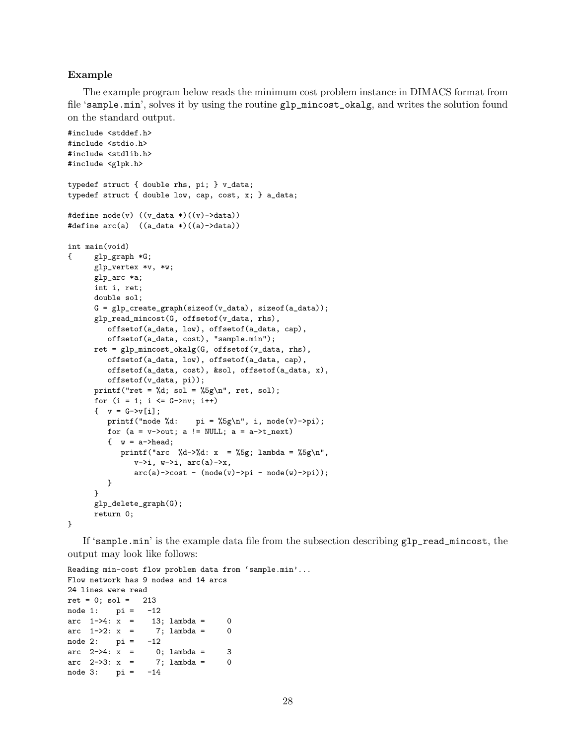**Example**

The example program below reads the minimum cost problem instance in DIMACS format from file 'sample.min', solves it by using the routine `glp_mincost_okalg`, and writes the solution found on the standard output.

```
#include <stddef.h>
#include <stdio.h>
#include <stdlib.h>
#include <glpk.h>

typedef struct { double rhs, pi; } v_data;
typedef struct { double low, cap, cost, x; } a_data;

#define node(v) ((v_data *)((v)->data))
#define arc(a)  ((a_data *)((a)->data))

int main(void)
{     glp_graph *G;
      glp_vertex *v, *w;
      glp_arc *a;
      int i, ret;
      double sol;
      G = glp_create_graph(sizeof(v_data), sizeof(a_data));
      glp_read_mincost(G, offsetof(v_data, rhs),
         offsetof(a_data, low), offsetof(a_data, cap),
         offsetof(a_data, cost), "sample.min");
      ret = glp_mincost_okalg(G, offsetof(v_data, rhs),
         offsetof(a_data, low), offsetof(a_data, cap),
         offsetof(a_data, cost), &sol, offsetof(a_data, x),
         offsetof(v_data, pi));
      printf("ret = %d; sol = %5g\n", ret, sol);
      for (i = 1; i <= G->nv; i++)
      {  v = G->v[i];
         printf("node %d:    pi = %5g\n", i, node(v)->pi);
         for (a = v->out; a != NULL; a = a->t_next)
         {  w = a->head;
            printf("arc  %d->%d: x  = %5g; lambda = %5g\n",
               v->i, w->i, arc(a)->x,
               arc(a)->cost - (node(v)->pi - node(w)->pi));
         }
      }
      glp_delete_graph(G);
      return 0;
}
```

If 'sample.min' is the example data file from the subsection describing `glp_read_mincost`, the output may look like follows:

```
Reading min-cost flow problem data from 'sample.min'...
Flow network has 9 nodes and 14 arcs
24 lines were read
ret = 0; sol =   213
node 1:    pi =   -12
arc  1->4: x  =    13; lambda =     0
arc  1->2: x  =     7; lambda =     0
node 2:    pi =   -12
arc  2->4: x  =     0; lambda =     3
arc  2->3: x  =     7; lambda =     0
node 3:    pi =   -14
```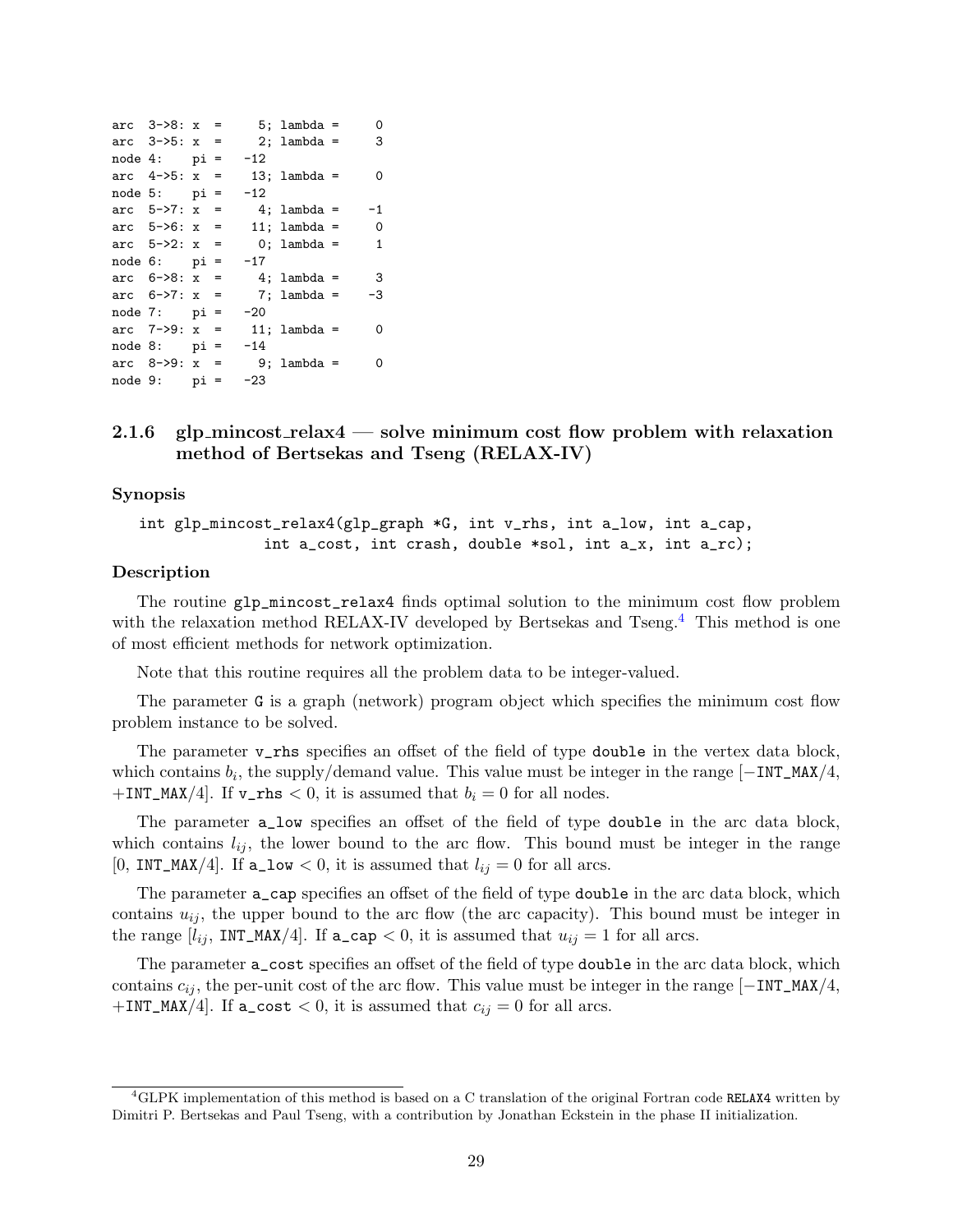```
arc  3->8: x  =     5; lambda =     0
arc  3->5: x  =     2; lambda =     3
node 4:    pi =   -12
arc  4->5: x  =    13; lambda =     0
node 5:    pi =   -12
arc  5->7: x  =     4; lambda =    -1
arc  5->6: x  =    11; lambda =     0
arc  5->2: x  =     0; lambda =     1
node 6:    pi =   -17
arc  6->8: x  =     4; lambda =     3
arc  6->7: x  =     7; lambda =    -3
node 7:    pi =   -20
arc  7->9: x  =    11; lambda =     0
node 8:    pi =   -14
arc  8->9: x  =     9; lambda =     0
node 9:    pi =   -23
```

### 2.1.6 glp_mincost_relax4 — solve minimum cost flow problem with relaxation method of Bertsekas and Tseng (RELAX-IV)

**Synopsis**

```
int glp_mincost_relax4(glp_graph *G, int v_rhs, int a_low, int a_cap,
              int a_cost, int crash, double *sol, int a_x, int a_rc);
```

**Description**

The routine `glp_mincost_relax4` finds optimal solution to the minimum cost flow problem with the relaxation method RELAX-IV developed by Bertsekas and Tseng.[4] This method is one of most efficient methods for network optimization.

Note that this routine requires all the problem data to be integer-valued.

The parameter `G` is a graph (network) program object which specifies the minimum cost flow problem instance to be solved.

The parameter `v_rhs` specifies an offset of the field of type `double` in the vertex data block, which contains $b_i$, the supply/demand value. This value must be integer in the range [−`INT_MAX`/4, +`INT_MAX`/4]. If `v_rhs` $< 0$, it is assumed that $b_i = 0$ for all nodes.

The parameter `a_low` specifies an offset of the field of type `double` in the arc data block, which contains $l_{ij}$, the lower bound to the arc flow. This bound must be integer in the range [0, `INT_MAX`/4]. If `a_low` $< 0$, it is assumed that $l_{ij} = 0$ for all arcs.

The parameter `a_cap` specifies an offset of the field of type `double` in the arc data block, which contains $u_{ij}$, the upper bound to the arc flow (the arc capacity). This bound must be integer in the range [$l_{ij}$, `INT_MAX`/4]. If `a_cap` $< 0$, it is assumed that $u_{ij} = 1$ for all arcs.

The parameter `a_cost` specifies an offset of the field of type `double` in the arc data block, which contains $c_{ij}$, the per-unit cost of the arc flow. This value must be integer in the range [−`INT_MAX`/4, +`INT_MAX`/4]. If `a_cost` $< 0$, it is assumed that $c_{ij} = 0$ for all arcs.

---

[4] GLPK implementation of this method is based on a C translation of the original Fortran code `RELAX4` written by Dimitri P. Bertsekas and Paul Tseng, with a contribution by Jonathan Eckstein in the phase II initialization.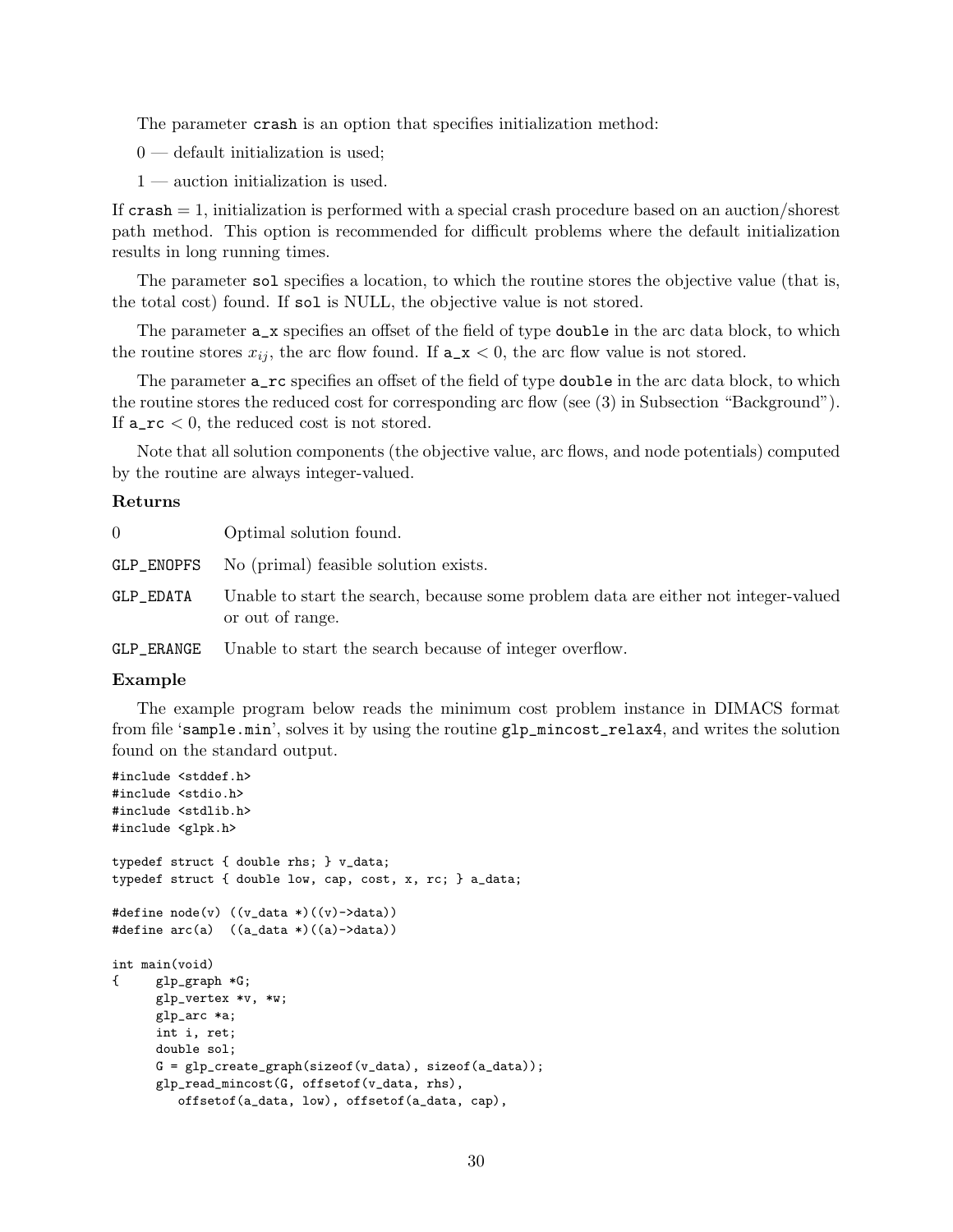The parameter `crash` is an option that specifies initialization method:

0 — default initialization is used;

1 — auction initialization is used.

If `crash` = 1, initialization is performed with a special crash procedure based on an auction/shortest path method. This option is recommended for difficult problems where the default initialization results in long running times.

The parameter `sol` specifies a location, to which the routine stores the objective value (that is, the total cost) found. If `sol` is NULL, the objective value is not stored.

The parameter `a_x` specifies an offset of the field of type `double` in the arc data block, to which the routine stores $x_{ij}$, the arc flow found. If `a_x` $< 0$, the arc flow value is not stored.

The parameter `a_rc` specifies an offset of the field of type `double` in the arc data block, to which the routine stores the reduced cost for corresponding arc flow (see (3) in Subsection "Background"). If `a_rc` $< 0$, the reduced cost is not stored.

Note that all solution components (the objective value, arc flows, and node potentials) computed by the routine are always integer-valued.

**Returns**

| | |
|---|---|
| 0 | Optimal solution found. |
| GLP_ENOPFS | No (primal) feasible solution exists. |
| GLP_EDATA | Unable to start the search, because some problem data are either not integer-valued or out of range. |
| GLP_ERANGE | Unable to start the search because of integer overflow. |

**Example**

The example program below reads the minimum cost problem instance in DIMACS format from file '`sample.min`', solves it by using the routine `glp_mincost_relax4`, and writes the solution found on the standard output.

```
#include <stddef.h>
#include <stdio.h>
#include <stdlib.h>
#include <glpk.h>

typedef struct { double rhs; } v_data;
typedef struct { double low, cap, cost, x, rc; } a_data;

#define node(v) ((v_data *)((v)->data))
#define arc(a)  ((a_data *)((a)->data))

int main(void)
{     glp_graph *G;
      glp_vertex *v, *w;
      glp_arc *a;
      int i, ret;
      double sol;
      G = glp_create_graph(sizeof(v_data), sizeof(a_data));
      glp_read_mincost(G, offsetof(v_data, rhs),
         offsetof(a_data, low), offsetof(a_data, cap),
```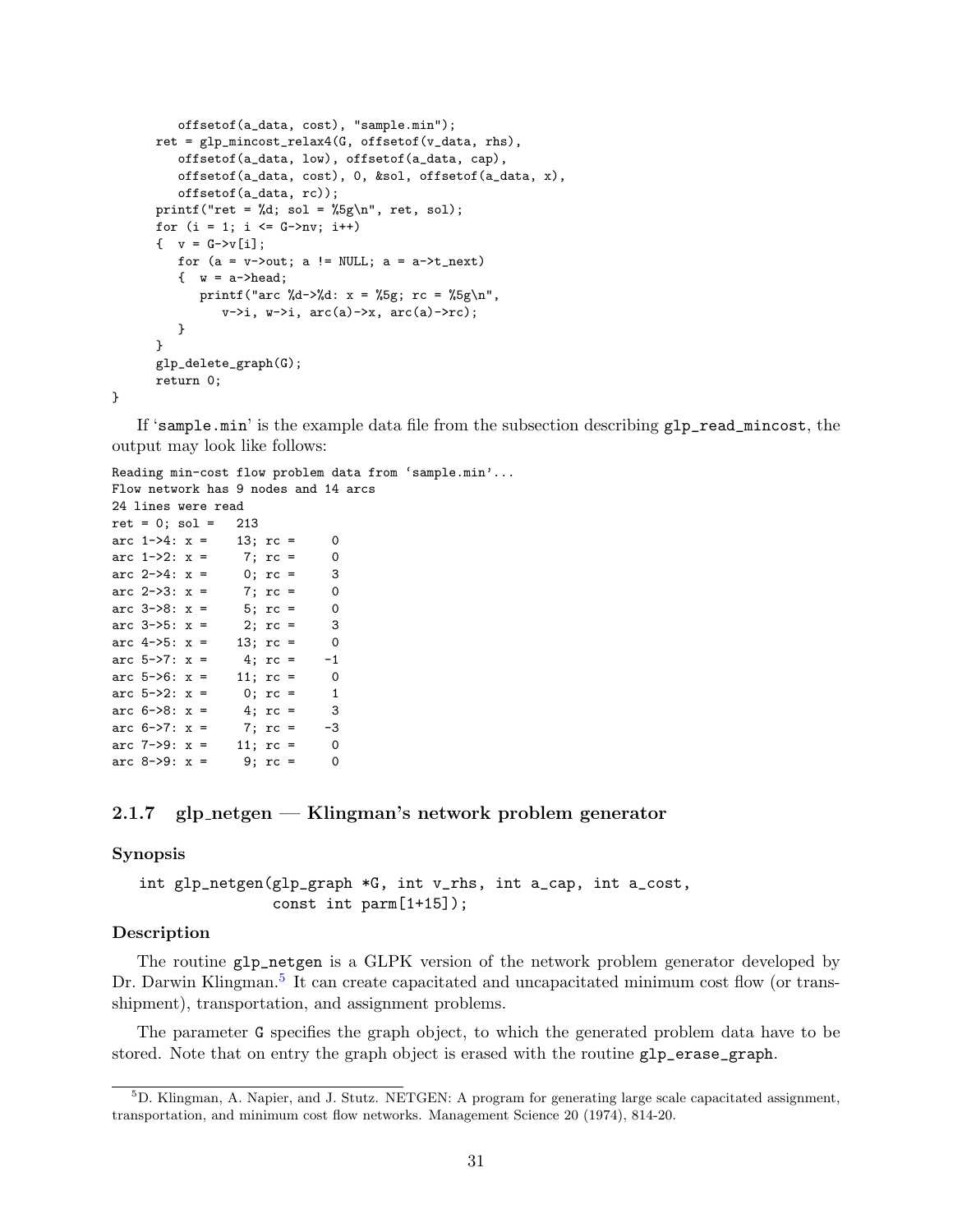```
         offsetof(a_data, cost), "sample.min");
      ret = glp_mincost_relax4(G, offsetof(v_data, rhs),
         offsetof(a_data, low), offsetof(a_data, cap),
         offsetof(a_data, cost), 0, &sol, offsetof(a_data, x),
         offsetof(a_data, rc));
      printf("ret = %d; sol = %5g\n", ret, sol);
      for (i = 1; i <= G->nv; i++)
      {  v = G->v[i];
         for (a = v->out; a != NULL; a = a->t_next)
         {  w = a->head;
            printf("arc %d->%d: x = %5g; rc = %5g\n",
               v->i, w->i, arc(a)->x, arc(a)->rc);
         }
      }
      glp_delete_graph(G);
      return 0;
}
```

If 'sample.min' is the example data file from the subsection describing `glp_read_mincost`, the output may look like follows:

```
Reading min-cost flow problem data from 'sample.min'...
Flow network has 9 nodes and 14 arcs
24 lines were read
ret = 0; sol =   213
arc 1->4: x =    13; rc =     0
arc 1->2: x =     7; rc =     0
arc 2->4: x =     0; rc =     3
arc 2->3: x =     7; rc =     0
arc 3->8: x =     5; rc =     0
arc 3->5: x =     2; rc =     3
arc 4->5: x =    13; rc =     0
arc 5->7: x =     4; rc =    -1
arc 5->6: x =    11; rc =     0
arc 5->2: x =     0; rc =     1
arc 6->8: x =     4; rc =     3
arc 6->7: x =     7; rc =    -3
arc 7->9: x =    11; rc =     0
arc 8->9: x =     9; rc =     0
```

### 2.1.7 glp_netgen — Klingman's network problem generator

#### Synopsis

```
int glp_netgen(glp_graph *G, int v_rhs, int a_cap, int a_cost,
               const int parm[1+15]);
```

#### Description

The routine `glp_netgen` is a GLPK version of the network problem generator developed by Dr. Darwin Klingman.[5] It can create capacitated and uncapacitated minimum cost flow (or transshipment), transportation, and assignment problems.

The parameter `G` specifies the graph object, to which the generated problem data have to be stored. Note that on entry the graph object is erased with the routine `glp_erase_graph`.

[5] D. Klingman, A. Napier, and J. Stutz. NETGEN: A program for generating large scale capacitated assignment, transportation, and minimum cost flow networks. Management Science 20 (1974), 814-20.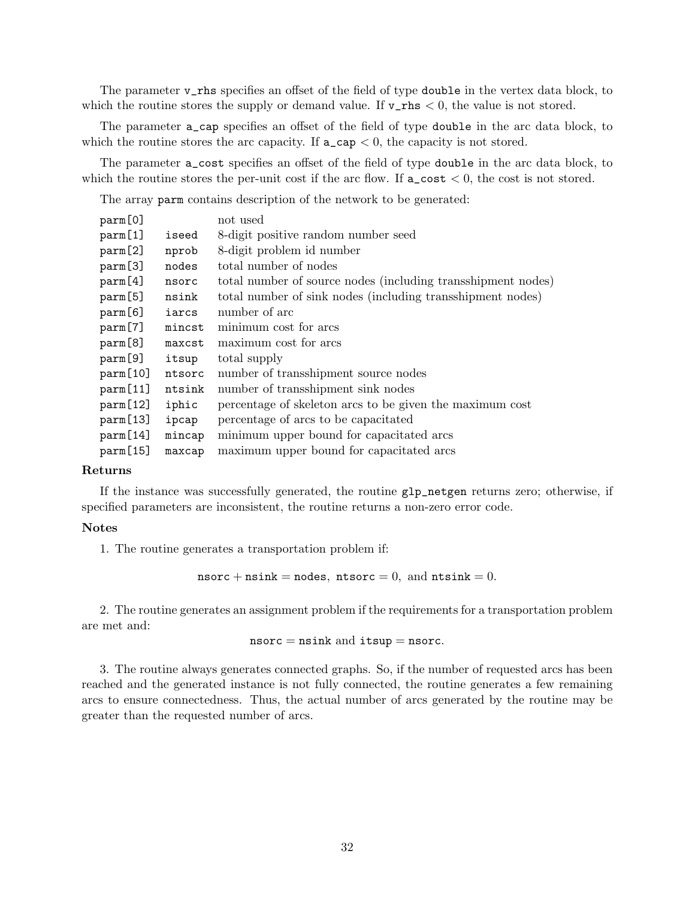The parameter `v_rhs` specifies an offset of the field of type `double` in the vertex data block, to which the routine stores the supply or demand value. If `v_rhs` $< 0$, the value is not stored.

The parameter `a_cap` specifies an offset of the field of type `double` in the arc data block, to which the routine stores the arc capacity. If `a_cap` $< 0$, the capacity is not stored.

The parameter `a_cost` specifies an offset of the field of type `double` in the arc data block, to which the routine stores the per-unit cost if the arc flow. If `a_cost` $< 0$, the cost is not stored.

The array `parm` contains description of the network to be generated:

| | | |
|---|---|---|
| `parm[0]` | | not used |
| `parm[1]` | `iseed` | 8-digit positive random number seed |
| `parm[2]` | `nprob` | 8-digit problem id number |
| `parm[3]` | `nodes` | total number of nodes |
| `parm[4]` | `nsorc` | total number of source nodes (including transshipment nodes) |
| `parm[5]` | `nsink` | total number of sink nodes (including transshipment nodes) |
| `parm[6]` | `iarcs` | number of arc |
| `parm[7]` | `mincst` | minimum cost for arcs |
| `parm[8]` | `maxcst` | maximum cost for arcs |
| `parm[9]` | `itsup` | total supply |
| `parm[10]` | `ntsorc` | number of transshipment source nodes |
| `parm[11]` | `ntsink` | number of transshipment sink nodes |
| `parm[12]` | `iphic` | percentage of skeleton arcs to be given the maximum cost |
| `parm[13]` | `ipcap` | percentage of arcs to be capacitated |
| `parm[14]` | `mincap` | minimum upper bound for capacitated arcs |
| `parm[15]` | `maxcap` | maximum upper bound for capacitated arcs |

**Returns**

If the instance was successfully generated, the routine `glp_netgen` returns zero; otherwise, if specified parameters are inconsistent, the routine returns a non-zero error code.

**Notes**

1. The routine generates a transportation problem if:

$$\texttt{nsorc} + \texttt{nsink} = \texttt{nodes},\ \texttt{ntsorc} = 0,\ \text{and}\ \texttt{ntsink} = 0.$$

2. The routine generates an assignment problem if the requirements for a transportation problem are met and:

$$\texttt{nsorc} = \texttt{nsink}\ \text{and}\ \texttt{itsup} = \texttt{nsorc}.$$

3. The routine always generates connected graphs. So, if the number of requested arcs has been reached and the generated instance is not fully connected, the routine generates a few remaining arcs to ensure connectedness. Thus, the actual number of arcs generated by the routine may be greater than the requested number of arcs.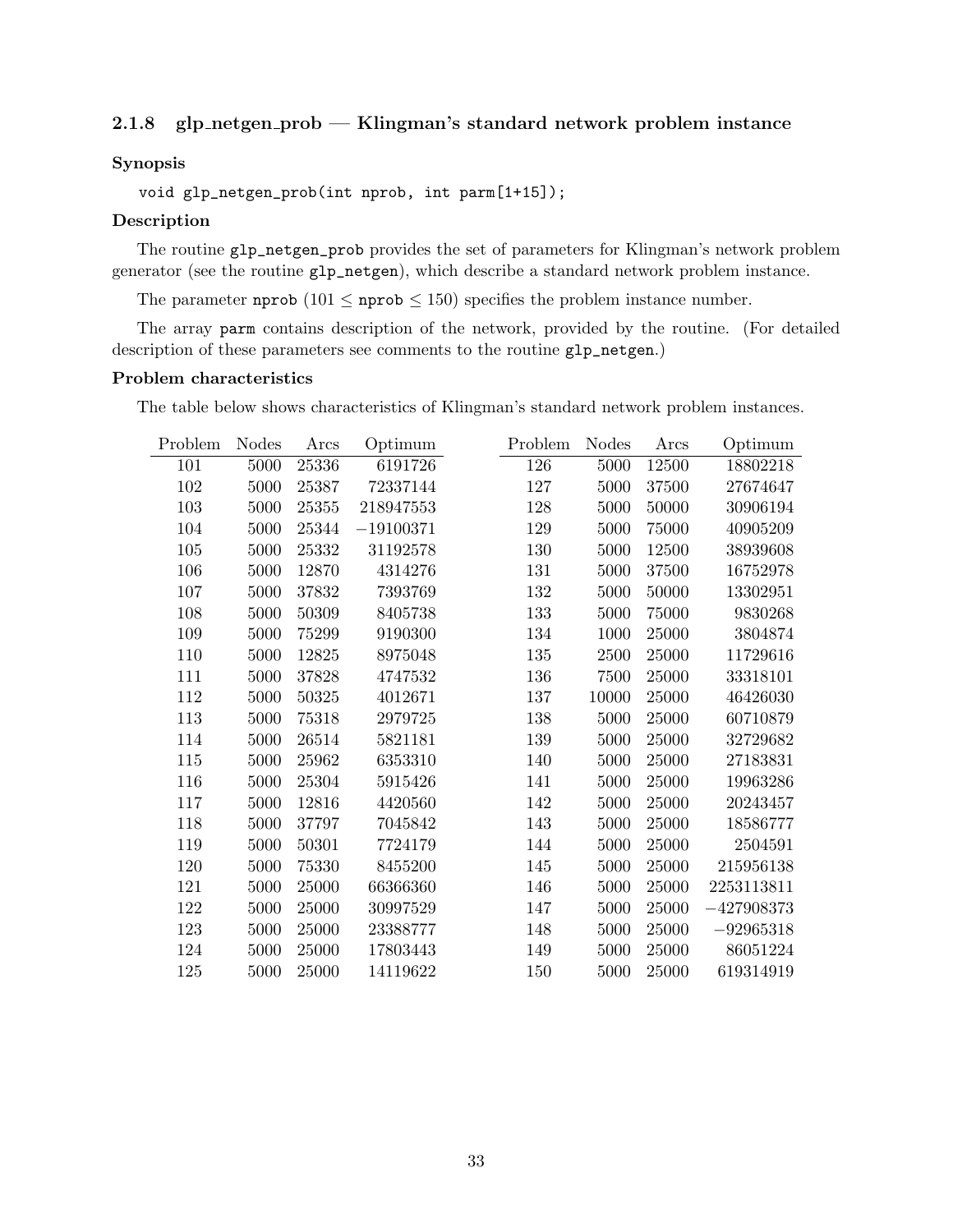### 2.1.8 glp_netgen_prob — Klingman's standard network problem instance

#### Synopsis

```
void glp_netgen_prob(int nprob, int parm[1+15]);
```

#### Description

The routine `glp_netgen_prob` provides the set of parameters for Klingman's network problem generator (see the routine `glp_netgen`), which describe a standard network problem instance.

The parameter `nprob` ($101 \leq$ `nprob` $\leq 150$) specifies the problem instance number.

The array `parm` contains description of the network, provided by the routine. (For detailed description of these parameters see comments to the routine `glp_netgen`.)

#### Problem characteristics

The table below shows characteristics of Klingman's standard network problem instances.

| Problem | Nodes | Arcs | Optimum |
|---|---|---|---|
| 101 | 5000 | 25336 | 6191726 |
| 102 | 5000 | 25387 | 72337144 |
| 103 | 5000 | 25355 | 218947553 |
| 104 | 5000 | 25344 | −19100371 |
| 105 | 5000 | 25332 | 31192578 |
| 106 | 5000 | 12870 | 4314276 |
| 107 | 5000 | 37832 | 7393769 |
| 108 | 5000 | 50309 | 8405738 |
| 109 | 5000 | 75299 | 9190300 |
| 110 | 5000 | 12825 | 8975048 |
| 111 | 5000 | 37828 | 4747532 |
| 112 | 5000 | 50325 | 4012671 |
| 113 | 5000 | 75318 | 2979725 |
| 114 | 5000 | 26514 | 5821181 |
| 115 | 5000 | 25962 | 6353310 |
| 116 | 5000 | 25304 | 5915426 |
| 117 | 5000 | 12816 | 4420560 |
| 118 | 5000 | 37797 | 7045842 |
| 119 | 5000 | 50301 | 7724179 |
| 120 | 5000 | 75330 | 8455200 |
| 121 | 5000 | 25000 | 66366360 |
| 122 | 5000 | 25000 | 30997529 |
| 123 | 5000 | 25000 | 23388777 |
| 124 | 5000 | 25000 | 17803443 |
| 125 | 5000 | 25000 | 14119622 |
| 126 | 5000 | 12500 | 18802218 |
| 127 | 5000 | 37500 | 27674647 |
| 128 | 5000 | 50000 | 30906194 |
| 129 | 5000 | 75000 | 40905209 |
| 130 | 5000 | 12500 | 38939608 |
| 131 | 5000 | 37500 | 16752978 |
| 132 | 5000 | 50000 | 13302951 |
| 133 | 5000 | 75000 | 9830268 |
| 134 | 1000 | 25000 | 3804874 |
| 135 | 2500 | 25000 | 11729616 |
| 136 | 7500 | 25000 | 33318101 |
| 137 | 10000 | 25000 | 46426030 |
| 138 | 5000 | 25000 | 60710879 |
| 139 | 5000 | 25000 | 32729682 |
| 140 | 5000 | 25000 | 27183831 |
| 141 | 5000 | 25000 | 19963286 |
| 142 | 5000 | 25000 | 20243457 |
| 143 | 5000 | 25000 | 18586777 |
| 144 | 5000 | 25000 | 2504591 |
| 145 | 5000 | 25000 | 215956138 |
| 146 | 5000 | 25000 | 2253113811 |
| 147 | 5000 | 25000 | −427908373 |
| 148 | 5000 | 25000 | −92965318 |
| 149 | 5000 | 25000 | 86051224 |
| 150 | 5000 | 25000 | 619314919 |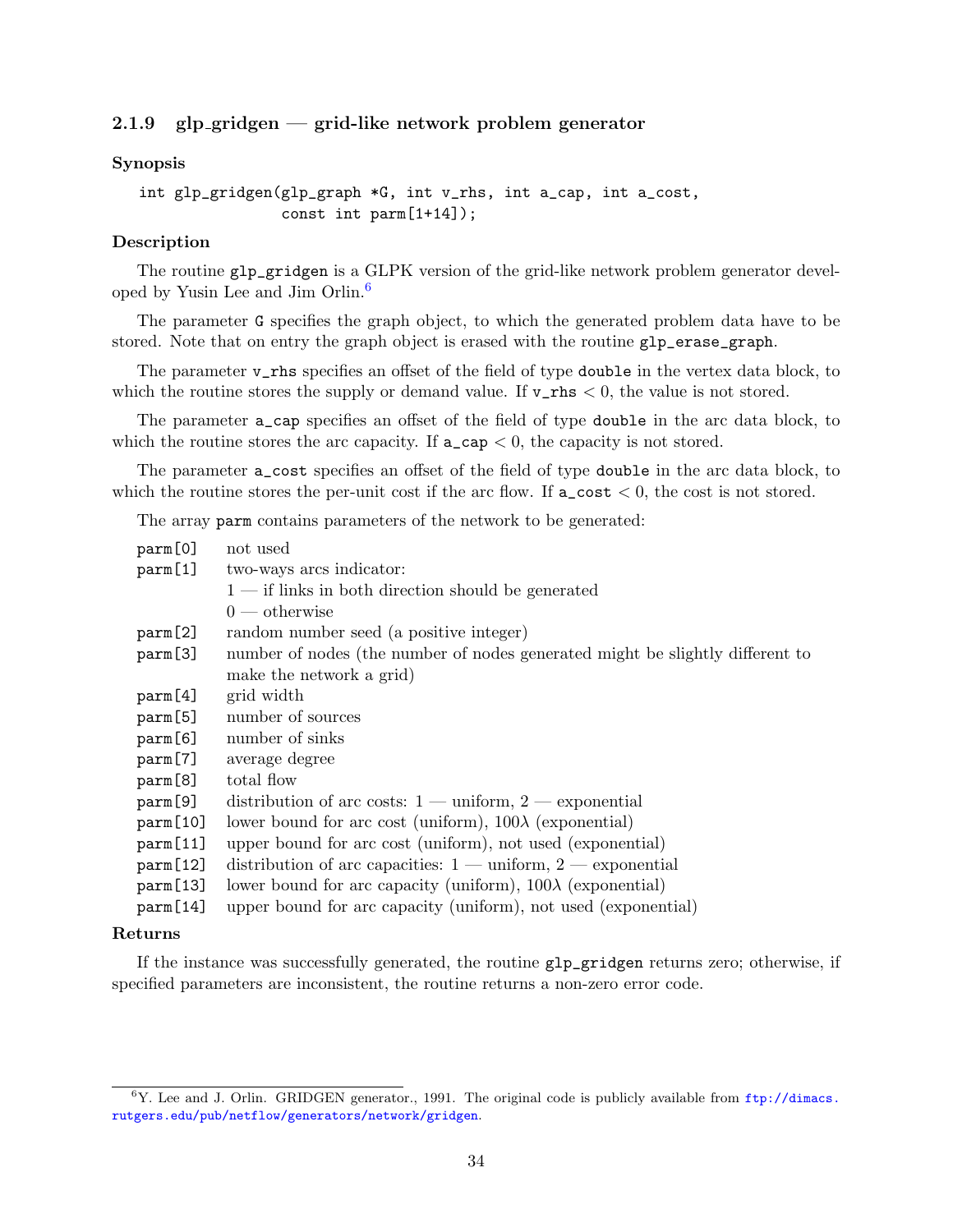### 2.1.9 glp_gridgen — grid-like network problem generator

**Synopsis**

```
int glp_gridgen(glp_graph *G, int v_rhs, int a_cap, int a_cost,
                const int parm[1+14]);
```

**Description**

The routine `glp_gridgen` is a GLPK version of the grid-like network problem generator developed by Yusin Lee and Jim Orlin.[6]

The parameter `G` specifies the graph object, to which the generated problem data have to be stored. Note that on entry the graph object is erased with the routine `glp_erase_graph`.

The parameter `v_rhs` specifies an offset of the field of type `double` in the vertex data block, to which the routine stores the supply or demand value. If `v_rhs` $< 0$, the value is not stored.

The parameter `a_cap` specifies an offset of the field of type `double` in the arc data block, to which the routine stores the arc capacity. If `a_cap` $< 0$, the capacity is not stored.

The parameter `a_cost` specifies an offset of the field of type `double` in the arc data block, to which the routine stores the per-unit cost if the arc flow. If `a_cost` $< 0$, the cost is not stored.

The array `parm` contains parameters of the network to be generated:

| | |
|---|---|
| `parm[0]` | not used |
| `parm[1]` | two-ways arcs indicator:<br>1 — if links in both direction should be generated<br>0 — otherwise |
| `parm[2]` | random number seed (a positive integer) |
| `parm[3]` | number of nodes (the number of nodes generated might be slightly different to make the network a grid) |
| `parm[4]` | grid width |
| `parm[5]` | number of sources |
| `parm[6]` | number of sinks |
| `parm[7]` | average degree |
| `parm[8]` | total flow |
| `parm[9]` | distribution of arc costs: 1 — uniform, 2 — exponential |
| `parm[10]` | lower bound for arc cost (uniform), $100\lambda$ (exponential) |
| `parm[11]` | upper bound for arc cost (uniform), not used (exponential) |
| `parm[12]` | distribution of arc capacities: 1 — uniform, 2 — exponential |
| `parm[13]` | lower bound for arc capacity (uniform), $100\lambda$ (exponential) |
| `parm[14]` | upper bound for arc capacity (uniform), not used (exponential) |

**Returns**

If the instance was successfully generated, the routine `glp_gridgen` returns zero; otherwise, if specified parameters are inconsistent, the routine returns a non-zero error code.

[6] Y. Lee and J. Orlin. GRIDGEN generator., 1991. The original code is publicly available from ftp://dimacs.rutgers.edu/pub/netflow/generators/network/gridgen.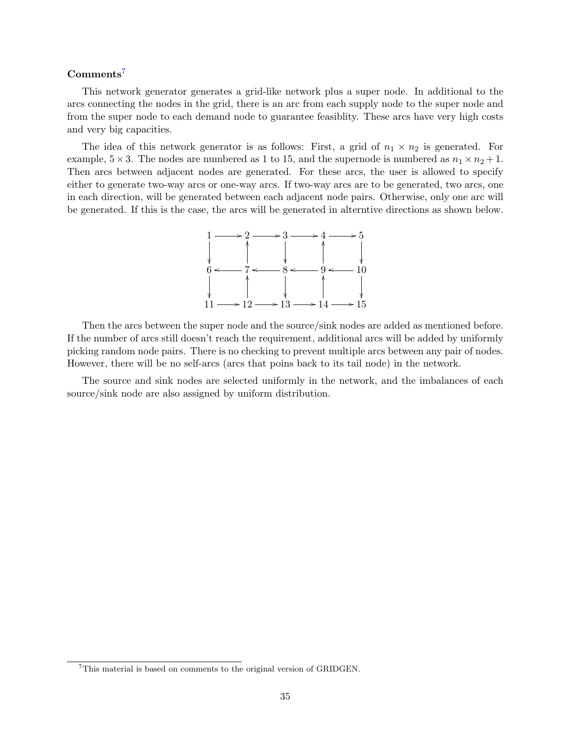**Comments**[7]

This network generator generates a grid-like network plus a super node. In additional to the arcs connecting the nodes in the grid, there is an arc from each supply node to the super node and from the super node to each demand node to guarantee feasiblity. These arcs have very high costs and very big capacities.

The idea of this network generator is as follows: First, a grid of $n_1 \times n_2$ is generated. For example, $5 \times 3$. The nodes are numbered as 1 to 15, and the supernode is numbered as $n_1 \times n_2 + 1$. Then arcs between adjacent nodes are generated. For these arcs, the user is allowed to specify either to generate two-way arcs or one-way arcs. If two-way arcs are to be generated, two arcs, one in each direction, will be generated between each adjacent node pairs. Otherwise, only one arc will be generated. If this is the case, the arcs will be generated in alterntive directions as shown below.

```
 1 ----> 2 ----> 3 ----> 4 ----> 5
 |       ^       |       ^       |
 v       |       v       |       v
 6 <---- 7 <---- 8 <---- 9 <---- 10
 |       ^       |       ^       |
 v       |       v       |       v
11 ----> 12 ---> 13 ---> 14 ---> 15
```

Then the arcs between the super node and the source/sink nodes are added as mentioned before. If the number of arcs still doesn't reach the requirement, additional arcs will be added by uniformly picking random node pairs. There is no checking to prevent multiple arcs between any pair of nodes. However, there will be no self-arcs (arcs that poins back to its tail node) in the network.

The source and sink nodes are selected uniformly in the network, and the imbalances of each source/sink node are also assigned by uniform distribution.

[7] This material is based on comments to the original version of GRIDGEN.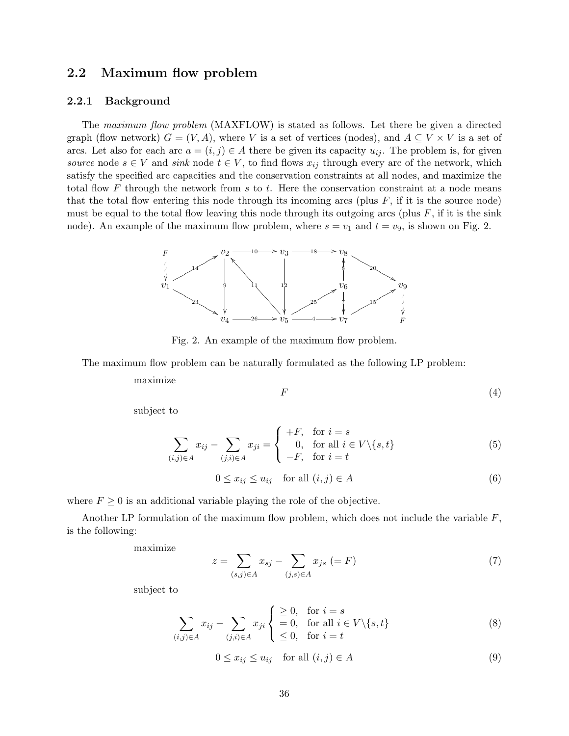### 2.2 Maximum flow problem

#### 2.2.1 Background

The *maximum flow problem* (MAXFLOW) is stated as follows. Let there be given a directed graph (flow network) $G = (V, A)$, where $V$ is a set of vertices (nodes), and $A \subseteq V \times V$ is a set of arcs. Let also for each arc $a = (i, j) \in A$ there be given its capacity $u_{ij}$. The problem is, for given *source* node $s \in V$ and *sink* node $t \in V$, to find flows $x_{ij}$ through every arc of the network, which satisfy the specified arc capacities and the conservation constraints at all nodes, and maximize the total flow $F$ through the network from $s$ to $t$. Here the conservation constraint at a node means that the total flow entering this node through its incoming arcs (plus $F$, if it is the source node) must be equal to the total flow leaving this node through its outgoing arcs (plus $F$, if it is the sink node). An example of the maximum flow problem, where $s = v_1$ and $t = v_9$, is shown on Fig. 2.

Fig. 2. An example of the maximum flow problem.

The maximum flow problem can be naturally formulated as the following LP problem:

maximize

$$F \tag{4}$$

subject to

$$\sum_{(i,j)\in A} x_{ij} - \sum_{(j,i)\in A} x_{ji} = \begin{cases} +F, & \text{for } i = s \\ 0, & \text{for all } i \in V\backslash\{s,t\} \\ -F, & \text{for } i = t \end{cases} \tag{5}$$

$$0 \leq x_{ij} \leq u_{ij} \quad \text{for all } (i,j) \in A \tag{6}$$

where $F \geq 0$ is an additional variable playing the role of the objective.

Another LP formulation of the maximum flow problem, which does not include the variable $F$, is the following:

maximize

$$z = \sum_{(s,j)\in A} x_{sj} - \sum_{(j,s)\in A} x_{js} \ (= F) \tag{7}$$

subject to

$$\sum_{(i,j)\in A} x_{ij} - \sum_{(j,i)\in A} x_{ji} \begin{cases} \geq 0, & \text{for } i = s \\ = 0, & \text{for all } i \in V\backslash\{s,t\} \\ \leq 0, & \text{for } i = t \end{cases} \tag{8}$$

$$0 \leq x_{ij} \leq u_{ij} \quad \text{for all } (i,j) \in A \tag{9}$$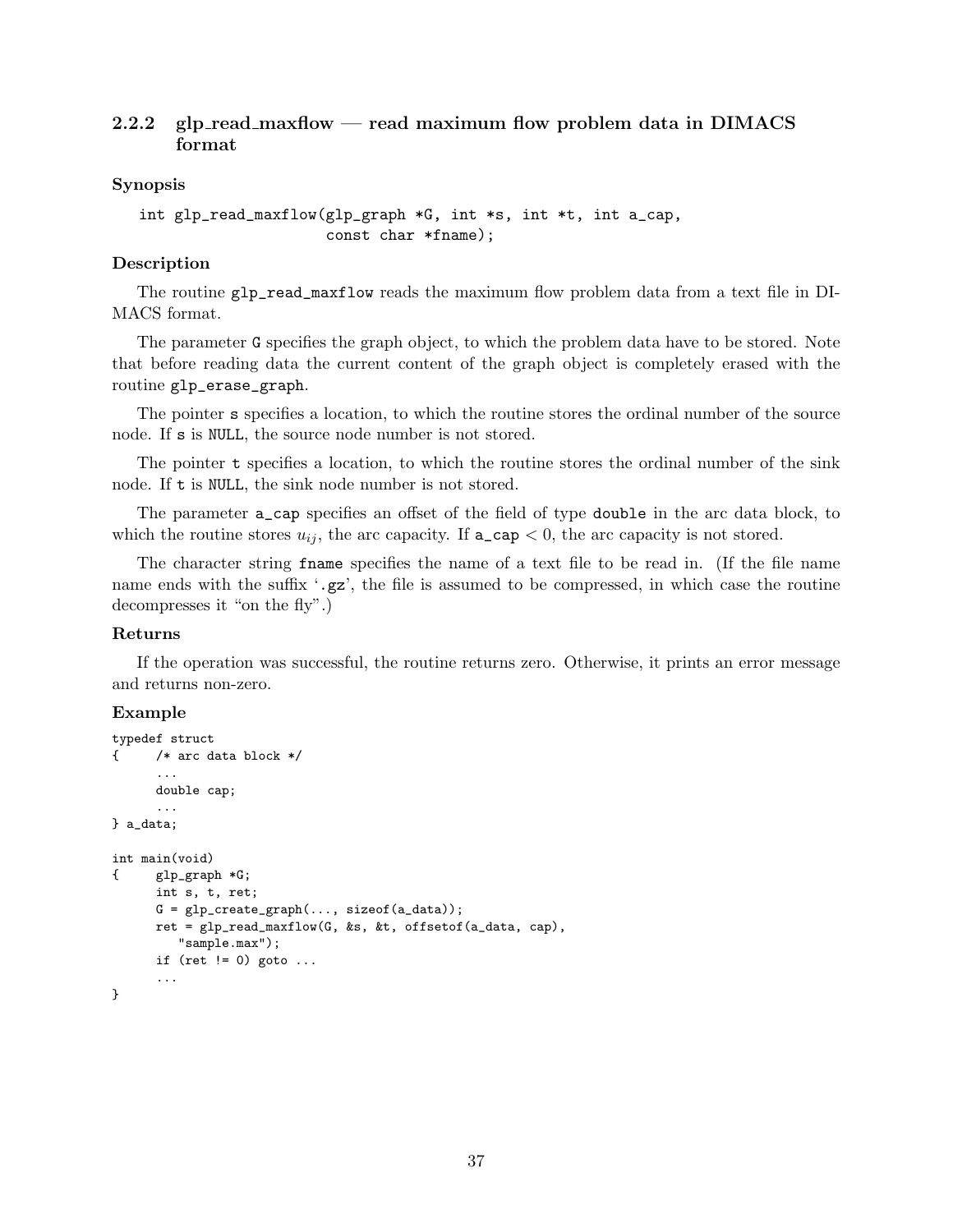### 2.2.2 glp_read_maxflow — read maximum flow problem data in DIMACS format

**Synopsis**

```
int glp_read_maxflow(glp_graph *G, int *s, int *t, int a_cap,
                     const char *fname);
```

**Description**

The routine `glp_read_maxflow` reads the maximum flow problem data from a text file in DIMACS format.

The parameter `G` specifies the graph object, to which the problem data have to be stored. Note that before reading data the current content of the graph object is completely erased with the routine `glp_erase_graph`.

The pointer `s` specifies a location, to which the routine stores the ordinal number of the source node. If `s` is `NULL`, the source node number is not stored.

The pointer `t` specifies a location, to which the routine stores the ordinal number of the sink node. If `t` is `NULL`, the sink node number is not stored.

The parameter `a_cap` specifies an offset of the field of type `double` in the arc data block, to which the routine stores $u_{ij}$, the arc capacity. If `a_cap` $< 0$, the arc capacity is not stored.

The character string `fname` specifies the name of a text file to be read in. (If the file name name ends with the suffix '`.gz`', the file is assumed to be compressed, in which case the routine decompresses it "on the fly".)

**Returns**

If the operation was successful, the routine returns zero. Otherwise, it prints an error message and returns non-zero.

**Example**

```
typedef struct
{     /* arc data block */
      ...
      double cap;
      ...
} a_data;

int main(void)
{     glp_graph *G;
      int s, t, ret;
      G = glp_create_graph(..., sizeof(a_data));
      ret = glp_read_maxflow(G, &s, &t, offsetof(a_data, cap),
         "sample.max");
      if (ret != 0) goto ...
      ...
}
```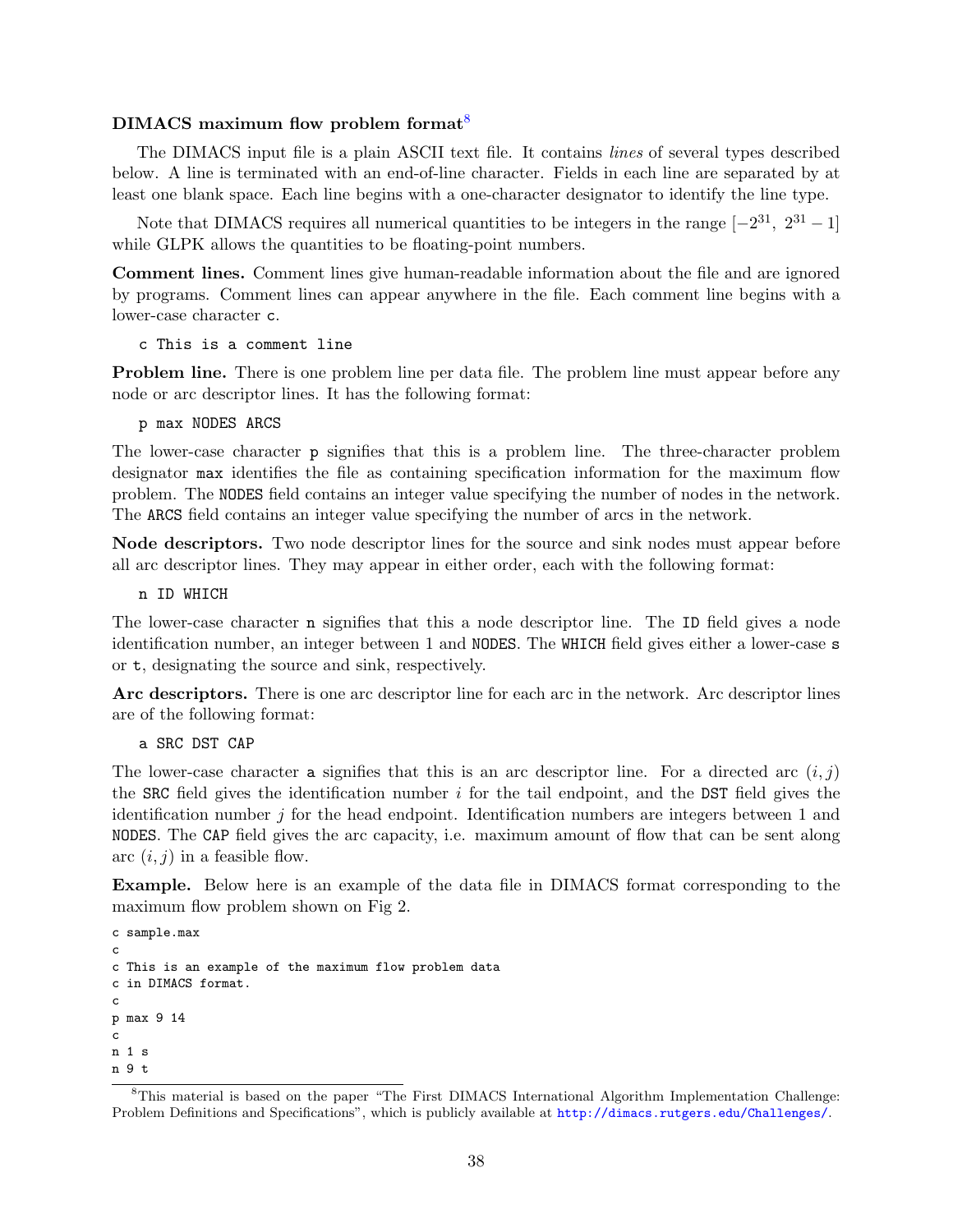### DIMACS maximum flow problem format[8]

The DIMACS input file is a plain ASCII text file. It contains *lines* of several types described below. A line is terminated with an end-of-line character. Fields in each line are separated by at least one blank space. Each line begins with a one-character designator to identify the line type.

Note that DIMACS requires all numerical quantities to be integers in the range $[-2^{31},\ 2^{31}-1]$ while GLPK allows the quantities to be floating-point numbers.

**Comment lines.** Comment lines give human-readable information about the file and are ignored by programs. Comment lines can appear anywhere in the file. Each comment line begins with a lower-case character `c`.

```
c This is a comment line
```

**Problem line.** There is one problem line per data file. The problem line must appear before any node or arc descriptor lines. It has the following format:

```
p max NODES ARCS
```

The lower-case character `p` signifies that this is a problem line. The three-character problem designator `max` identifies the file as containing specification information for the maximum flow problem. The `NODES` field contains an integer value specifying the number of nodes in the network. The `ARCS` field contains an integer value specifying the number of arcs in the network.

**Node descriptors.** Two node descriptor lines for the source and sink nodes must appear before all arc descriptor lines. They may appear in either order, each with the following format:

```
n ID WHICH
```

The lower-case character `n` signifies that this a node descriptor line. The `ID` field gives a node identification number, an integer between 1 and `NODES`. The `WHICH` field gives either a lower-case `s` or `t`, designating the source and sink, respectively.

**Arc descriptors.** There is one arc descriptor line for each arc in the network. Arc descriptor lines are of the following format:

```
a SRC DST CAP
```

The lower-case character `a` signifies that this is an arc descriptor line. For a directed arc $(i, j)$ the `SRC` field gives the identification number $i$ for the tail endpoint, and the `DST` field gives the identification number $j$ for the head endpoint. Identification numbers are integers between 1 and `NODES`. The `CAP` field gives the arc capacity, i.e. maximum amount of flow that can be sent along arc $(i, j)$ in a feasible flow.

**Example.** Below here is an example of the data file in DIMACS format corresponding to the maximum flow problem shown on Fig 2.

```
c sample.max
c
c This is an example of the maximum flow problem data
c in DIMACS format.
c
p max 9 14
c
n 1 s
n 9 t
```

[8] This material is based on the paper "The First DIMACS International Algorithm Implementation Challenge: Problem Definitions and Specifications", which is publicly available at http://dimacs.rutgers.edu/Challenges/.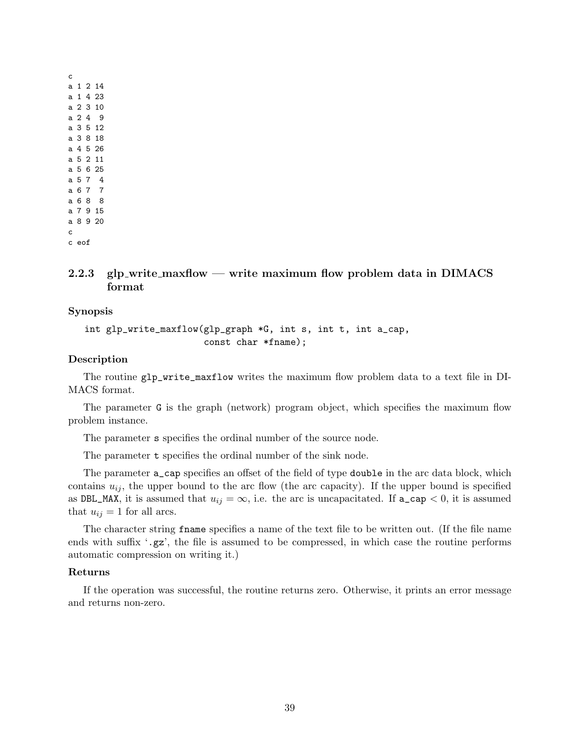```
c
a 1 2 14
a 1 4 23
a 2 3 10
a 2 4  9
a 3 5 12
a 3 8 18
a 4 5 26
a 5 2 11
a 5 6 25
a 5 7  4
a 6 7  7
a 6 8  8
a 7 9 15
a 8 9 20
c
c eof
```

### 2.2.3 glp_write_maxflow — write maximum flow problem data in DIMACS format

**Synopsis**

```
int glp_write_maxflow(glp_graph *G, int s, int t, int a_cap,
                      const char *fname);
```

**Description**

The routine `glp_write_maxflow` writes the maximum flow problem data to a text file in DIMACS format.

The parameter `G` is the graph (network) program object, which specifies the maximum flow problem instance.

The parameter `s` specifies the ordinal number of the source node.

The parameter `t` specifies the ordinal number of the sink node.

The parameter `a_cap` specifies an offset of the field of type `double` in the arc data block, which contains $u_{ij}$, the upper bound to the arc flow (the arc capacity). If the upper bound is specified as `DBL_MAX`, it is assumed that $u_{ij} = \infty$, i.e. the arc is uncapacitated. If `a_cap` $< 0$, it is assumed that $u_{ij} = 1$ for all arcs.

The character string `fname` specifies a name of the text file to be written out. (If the file name ends with suffix '`.gz`', the file is assumed to be compressed, in which case the routine performs automatic compression on writing it.)

**Returns**

If the operation was successful, the routine returns zero. Otherwise, it prints an error message and returns non-zero.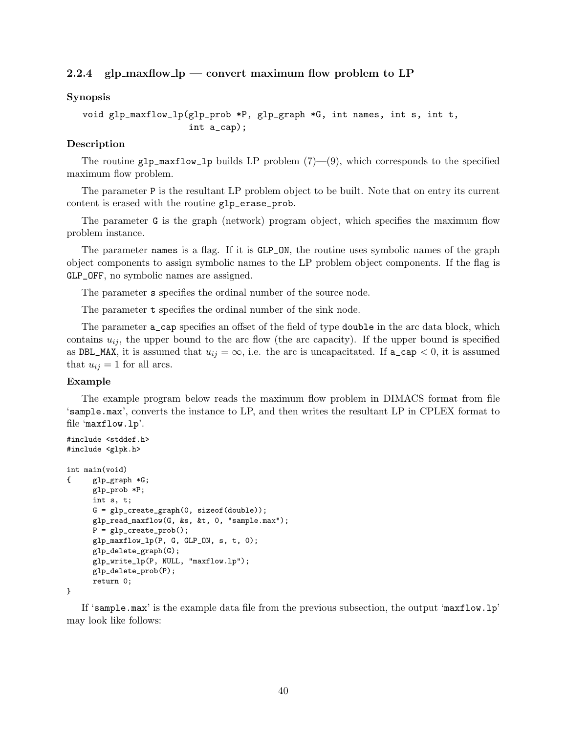### 2.2.4 glp_maxflow_lp — convert maximum flow problem to LP

**Synopsis**

```
void glp_maxflow_lp(glp_prob *P, glp_graph *G, int names, int s, int t,
                    int a_cap);
```

**Description**

The routine `glp_maxflow_lp` builds LP problem (7)—(9), which corresponds to the specified maximum flow problem.

The parameter `P` is the resultant LP problem object to be built. Note that on entry its current content is erased with the routine `glp_erase_prob`.

The parameter `G` is the graph (network) program object, which specifies the maximum flow problem instance.

The parameter `names` is a flag. If it is `GLP_ON`, the routine uses symbolic names of the graph object components to assign symbolic names to the LP problem object components. If the flag is `GLP_OFF`, no symbolic names are assigned.

The parameter `s` specifies the ordinal number of the source node.

The parameter `t` specifies the ordinal number of the sink node.

The parameter `a_cap` specifies an offset of the field of type `double` in the arc data block, which contains $u_{ij}$, the upper bound to the arc flow (the arc capacity). If the upper bound is specified as `DBL_MAX`, it is assumed that $u_{ij} = \infty$, i.e. the arc is uncapacitated. If `a_cap` $< 0$, it is assumed that $u_{ij} = 1$ for all arcs.

**Example**

The example program below reads the maximum flow problem in DIMACS format from file '`sample.max`', converts the instance to LP, and then writes the resultant LP in CPLEX format to file '`maxflow.lp`'.

```
#include <stddef.h>
#include <glpk.h>

int main(void)
{     glp_graph *G;
      glp_prob *P;
      int s, t;
      G = glp_create_graph(0, sizeof(double));
      glp_read_maxflow(G, &s, &t, 0, "sample.max");
      P = glp_create_prob();
      glp_maxflow_lp(P, G, GLP_ON, s, t, 0);
      glp_delete_graph(G);
      glp_write_lp(P, NULL, "maxflow.lp");
      glp_delete_prob(P);
      return 0;
}
```

If '`sample.max`' is the example data file from the previous subsection, the output '`maxflow.lp`' may look like follows: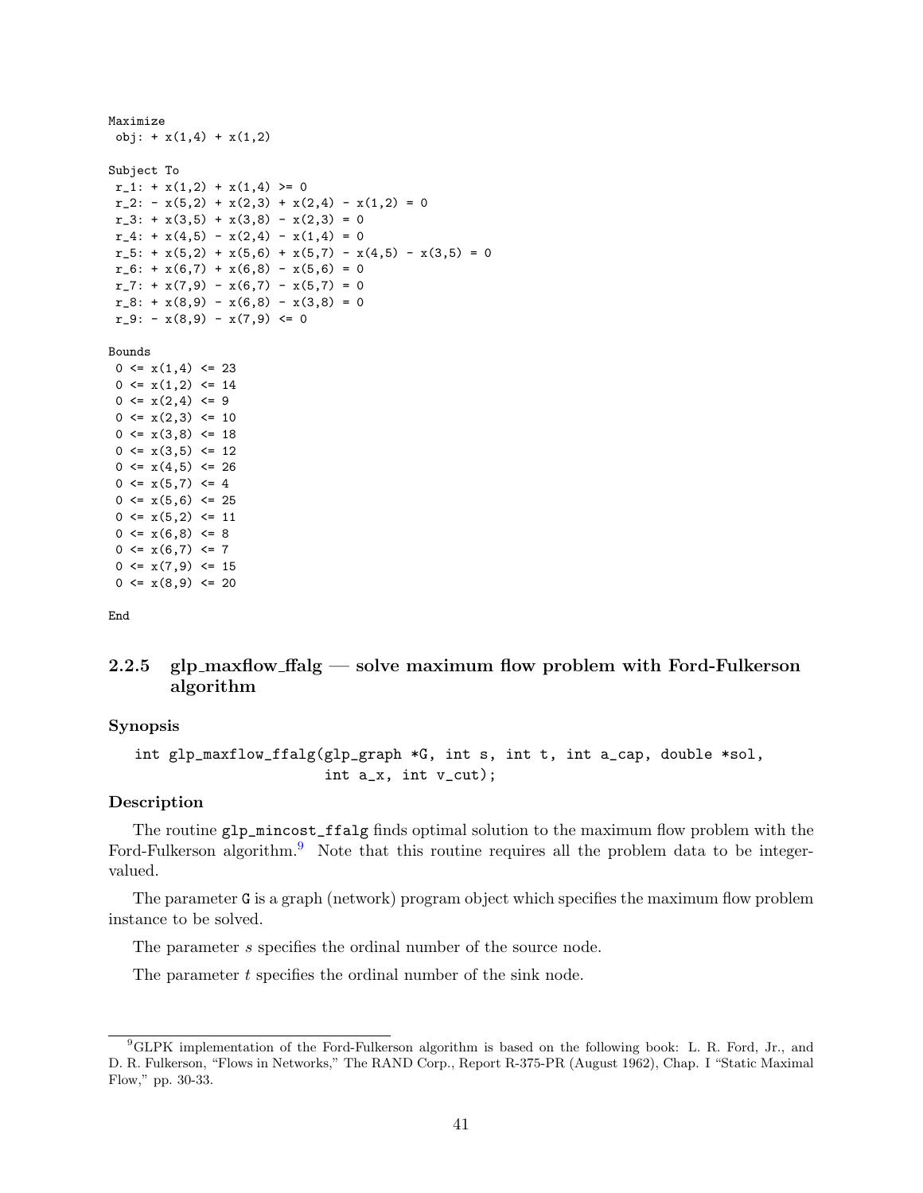```
Maximize
 obj: + x(1,4) + x(1,2)

Subject To
 r_1: + x(1,2) + x(1,4) >= 0
 r_2: - x(5,2) + x(2,3) + x(2,4) - x(1,2) = 0
 r_3: + x(3,5) + x(3,8) - x(2,3) = 0
 r_4: + x(4,5) - x(2,4) - x(1,4) = 0
 r_5: + x(5,2) + x(5,6) + x(5,7) - x(4,5) - x(3,5) = 0
 r_6: + x(6,7) + x(6,8) - x(5,6) = 0
 r_7: + x(7,9) - x(6,7) - x(5,7) = 0
 r_8: + x(8,9) - x(6,8) - x(3,8) = 0
 r_9: - x(8,9) - x(7,9) <= 0

Bounds
 0 <= x(1,4) <= 23
 0 <= x(1,2) <= 14
 0 <= x(2,4) <= 9
 0 <= x(2,3) <= 10
 0 <= x(3,8) <= 18
 0 <= x(3,5) <= 12
 0 <= x(4,5) <= 26
 0 <= x(5,7) <= 4
 0 <= x(5,6) <= 25
 0 <= x(5,2) <= 11
 0 <= x(6,8) <= 8
 0 <= x(6,7) <= 7
 0 <= x(7,9) <= 15
 0 <= x(8,9) <= 20

End
```

### 2.2.5 glp_maxflow_ffalg — solve maximum flow problem with Ford-Fulkerson algorithm

**Synopsis**

```
int glp_maxflow_ffalg(glp_graph *G, int s, int t, int a_cap, double *sol,
                      int a_x, int v_cut);
```

**Description**

The routine `glp_mincost_ffalg` finds optimal solution to the maximum flow problem with the Ford-Fulkerson algorithm.[9] Note that this routine requires all the problem data to be integer-valued.

The parameter `G` is a graph (network) program object which specifies the maximum flow problem instance to be solved.

The parameter *s* specifies the ordinal number of the source node.

The parameter *t* specifies the ordinal number of the sink node.

[9] GLPK implementation of the Ford-Fulkerson algorithm is based on the following book: L. R. Ford, Jr., and D. R. Fulkerson, "Flows in Networks," The RAND Corp., Report R-375-PR (August 1962), Chap. I "Static Maximal Flow," pp. 30-33.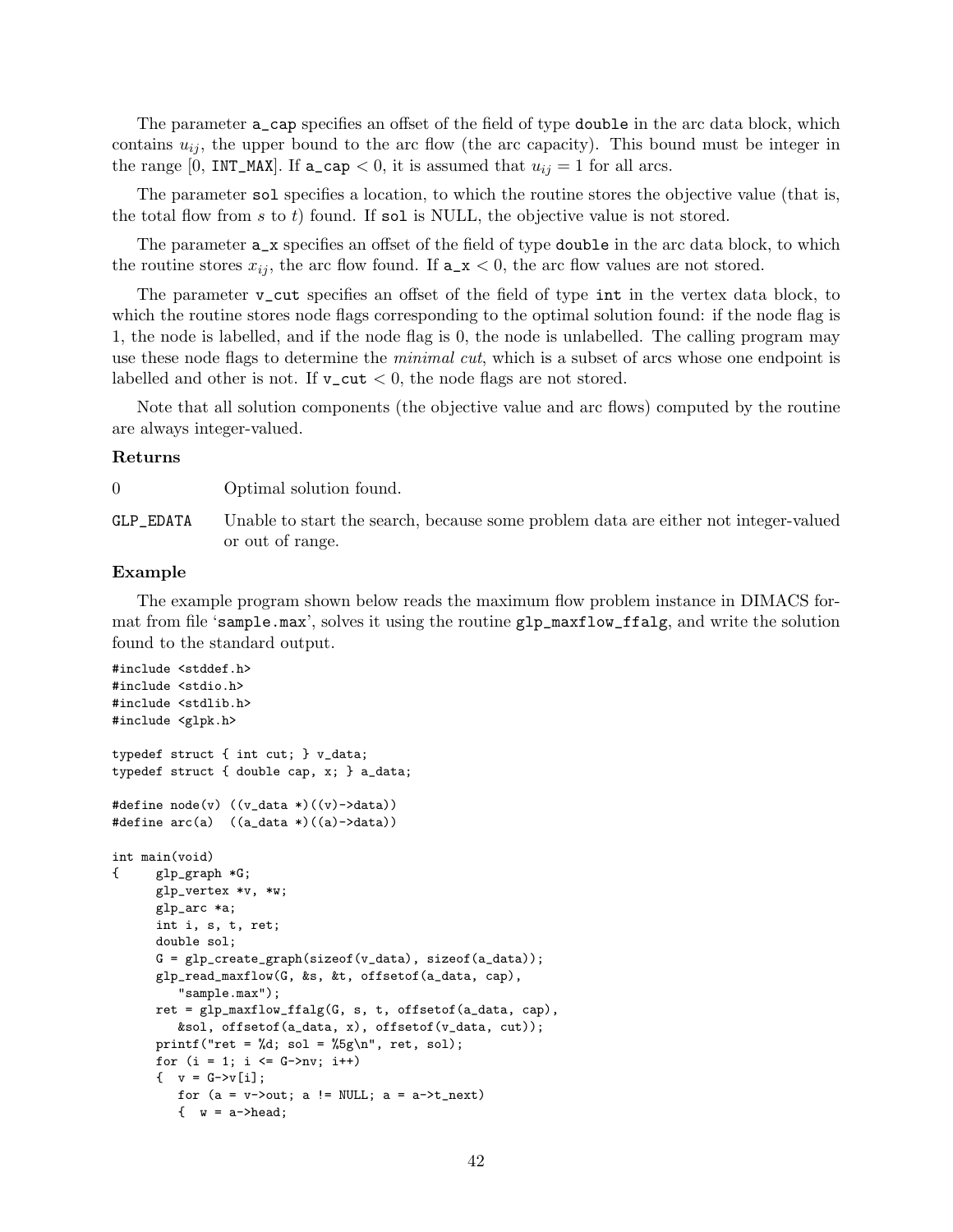The parameter `a_cap` specifies an offset of the field of type `double` in the arc data block, which contains $u_{ij}$, the upper bound to the arc flow (the arc capacity). This bound must be integer in the range [0, `INT_MAX`]. If `a_cap` $< 0$, it is assumed that $u_{ij} = 1$ for all arcs.

The parameter `sol` specifies a location, to which the routine stores the objective value (that is, the total flow from $s$ to $t$) found. If `sol` is NULL, the objective value is not stored.

The parameter `a_x` specifies an offset of the field of type `double` in the arc data block, to which the routine stores $x_{ij}$, the arc flow found. If `a_x` $< 0$, the arc flow values are not stored.

The parameter `v_cut` specifies an offset of the field of type `int` in the vertex data block, to which the routine stores node flags corresponding to the optimal solution found: if the node flag is 1, the node is labelled, and if the node flag is 0, the node is unlabelled. The calling program may use these node flags to determine the *minimal cut*, which is a subset of arcs whose one endpoint is labelled and other is not. If `v_cut` $< 0$, the node flags are not stored.

Note that all solution components (the objective value and arc flows) computed by the routine are always integer-valued.

### Returns

| | |
|---|---|
| 0 | Optimal solution found. |
| `GLP_EDATA` | Unable to start the search, because some problem data are either not integer-valued or out of range. |

### Example

The example program shown below reads the maximum flow problem instance in DIMACS format from file '`sample.max`', solves it using the routine `glp_maxflow_ffalg`, and write the solution found to the standard output.

```
#include <stddef.h>
#include <stdio.h>
#include <stdlib.h>
#include <glpk.h>

typedef struct { int cut; } v_data;
typedef struct { double cap, x; } a_data;

#define node(v) ((v_data *)((v)->data))
#define arc(a)  ((a_data *)((a)->data))

int main(void)
{     glp_graph *G;
      glp_vertex *v, *w;
      glp_arc *a;
      int i, s, t, ret;
      double sol;
      G = glp_create_graph(sizeof(v_data), sizeof(a_data));
      glp_read_maxflow(G, &s, &t, offsetof(a_data, cap),
         "sample.max");
      ret = glp_maxflow_ffalg(G, s, t, offsetof(a_data, cap),
         &sol, offsetof(a_data, x), offsetof(v_data, cut));
      printf("ret = %d; sol = %5g\n", ret, sol);
      for (i = 1; i <= G->nv; i++)
      {  v = G->v[i];
         for (a = v->out; a != NULL; a = a->t_next)
         {  w = a->head;
```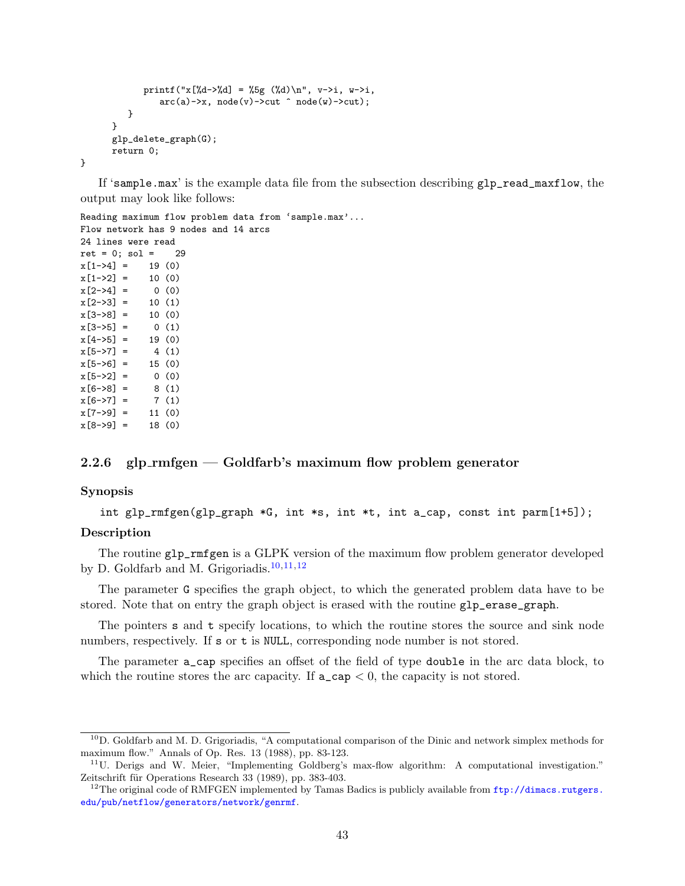```
            printf("x[%d->%d] = %5g (%d)\n", v->i, w->i,
               arc(a)->x, node(v)->cut ^ node(w)->cut);
         }
      }
      glp_delete_graph(G);
      return 0;
}
```

If 'sample.max' is the example data file from the subsection describing `glp_read_maxflow`, the output may look like follows:

```
Reading maximum flow problem data from 'sample.max'...
Flow network has 9 nodes and 14 arcs
24 lines were read
ret = 0; sol =    29
x[1->4] =    19 (0)
x[1->2] =    10 (0)
x[2->4] =     0 (0)
x[2->3] =    10 (1)
x[3->8] =    10 (0)
x[3->5] =     0 (1)
x[4->5] =    19 (0)
x[5->7] =     4 (1)
x[5->6] =    15 (0)
x[5->2] =     0 (0)
x[6->8] =     8 (1)
x[6->7] =     7 (1)
x[7->9] =    11 (0)
x[8->9] =    18 (0)
```

### 2.2.6 glp_rmfgen — Goldfarb's maximum flow problem generator

**Synopsis**

```
int glp_rmfgen(glp_graph *G, int *s, int *t, int a_cap, const int parm[1+5]);
```

**Description**

The routine `glp_rmfgen` is a GLPK version of the maximum flow problem generator developed by D. Goldfarb and M. Grigoriadis.[10,11,12]

The parameter `G` specifies the graph object, to which the generated problem data have to be stored. Note that on entry the graph object is erased with the routine `glp_erase_graph`.

The pointers `s` and `t` specify locations, to which the routine stores the source and sink node numbers, respectively. If `s` or `t` is `NULL`, corresponding node number is not stored.

The parameter `a_cap` specifies an offset of the field of type `double` in the arc data block, to which the routine stores the arc capacity. If `a_cap` $< 0$, the capacity is not stored.

---

[10] D. Goldfarb and M. D. Grigoriadis, "A computational comparison of the Dinic and network simplex methods for maximum flow." Annals of Op. Res. 13 (1988), pp. 83-123.

[11] U. Derigs and W. Meier, "Implementing Goldberg's max-flow algorithm: A computational investigation." Zeitschrift für Operations Research 33 (1989), pp. 383-403.

[12] The original code of RMFGEN implemented by Tamas Badics is publicly available from ftp://dimacs.rutgers.edu/pub/netflow/generators/network/genrmf.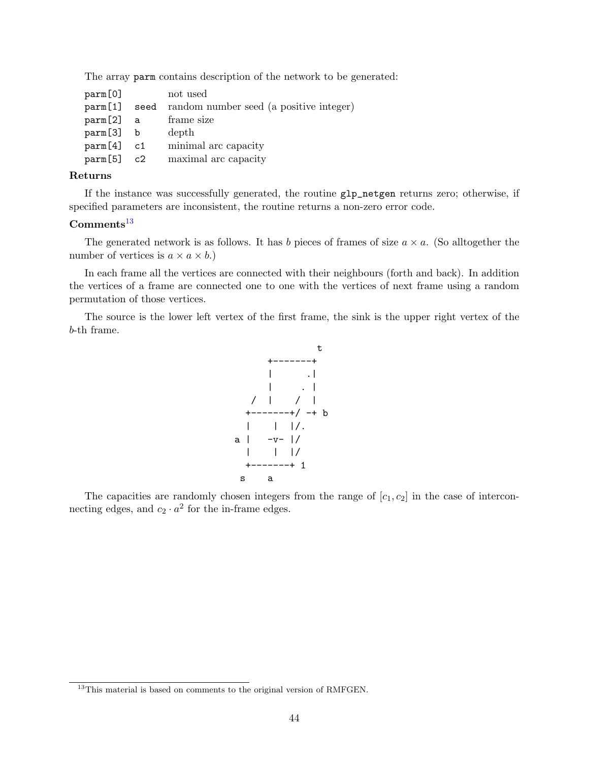The array `parm` contains description of the network to be generated:

| | | |
|---|---|---|
| `parm[0]` | | not used |
| `parm[1]` | `seed` | random number seed (a positive integer) |
| `parm[2]` | `a` | frame size |
| `parm[3]` | `b` | depth |
| `parm[4]` | `c1` | minimal arc capacity |
| `parm[5]` | `c2` | maximal arc capacity |

**Returns**

If the instance was successfully generated, the routine `glp_netgen` returns zero; otherwise, if specified parameters are inconsistent, the routine returns a non-zero error code.

**Comments**[13]

The generated network is as follows. It has $b$ pieces of frames of size $a \times a$. (So alltogether the number of vertices is $a \times a \times b$.)

In each frame all the vertices are connected with their neighbours (forth and back). In addition the vertices of a frame are connected one to one with the vertices of next frame using a random permutation of those vertices.

The source is the lower left vertex of the first frame, the sink is the upper right vertex of the $b$-th frame.

```
                  t
         +-------+
         |      .|
         |     . |
      /  |    /  |
     +-------+/ -+ b
     |    |  |/.
   a |   -v- |/
     |    |  |/
     +-------+ 1
    s    a
```

The capacities are randomly chosen integers from the range of $[c_1, c_2]$ in the case of interconnecting edges, and $c_2 \cdot a^2$ for the in-frame edges.

[13] This material is based on comments to the original version of RMFGEN.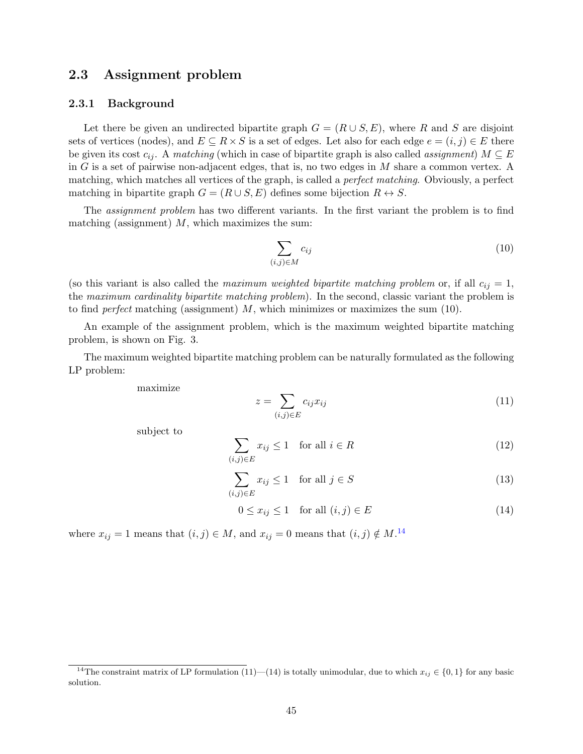## 2.3 Assignment problem

### 2.3.1 Background

Let there be given an undirected bipartite graph $G = (R \cup S, E)$, where $R$ and $S$ are disjoint sets of vertices (nodes), and $E \subseteq R \times S$ is a set of edges. Let also for each edge $e = (i, j) \in E$ there be given its cost $c_{ij}$. A *matching* (which in case of bipartite graph is also called *assignment*) $M \subseteq E$ in $G$ is a set of pairwise non-adjacent edges, that is, no two edges in $M$ share a common vertex. A matching, which matches all vertices of the graph, is called a *perfect matching*. Obviously, a perfect matching in bipartite graph $G = (R \cup S, E)$ defines some bijection $R \leftrightarrow S$.

The *assignment problem* has two different variants. In the first variant the problem is to find matching (assignment) $M$, which maximizes the sum:

$$\sum_{(i,j)\in M} c_{ij} \tag{10}$$

(so this variant is also called the *maximum weighted bipartite matching problem* or, if all $c_{ij} = 1$, the *maximum cardinality bipartite matching problem*). In the second, classic variant the problem is to find *perfect* matching (assignment) $M$, which minimizes or maximizes the sum (10).

An example of the assignment problem, which is the maximum weighted bipartite matching problem, is shown on Fig. 3.

The maximum weighted bipartite matching problem can be naturally formulated as the following LP problem:

maximize

$$z = \sum_{(i,j)\in E} c_{ij} x_{ij} \tag{11}$$

subject to

$$\sum_{(i,j)\in E} x_{ij} \leq 1 \quad \text{for all } i \in R \tag{12}$$

$$\sum_{(i,j)\in E} x_{ij} \leq 1 \quad \text{for all } j \in S \tag{13}$$

$$0 \leq x_{ij} \leq 1 \quad \text{for all } (i,j) \in E \tag{14}$$

where $x_{ij} = 1$ means that $(i, j) \in M$, and $x_{ij} = 0$ means that $(i, j) \notin M$.[14]

[14] The constraint matrix of LP formulation (11)—(14) is totally unimodular, due to which $x_{ij} \in \{0, 1\}$ for any basic solution.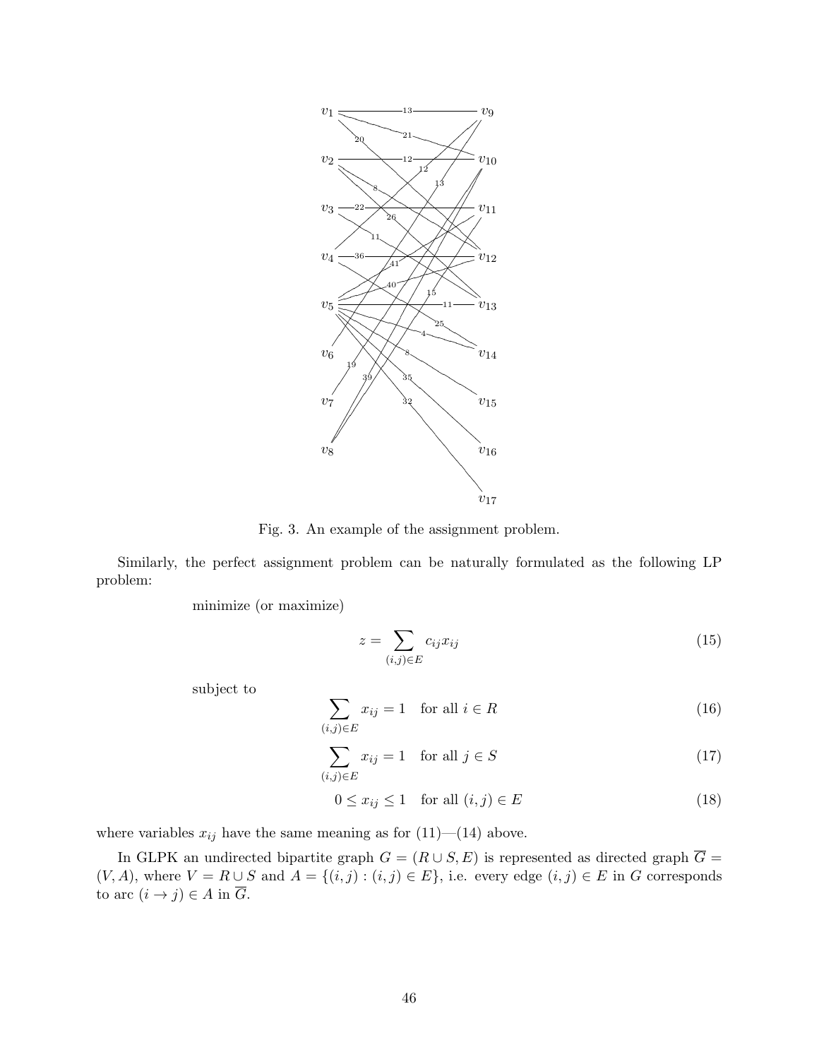Fig. 3. An example of the assignment problem.

Similarly, the perfect assignment problem can be naturally formulated as the following LP problem:

minimize (or maximize)

$$z = \sum_{(i,j)\in E} c_{ij} x_{ij} \tag{15}$$

subject to

$$\sum_{(i,j)\in E} x_{ij} = 1 \quad \text{for all } i \in R \tag{16}$$

$$\sum_{(i,j)\in E} x_{ij} = 1 \quad \text{for all } j \in S \tag{17}$$

$$0 \leq x_{ij} \leq 1 \quad \text{for all } (i,j) \in E \tag{18}$$

where variables $x_{ij}$ have the same meaning as for (11)—(14) above.

In GLPK an undirected bipartite graph $G = (R \cup S, E)$ is represented as directed graph $\overline{G} = (V, A)$, where $V = R \cup S$ and $A = \{(i,j) : (i,j) \in E\}$, i.e. every edge $(i,j) \in E$ in $G$ corresponds to arc $(i \to j) \in A$ in $\overline{G}$.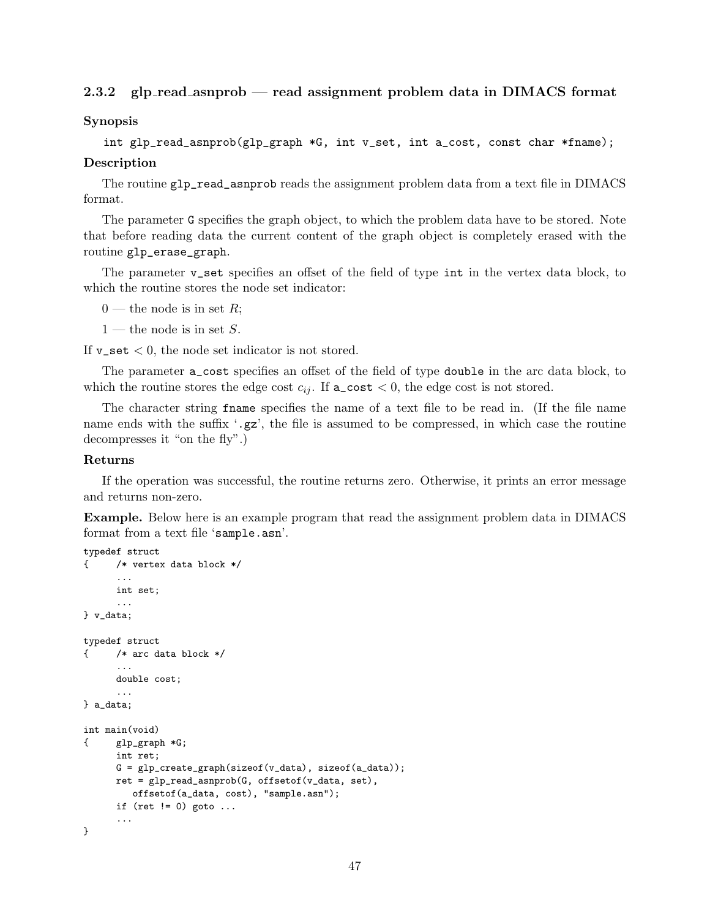### 2.3.2 glp_read_asnprob — read assignment problem data in DIMACS format

**Synopsis**

```
int glp_read_asnprob(glp_graph *G, int v_set, int a_cost, const char *fname);
```

**Description**

The routine `glp_read_asnprob` reads the assignment problem data from a text file in DIMACS format.

The parameter `G` specifies the graph object, to which the problem data have to be stored. Note that before reading data the current content of the graph object is completely erased with the routine `glp_erase_graph`.

The parameter `v_set` specifies an offset of the field of type `int` in the vertex data block, to which the routine stores the node set indicator:

0 — the node is in set $R$;

1 — the node is in set $S$.

If `v_set` $< 0$, the node set indicator is not stored.

The parameter `a_cost` specifies an offset of the field of type `double` in the arc data block, to which the routine stores the edge cost $c_{ij}$. If `a_cost` $< 0$, the edge cost is not stored.

The character string `fname` specifies the name of a text file to be read in. (If the file name name ends with the suffix '`.gz`', the file is assumed to be compressed, in which case the routine decompresses it "on the fly".)

**Returns**

If the operation was successful, the routine returns zero. Otherwise, it prints an error message and returns non-zero.

**Example.** Below here is an example program that read the assignment problem data in DIMACS format from a text file '`sample.asn`'.

```
typedef struct
{     /* vertex data block */
      ...
      int set;
      ...
} v_data;

typedef struct
{     /* arc data block */
      ...
      double cost;
      ...
} a_data;

int main(void)
{     glp_graph *G;
      int ret;
      G = glp_create_graph(sizeof(v_data), sizeof(a_data));
      ret = glp_read_asnprob(G, offsetof(v_data, set),
         offsetof(a_data, cost), "sample.asn");
      if (ret != 0) goto ...
      ...
}
```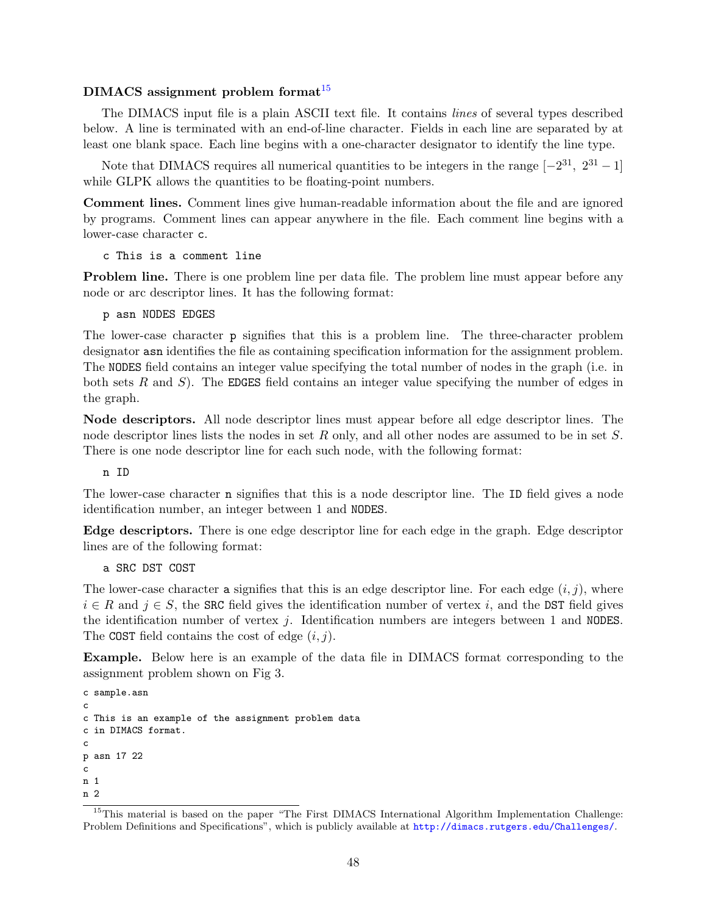### DIMACS assignment problem format[15]

The DIMACS input file is a plain ASCII text file. It contains *lines* of several types described below. A line is terminated with an end-of-line character. Fields in each line are separated by at least one blank space. Each line begins with a one-character designator to identify the line type.

Note that DIMACS requires all numerical quantities to be integers in the range $[-2^{31}, 2^{31}-1]$ while GLPK allows the quantities to be floating-point numbers.

**Comment lines.** Comment lines give human-readable information about the file and are ignored by programs. Comment lines can appear anywhere in the file. Each comment line begins with a lower-case character `c`.

```
c This is a comment line
```

**Problem line.** There is one problem line per data file. The problem line must appear before any node or arc descriptor lines. It has the following format:

```
p asn NODES EDGES
```

The lower-case character `p` signifies that this is a problem line. The three-character problem designator `asn` identifies the file as containing specification information for the assignment problem. The `NODES` field contains an integer value specifying the total number of nodes in the graph (i.e. in both sets $R$ and $S$). The `EDGES` field contains an integer value specifying the number of edges in the graph.

**Node descriptors.** All node descriptor lines must appear before all edge descriptor lines. The node descriptor lines lists the nodes in set $R$ only, and all other nodes are assumed to be in set $S$. There is one node descriptor line for each such node, with the following format:

```
n ID
```

The lower-case character `n` signifies that this is a node descriptor line. The `ID` field gives a node identification number, an integer between 1 and `NODES`.

**Edge descriptors.** There is one edge descriptor line for each edge in the graph. Edge descriptor lines are of the following format:

```
a SRC DST COST
```

The lower-case character `a` signifies that this is an edge descriptor line. For each edge $(i, j)$, where $i \in R$ and $j \in S$, the `SRC` field gives the identification number of vertex $i$, and the `DST` field gives the identification number of vertex $j$. Identification numbers are integers between 1 and `NODES`. The `COST` field contains the cost of edge $(i, j)$.

**Example.** Below here is an example of the data file in DIMACS format corresponding to the assignment problem shown on Fig 3.

```
c sample.asn
c
c This is an example of the assignment problem data
c in DIMACS format.
c
p asn 17 22
c
n 1
n 2
```

[15] This material is based on the paper "The First DIMACS International Algorithm Implementation Challenge: Problem Definitions and Specifications", which is publicly available at http://dimacs.rutgers.edu/Challenges/.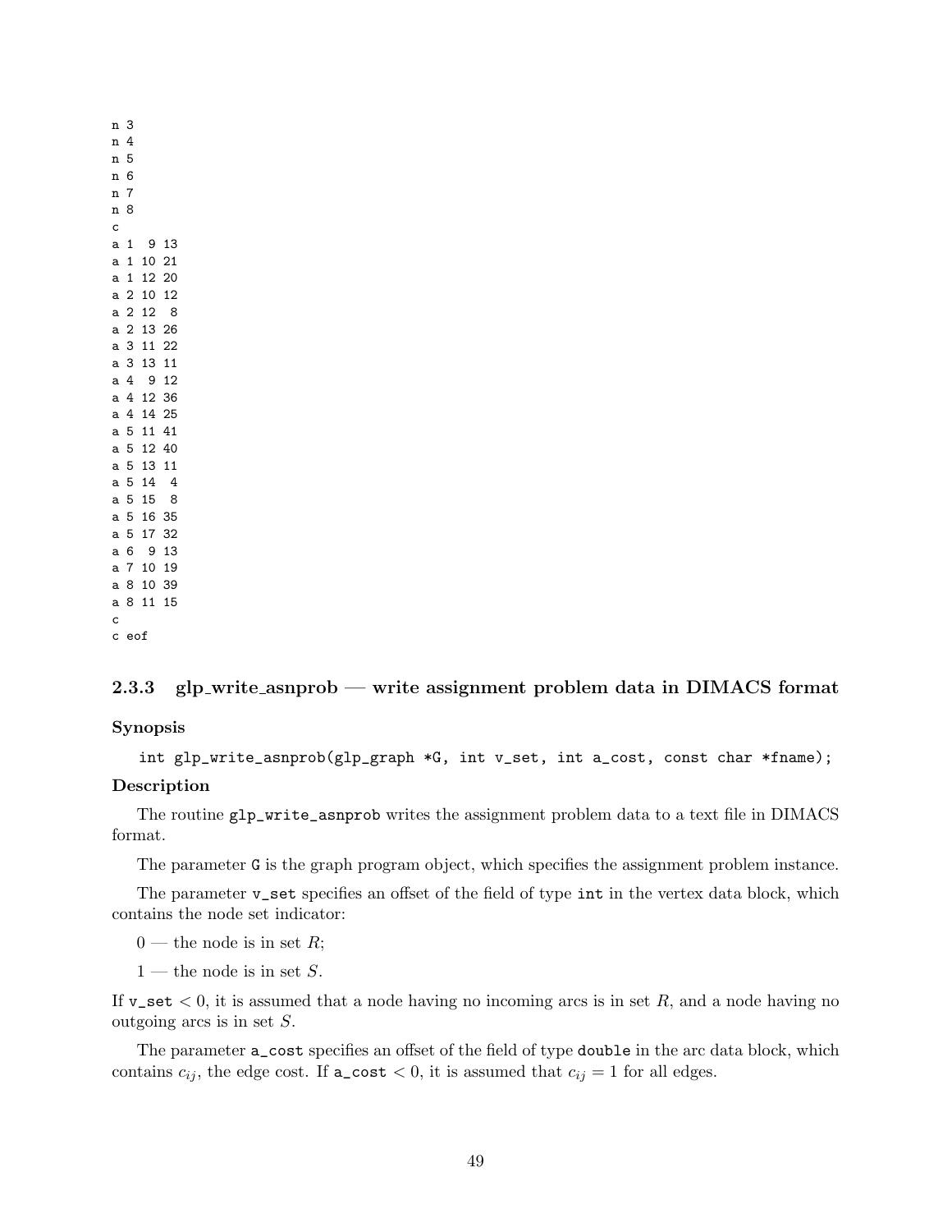```
n 3
n 4
n 5
n 6
n 7
n 8
c
a 1  9 13
a 1 10 21
a 1 12 20
a 2 10 12
a 2 12  8
a 2 13 26
a 3 11 22
a 3 13 11
a 4  9 12
a 4 12 36
a 4 14 25
a 5 11 41
a 5 12 40
a 5 13 11
a 5 14  4
a 5 15  8
a 5 16 35
a 5 17 32
a 6  9 13
a 7 10 19
a 8 10 39
a 8 11 15
c
c eof
```

### 2.3.3 glp_write_asnprob — write assignment problem data in DIMACS format

**Synopsis**

```
int glp_write_asnprob(glp_graph *G, int v_set, int a_cost, const char *fname);
```

**Description**

The routine `glp_write_asnprob` writes the assignment problem data to a text file in DIMACS format.

The parameter `G` is the graph program object, which specifies the assignment problem instance.

The parameter `v_set` specifies an offset of the field of type `int` in the vertex data block, which contains the node set indicator:

0 — the node is in set $R$;

1 — the node is in set $S$.

If `v_set` $< 0$, it is assumed that a node having no incoming arcs is in set $R$, and a node having no outgoing arcs is in set $S$.

The parameter `a_cost` specifies an offset of the field of type `double` in the arc data block, which contains $c_{ij}$, the edge cost. If `a_cost` $< 0$, it is assumed that $c_{ij} = 1$ for all edges.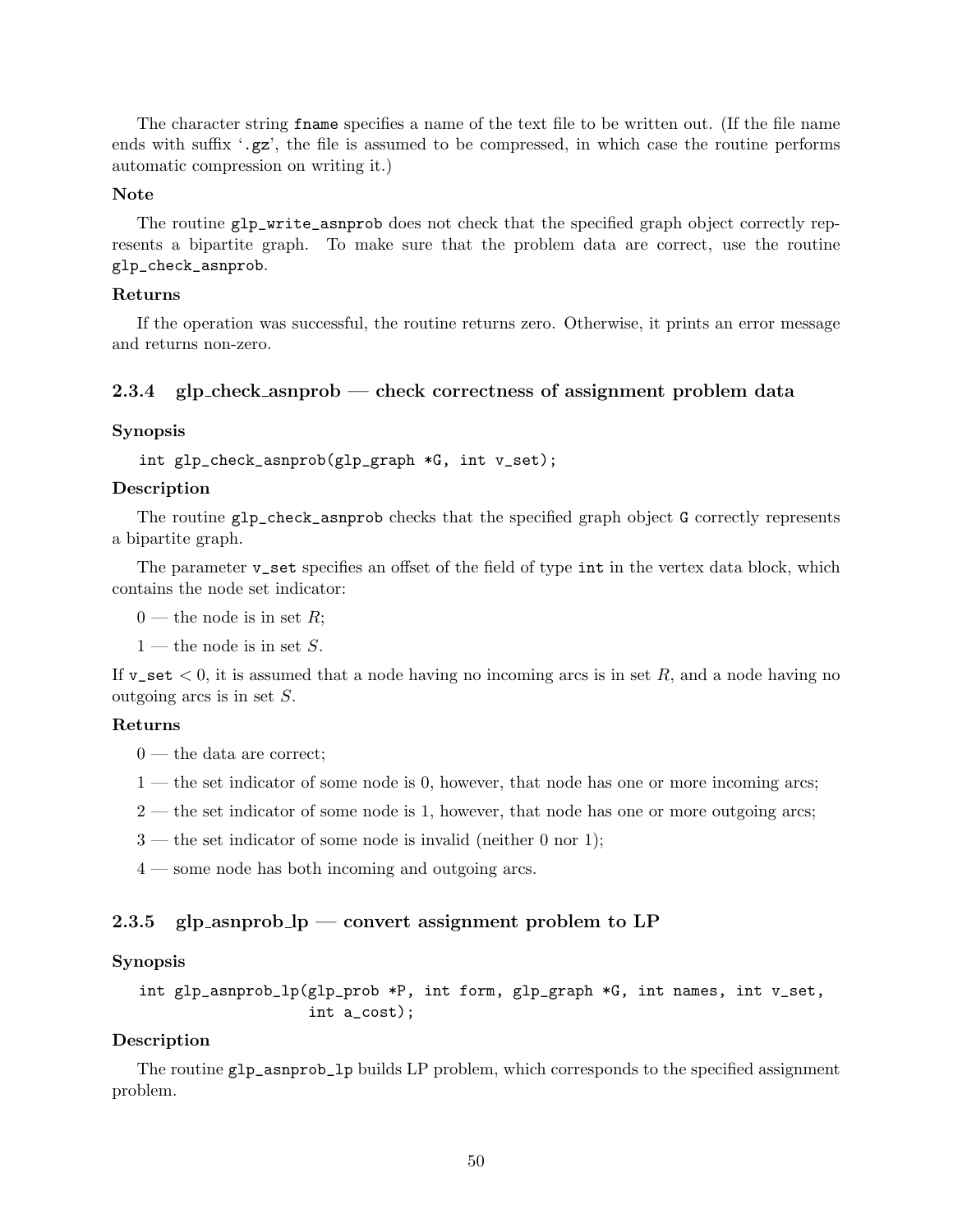The character string `fname` specifies a name of the text file to be written out. (If the file name ends with suffix '`.gz`', the file is assumed to be compressed, in which case the routine performs automatic compression on writing it.)

**Note**

The routine `glp_write_asnprob` does not check that the specified graph object correctly represents a bipartite graph. To make sure that the problem data are correct, use the routine `glp_check_asnprob`.

**Returns**

If the operation was successful, the routine returns zero. Otherwise, it prints an error message and returns non-zero.

### 2.3.4 glp_check_asnprob — check correctness of assignment problem data

**Synopsis**

```
int glp_check_asnprob(glp_graph *G, int v_set);
```

**Description**

The routine `glp_check_asnprob` checks that the specified graph object `G` correctly represents a bipartite graph.

The parameter `v_set` specifies an offset of the field of type `int` in the vertex data block, which contains the node set indicator:

0 — the node is in set $R$;

1 — the node is in set $S$.

If `v_set` $< 0$, it is assumed that a node having no incoming arcs is in set $R$, and a node having no outgoing arcs is in set $S$.

**Returns**

0 — the data are correct;

1 — the set indicator of some node is 0, however, that node has one or more incoming arcs;

2 — the set indicator of some node is 1, however, that node has one or more outgoing arcs;

3 — the set indicator of some node is invalid (neither 0 nor 1);

4 — some node has both incoming and outgoing arcs.

### 2.3.5 glp_asnprob_lp — convert assignment problem to LP

**Synopsis**

```
int glp_asnprob_lp(glp_prob *P, int form, glp_graph *G, int names, int v_set,
                   int a_cost);
```

**Description**

The routine `glp_asnprob_lp` builds LP problem, which corresponds to the specified assignment problem.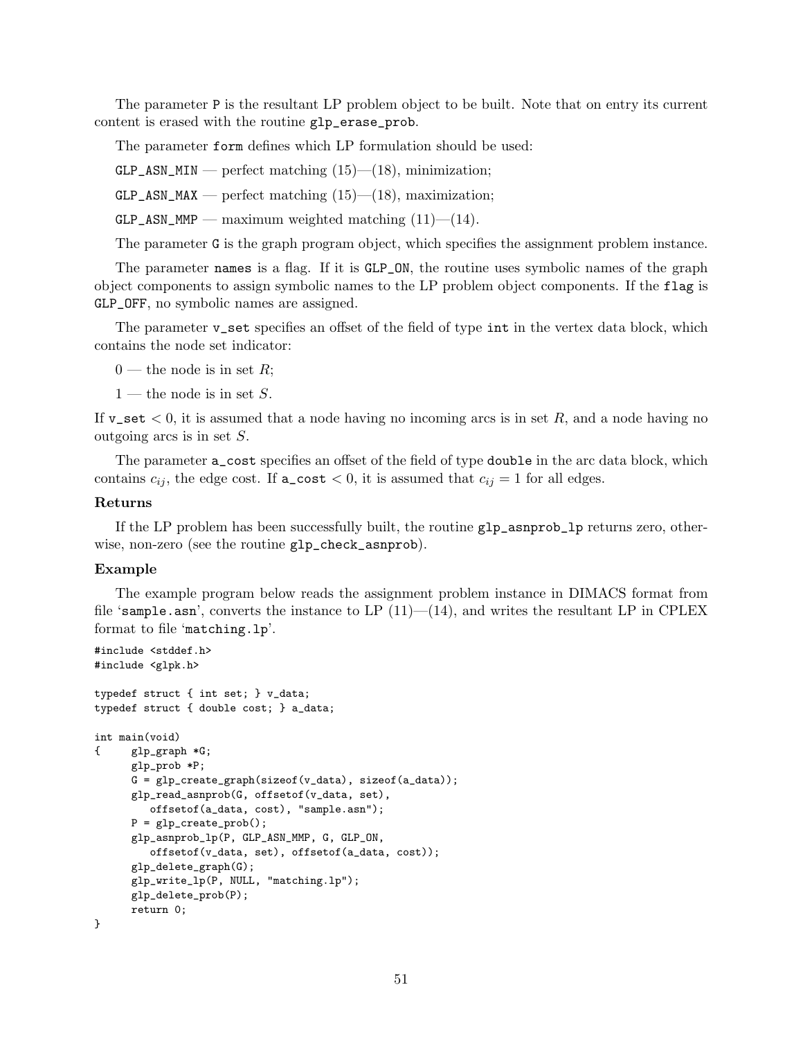The parameter `P` is the resultant LP problem object to be built. Note that on entry its current content is erased with the routine `glp_erase_prob`.

The parameter `form` defines which LP formulation should be used:

`GLP_ASN_MIN` — perfect matching (15)—(18), minimization;

`GLP_ASN_MAX` — perfect matching (15)—(18), maximization;

`GLP_ASN_MMP` — maximum weighted matching (11)—(14).

The parameter `G` is the graph program object, which specifies the assignment problem instance.

The parameter `names` is a flag. If it is `GLP_ON`, the routine uses symbolic names of the graph object components to assign symbolic names to the LP problem object components. If the `flag` is `GLP_OFF`, no symbolic names are assigned.

The parameter `v_set` specifies an offset of the field of type `int` in the vertex data block, which contains the node set indicator:

0 — the node is in set $R$;

1 — the node is in set $S$.

If `v_set` $< 0$, it is assumed that a node having no incoming arcs is in set $R$, and a node having no outgoing arcs is in set $S$.

The parameter `a_cost` specifies an offset of the field of type `double` in the arc data block, which contains $c_{ij}$, the edge cost. If `a_cost` $< 0$, it is assumed that $c_{ij} = 1$ for all edges.

### Returns

If the LP problem has been successfully built, the routine `glp_asnprob_lp` returns zero, otherwise, non-zero (see the routine `glp_check_asnprob`).

### Example

The example program below reads the assignment problem instance in DIMACS format from file '`sample.asn`', converts the instance to LP (11)—(14), and writes the resultant LP in CPLEX format to file '`matching.lp`'.

```
#include <stddef.h>
#include <glpk.h>

typedef struct { int set; } v_data;
typedef struct { double cost; } a_data;

int main(void)
{     glp_graph *G;
      glp_prob *P;
      G = glp_create_graph(sizeof(v_data), sizeof(a_data));
      glp_read_asnprob(G, offsetof(v_data, set),
         offsetof(a_data, cost), "sample.asn");
      P = glp_create_prob();
      glp_asnprob_lp(P, GLP_ASN_MMP, G, GLP_ON,
         offsetof(v_data, set), offsetof(a_data, cost));
      glp_delete_graph(G);
      glp_write_lp(P, NULL, "matching.lp");
      glp_delete_prob(P);
      return 0;
}
```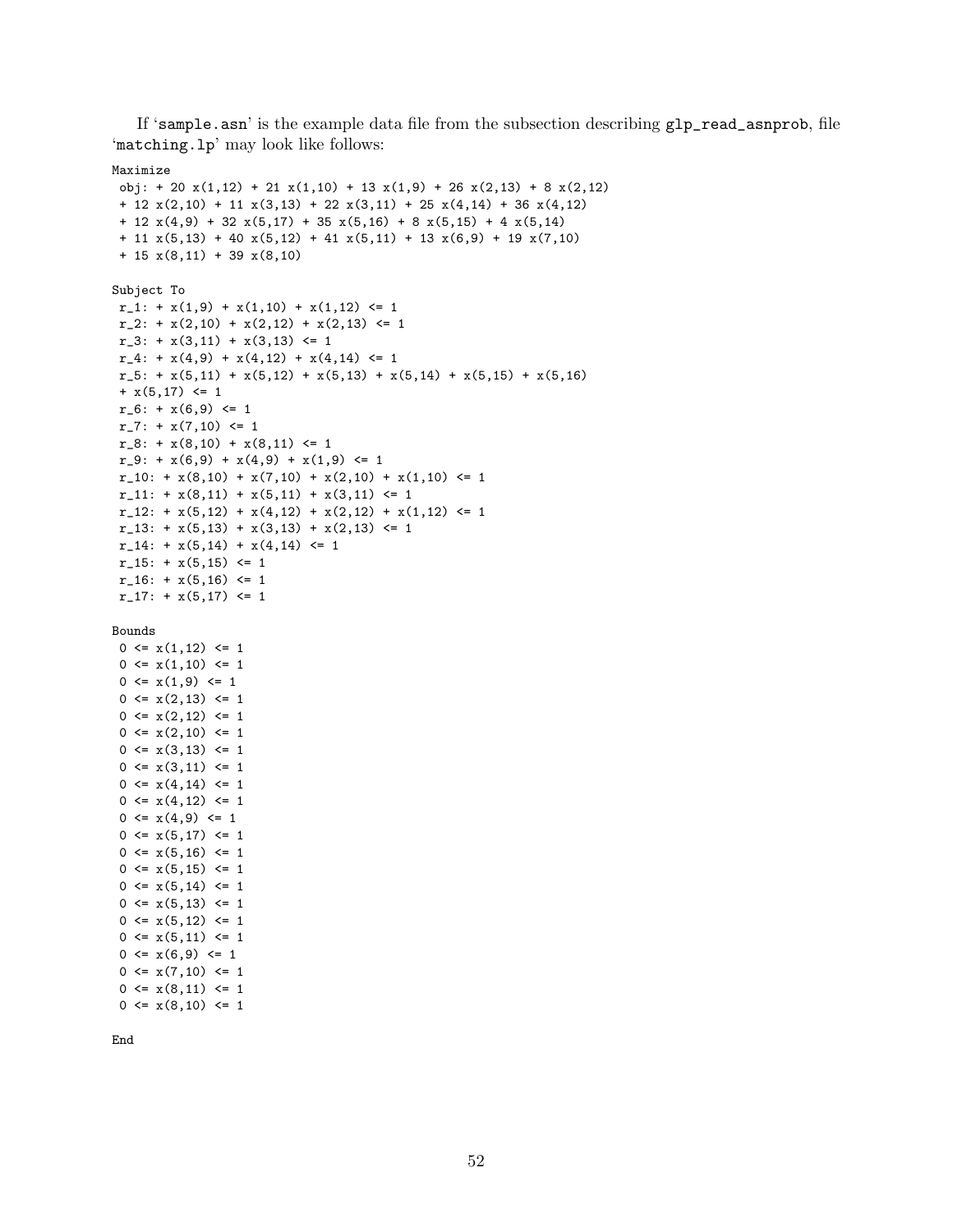If '`sample.asn`' is the example data file from the subsection describing `glp_read_asnprob`, file '`matching.lp`' may look like follows:

```
Maximize
 obj: + 20 x(1,12) + 21 x(1,10) + 13 x(1,9) + 26 x(2,13) + 8 x(2,12)
 + 12 x(2,10) + 11 x(3,13) + 22 x(3,11) + 25 x(4,14) + 36 x(4,12)
 + 12 x(4,9) + 32 x(5,17) + 35 x(5,16) + 8 x(5,15) + 4 x(5,14)
 + 11 x(5,13) + 40 x(5,12) + 41 x(5,11) + 13 x(6,9) + 19 x(7,10)
 + 15 x(8,11) + 39 x(8,10)

Subject To
 r_1: + x(1,9) + x(1,10) + x(1,12) <= 1
 r_2: + x(2,10) + x(2,12) + x(2,13) <= 1
 r_3: + x(3,11) + x(3,13) <= 1
 r_4: + x(4,9) + x(4,12) + x(4,14) <= 1
 r_5: + x(5,11) + x(5,12) + x(5,13) + x(5,14) + x(5,15) + x(5,16)
 + x(5,17) <= 1
 r_6: + x(6,9) <= 1
 r_7: + x(7,10) <= 1
 r_8: + x(8,10) + x(8,11) <= 1
 r_9: + x(6,9) + x(4,9) + x(1,9) <= 1
 r_10: + x(8,10) + x(7,10) + x(2,10) + x(1,10) <= 1
 r_11: + x(8,11) + x(5,11) + x(3,11) <= 1
 r_12: + x(5,12) + x(4,12) + x(2,12) + x(1,12) <= 1
 r_13: + x(5,13) + x(3,13) + x(2,13) <= 1
 r_14: + x(5,14) + x(4,14) <= 1
 r_15: + x(5,15) <= 1
 r_16: + x(5,16) <= 1
 r_17: + x(5,17) <= 1

Bounds
 0 <= x(1,12) <= 1
 0 <= x(1,10) <= 1
 0 <= x(1,9) <= 1
 0 <= x(2,13) <= 1
 0 <= x(2,12) <= 1
 0 <= x(2,10) <= 1
 0 <= x(3,13) <= 1
 0 <= x(3,11) <= 1
 0 <= x(4,14) <= 1
 0 <= x(4,12) <= 1
 0 <= x(4,9) <= 1
 0 <= x(5,17) <= 1
 0 <= x(5,16) <= 1
 0 <= x(5,15) <= 1
 0 <= x(5,14) <= 1
 0 <= x(5,13) <= 1
 0 <= x(5,12) <= 1
 0 <= x(5,11) <= 1
 0 <= x(6,9) <= 1
 0 <= x(7,10) <= 1
 0 <= x(8,11) <= 1
 0 <= x(8,10) <= 1

End
```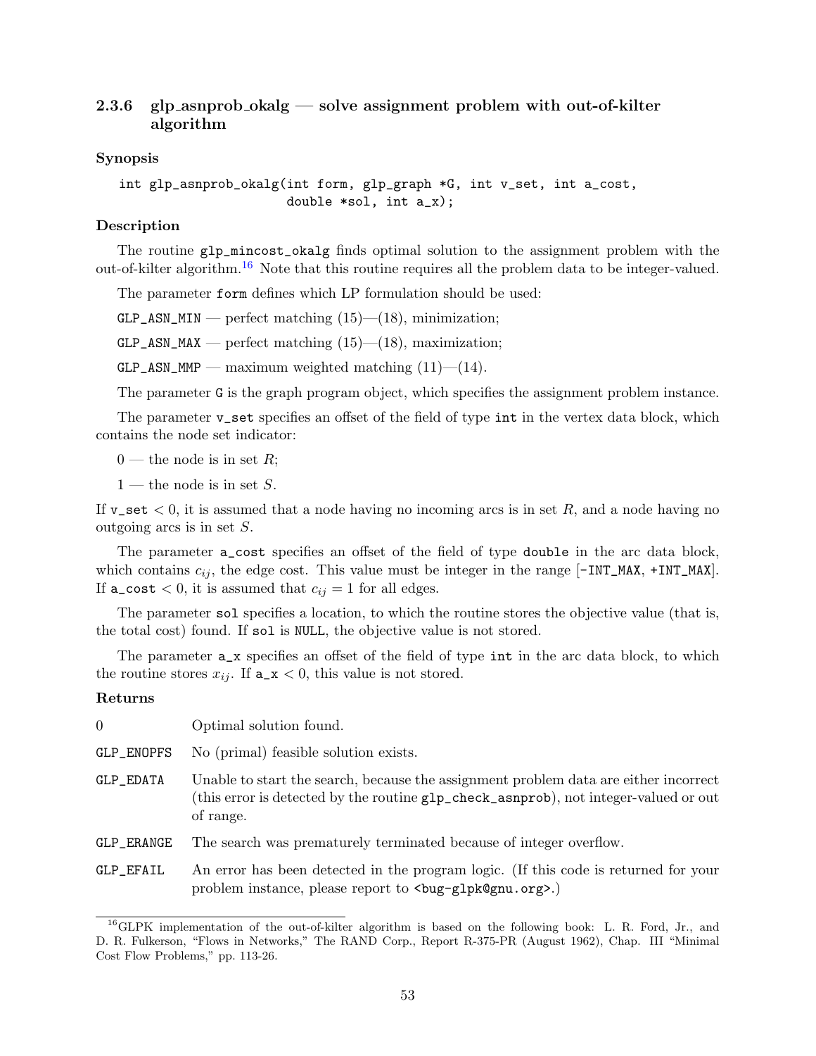### 2.3.6 glp_asnprob_okalg — solve assignment problem with out-of-kilter algorithm

**Synopsis**

```
int glp_asnprob_okalg(int form, glp_graph *G, int v_set, int a_cost,
                      double *sol, int a_x);
```

**Description**

The routine `glp_mincost_okalg` finds optimal solution to the assignment problem with the out-of-kilter algorithm.[16] Note that this routine requires all the problem data to be integer-valued.

The parameter `form` defines which LP formulation should be used:

`GLP_ASN_MIN` — perfect matching (15)—(18), minimization;

`GLP_ASN_MAX` — perfect matching (15)—(18), maximization;

`GLP_ASN_MMP` — maximum weighted matching (11)—(14).

The parameter `G` is the graph program object, which specifies the assignment problem instance.

The parameter `v_set` specifies an offset of the field of type `int` in the vertex data block, which contains the node set indicator:

0 — the node is in set $R$;

1 — the node is in set $S$.

If `v_set` $< 0$, it is assumed that a node having no incoming arcs is in set $R$, and a node having no outgoing arcs is in set $S$.

The parameter `a_cost` specifies an offset of the field of type `double` in the arc data block, which contains $c_{ij}$, the edge cost. This value must be integer in the range [`-INT_MAX`, `+INT_MAX`]. If `a_cost` $< 0$, it is assumed that $c_{ij} = 1$ for all edges.

The parameter `sol` specifies a location, to which the routine stores the objective value (that is, the total cost) found. If `sol` is `NULL`, the objective value is not stored.

The parameter `a_x` specifies an offset of the field of type `int` in the arc data block, to which the routine stores $x_{ij}$. If `a_x` $< 0$, this value is not stored.

**Returns**

| | |
|---|---|
| 0 | Optimal solution found. |
| `GLP_ENOPFS` | No (primal) feasible solution exists. |
| `GLP_EDATA` | Unable to start the search, because the assignment problem data are either incorrect (this error is detected by the routine `glp_check_asnprob`), not integer-valued or out of range. |
| `GLP_ERANGE` | The search was prematurely terminated because of integer overflow. |
| `GLP_EFAIL` | An error has been detected in the program logic. (If this code is returned for your problem instance, please report to `<bug-glpk@gnu.org>`.) |

[16] GLPK implementation of the out-of-kilter algorithm is based on the following book: L. R. Ford, Jr., and D. R. Fulkerson, "Flows in Networks," The RAND Corp., Report R-375-PR (August 1962), Chap. III "Minimal Cost Flow Problems," pp. 113-26.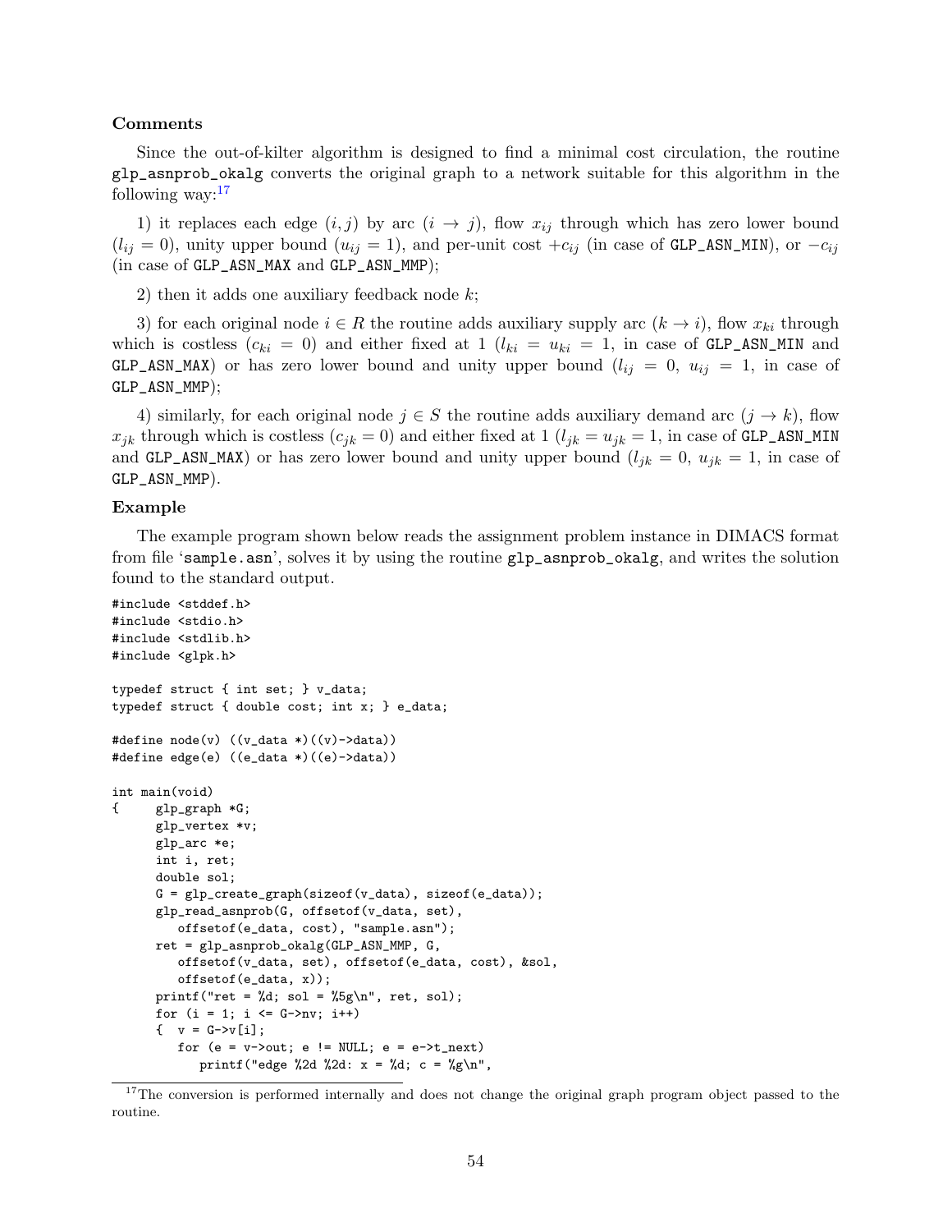**Comments**

Since the out-of-kilter algorithm is designed to find a minimal cost circulation, the routine `glp_asnprob_okalg` converts the original graph to a network suitable for this algorithm in the following way:[17]

1) it replaces each edge $(i, j)$ by arc $(i \rightarrow j)$, flow $x_{ij}$ through which has zero lower bound ($l_{ij} = 0$), unity upper bound ($u_{ij} = 1$), and per-unit cost $+c_{ij}$ (in case of `GLP_ASN_MIN`), or $-c_{ij}$ (in case of `GLP_ASN_MAX` and `GLP_ASN_MMP`);

2) then it adds one auxiliary feedback node $k$;

3) for each original node $i \in R$ the routine adds auxiliary supply arc $(k \rightarrow i)$, flow $x_{ki}$ through which is costless ($c_{ki} = 0$) and either fixed at 1 ($l_{ki} = u_{ki} = 1$, in case of `GLP_ASN_MIN` and `GLP_ASN_MAX`) or has zero lower bound and unity upper bound ($l_{ij} = 0$, $u_{ij} = 1$, in case of `GLP_ASN_MMP`);

4) similarly, for each original node $j \in S$ the routine adds auxiliary demand arc $(j \rightarrow k)$, flow $x_{jk}$ through which is costless ($c_{jk} = 0$) and either fixed at 1 ($l_{jk} = u_{jk} = 1$, in case of `GLP_ASN_MIN` and `GLP_ASN_MAX`) or has zero lower bound and unity upper bound ($l_{jk} = 0$, $u_{jk} = 1$, in case of `GLP_ASN_MMP`).

**Example**

The example program shown below reads the assignment problem instance in DIMACS format from file '`sample.asn`', solves it by using the routine `glp_asnprob_okalg`, and writes the solution found to the standard output.

```
#include <stddef.h>
#include <stdio.h>
#include <stdlib.h>
#include <glpk.h>

typedef struct { int set; } v_data;
typedef struct { double cost; int x; } e_data;

#define node(v) ((v_data *)((v)->data))
#define edge(e) ((e_data *)((e)->data))

int main(void)
{     glp_graph *G;
      glp_vertex *v;
      glp_arc *e;
      int i, ret;
      double sol;
      G = glp_create_graph(sizeof(v_data), sizeof(e_data));
      glp_read_asnprob(G, offsetof(v_data, set),
         offsetof(e_data, cost), "sample.asn");
      ret = glp_asnprob_okalg(GLP_ASN_MMP, G,
         offsetof(v_data, set), offsetof(e_data, cost), &sol,
         offsetof(e_data, x));
      printf("ret = %d; sol = %5g\n", ret, sol);
      for (i = 1; i <= G->nv; i++)
      {  v = G->v[i];
         for (e = v->out; e != NULL; e = e->t_next)
            printf("edge %2d %2d: x = %d; c = %g\n",
```

[17] The conversion is performed internally and does not change the original graph program object passed to the routine.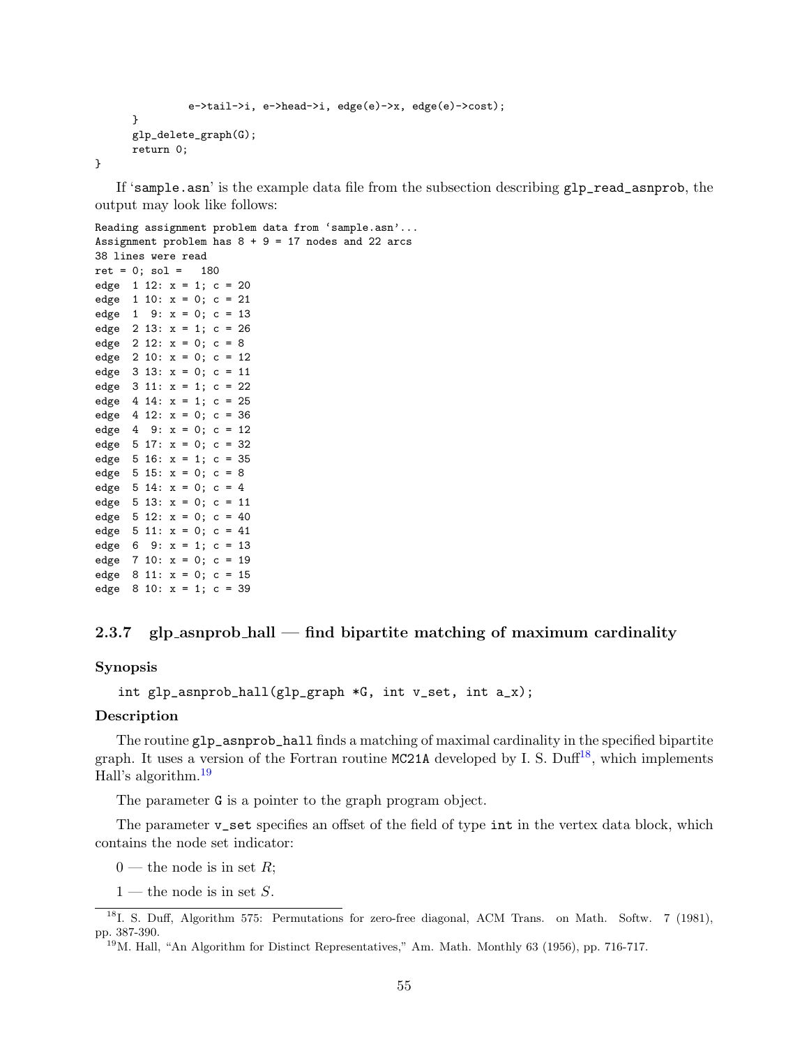```
            e->tail->i, e->head->i, edge(e)->x, edge(e)->cost);
      }
      glp_delete_graph(G);
      return 0;
}
```

If 'sample.asn' is the example data file from the subsection describing glp_read_asnprob, the output may look like follows:

```
Reading assignment problem data from 'sample.asn'...
Assignment problem has 8 + 9 = 17 nodes and 22 arcs
38 lines were read
ret = 0; sol =   180
edge  1 12: x = 1; c = 20
edge  1 10: x = 0; c = 21
edge  1  9: x = 0; c = 13
edge  2 13: x = 1; c = 26
edge  2 12: x = 0; c = 8
edge  2 10: x = 0; c = 12
edge  3 13: x = 0; c = 11
edge  3 11: x = 1; c = 22
edge  4 14: x = 1; c = 25
edge  4 12: x = 0; c = 36
edge  4  9: x = 0; c = 12
edge  5 17: x = 0; c = 32
edge  5 16: x = 1; c = 35
edge  5 15: x = 0; c = 8
edge  5 14: x = 0; c = 4
edge  5 13: x = 0; c = 11
edge  5 12: x = 0; c = 40
edge  5 11: x = 0; c = 41
edge  6  9: x = 1; c = 13
edge  7 10: x = 0; c = 19
edge  8 11: x = 0; c = 15
edge  8 10: x = 1; c = 39
```

### 2.3.7 glp_asnprob_hall — find bipartite matching of maximum cardinality

**Synopsis**

```
int glp_asnprob_hall(glp_graph *G, int v_set, int a_x);
```

**Description**

The routine glp_asnprob_hall finds a matching of maximal cardinality in the specified bipartite graph. It uses a version of the Fortran routine MC21A developed by I. S. Duff[18], which implements Hall's algorithm.[19]

The parameter G is a pointer to the graph program object.

The parameter v_set specifies an offset of the field of type int in the vertex data block, which contains the node set indicator:

0 — the node is in set $R$;

1 — the node is in set $S$.

[18] I. S. Duff, Algorithm 575: Permutations for zero-free diagonal, ACM Trans. on Math. Softw. 7 (1981), pp. 387-390.

[19] M. Hall, "An Algorithm for Distinct Representatives," Am. Math. Monthly 63 (1956), pp. 716-717.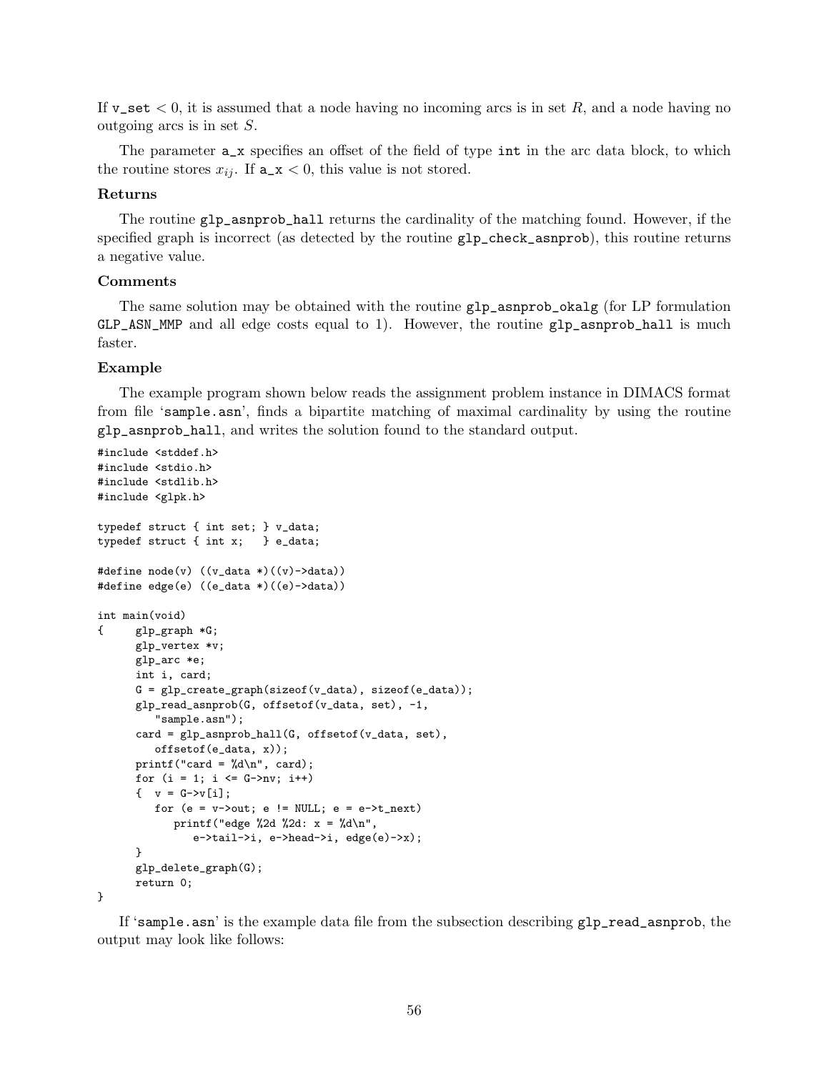If `v_set` $< 0$, it is assumed that a node having no incoming arcs is in set $R$, and a node having no outgoing arcs is in set $S$.

The parameter `a_x` specifies an offset of the field of type `int` in the arc data block, to which the routine stores $x_{ij}$. If `a_x` $< 0$, this value is not stored.

**Returns**

The routine `glp_asnprob_hall` returns the cardinality of the matching found. However, if the specified graph is incorrect (as detected by the routine `glp_check_asnprob`), this routine returns a negative value.

**Comments**

The same solution may be obtained with the routine `glp_asnprob_okalg` (for LP formulation `GLP_ASN_MMP` and all edge costs equal to 1). However, the routine `glp_asnprob_hall` is much faster.

**Example**

The example program shown below reads the assignment problem instance in DIMACS format from file '`sample.asn`', finds a bipartite matching of maximal cardinality by using the routine `glp_asnprob_hall`, and writes the solution found to the standard output.

```
#include <stddef.h>
#include <stdio.h>
#include <stdlib.h>
#include <glpk.h>

typedef struct { int set; } v_data;
typedef struct { int x;   } e_data;

#define node(v) ((v_data *)((v)->data))
#define edge(e) ((e_data *)((e)->data))

int main(void)
{     glp_graph *G;
      glp_vertex *v;
      glp_arc *e;
      int i, card;
      G = glp_create_graph(sizeof(v_data), sizeof(e_data));
      glp_read_asnprob(G, offsetof(v_data, set), -1,
         "sample.asn");
      card = glp_asnprob_hall(G, offsetof(v_data, set),
         offsetof(e_data, x));
      printf("card = %d\n", card);
      for (i = 1; i <= G->nv; i++)
      {  v = G->v[i];
         for (e = v->out; e != NULL; e = e->t_next)
            printf("edge %2d %2d: x = %d\n",
               e->tail->i, e->head->i, edge(e)->x);
      }
      glp_delete_graph(G);
      return 0;
}
```

If '`sample.asn`' is the example data file from the subsection describing `glp_read_asnprob`, the output may look like follows: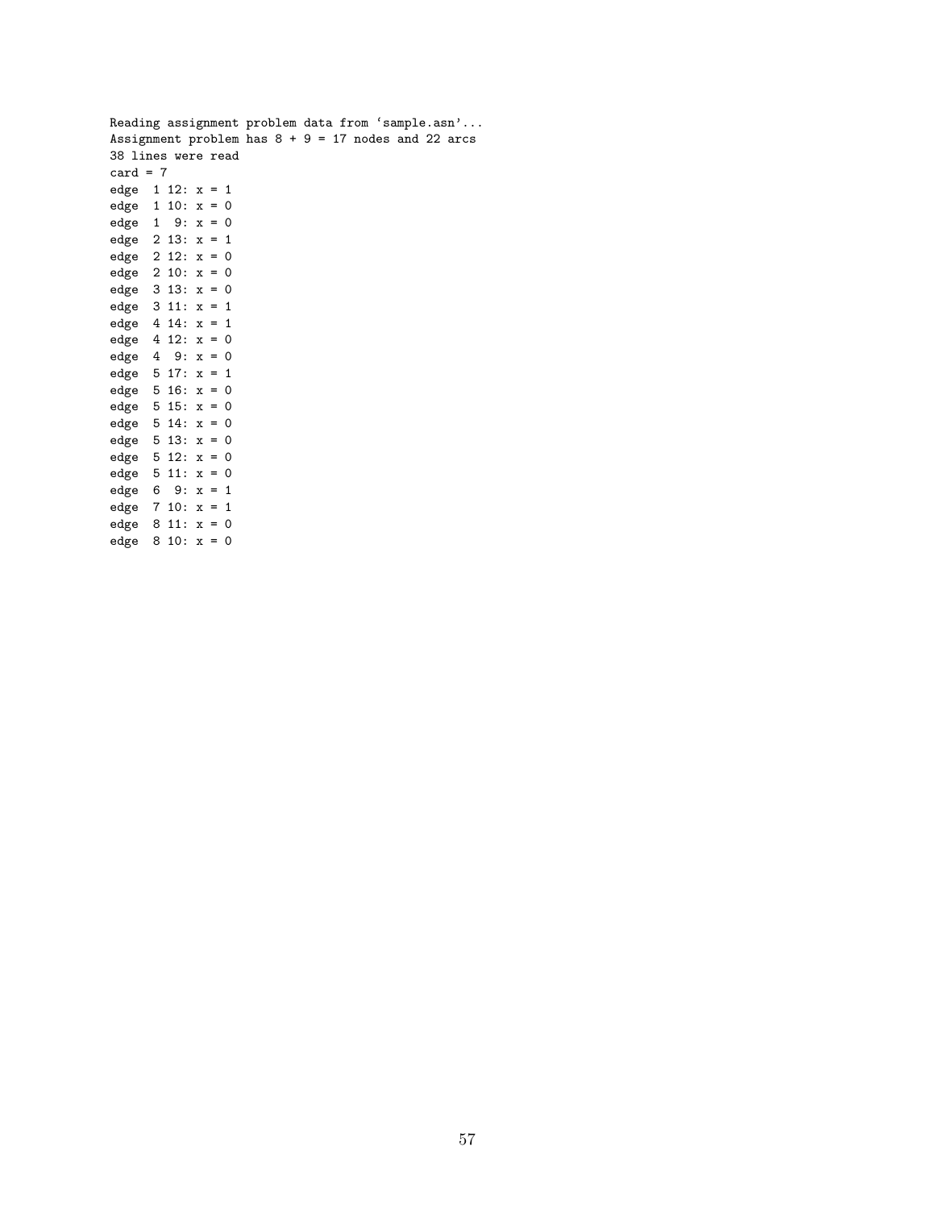```
Reading assignment problem data from `sample.asn'...
Assignment problem has 8 + 9 = 17 nodes and 22 arcs
38 lines were read
card = 7
edge  1 12: x = 1
edge  1 10: x = 0
edge  1  9: x = 0
edge  2 13: x = 1
edge  2 12: x = 0
edge  2 10: x = 0
edge  3 13: x = 0
edge  3 11: x = 1
edge  4 14: x = 1
edge  4 12: x = 0
edge  4  9: x = 0
edge  5 17: x = 1
edge  5 16: x = 0
edge  5 15: x = 0
edge  5 14: x = 0
edge  5 13: x = 0
edge  5 12: x = 0
edge  5 11: x = 0
edge  6  9: x = 1
edge  7 10: x = 1
edge  8 11: x = 0
edge  8 10: x = 0
```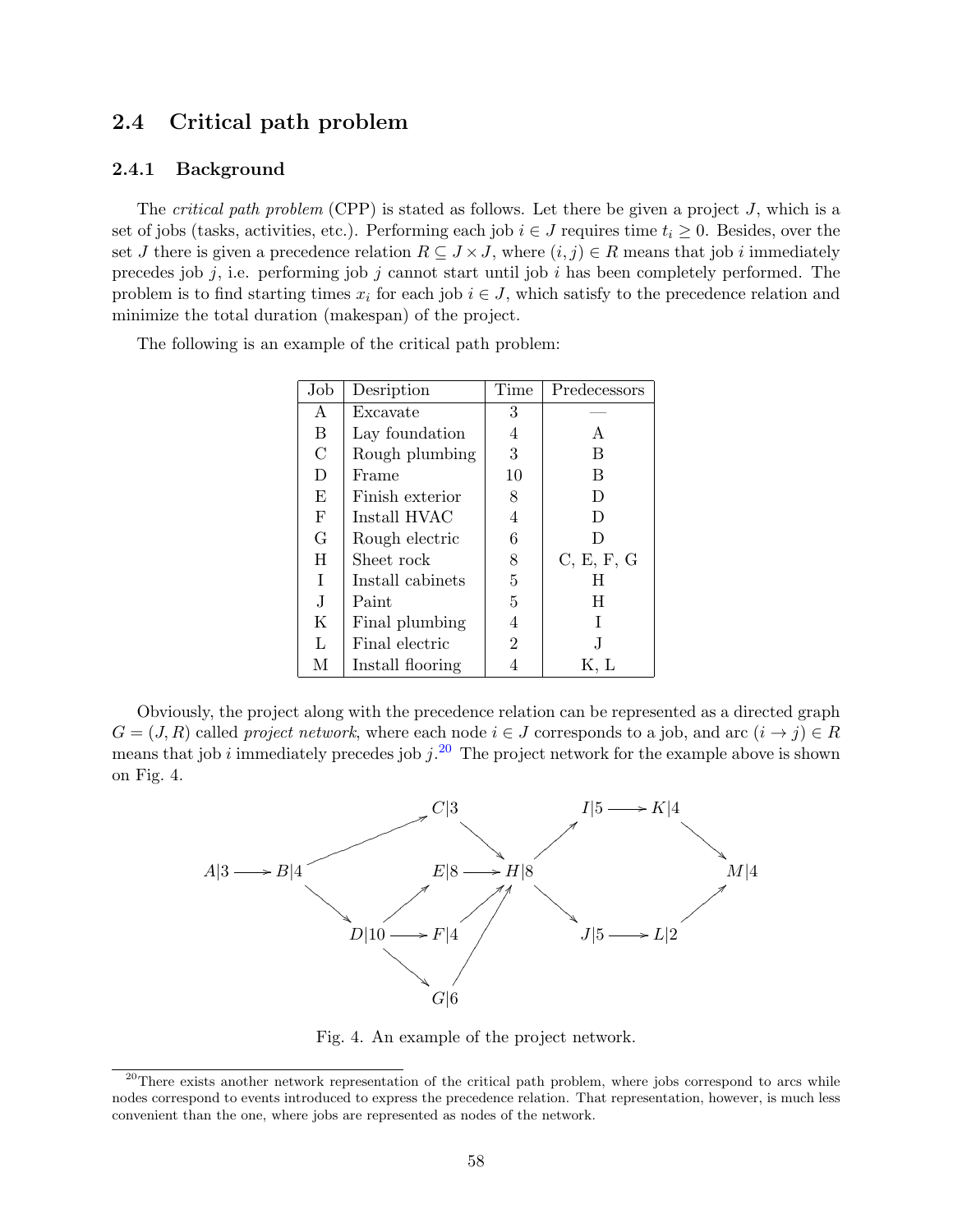## 2.4 Critical path problem

### 2.4.1 Background

The *critical path problem* (CPP) is stated as follows. Let there be given a project $J$, which is a set of jobs (tasks, activities, etc.). Performing each job $i \in J$ requires time $t_i \geq 0$. Besides, over the set $J$ there is given a precedence relation $R \subseteq J \times J$, where $(i, j) \in R$ means that job $i$ immediately precedes job $j$, i.e. performing job $j$ cannot start until job $i$ has been completely performed. The problem is to find starting times $x_i$ for each job $i \in J$, which satisfy to the precedence relation and minimize the total duration (makespan) of the project.

The following is an example of the critical path problem:

| Job | Desription | Time | Predecessors |
|---|---|---|---|
| A | Excavate | 3 | — |
| B | Lay foundation | 4 | A |
| C | Rough plumbing | 3 | B |
| D | Frame | 10 | B |
| E | Finish exterior | 8 | D |
| F | Install HVAC | 4 | D |
| G | Rough electric | 6 | D |
| H | Sheet rock | 8 | C, E, F, G |
| I | Install cabinets | 5 | H |
| J | Paint | 5 | H |
| K | Final plumbing | 4 | I |
| L | Final electric | 2 | J |
| M | Install flooring | 4 | K, L |

Obviously, the project along with the precedence relation can be represented as a directed graph $G = (J, R)$ called *project network*, where each node $i \in J$ corresponds to a job, and arc $(i \to j) \in R$ means that job $i$ immediately precedes job $j$.[20] The project network for the example above is shown on Fig. 4.

$A|3 \to B|4$; $B|4 \to C|3$; $B|4 \to D|10$; $D|10 \to E|8$; $D|10 \to F|4$; $D|10 \to G|6$; $C|3 \to H|8$; $E|8 \to H|8$; $F|4 \to H|8$; $G|6 \to H|8$; $H|8 \to I|5$; $H|8 \to J|5$; $I|5 \to K|4$; $J|5 \to L|2$; $K|4 \to M|4$; $L|2 \to M|4$

Fig. 4. An example of the project network.

[20] There exists another network representation of the critical path problem, where jobs correspond to arcs while nodes correspond to events introduced to express the precedence relation. That representation, however, is much less convenient than the one, where jobs are represented as nodes of the network.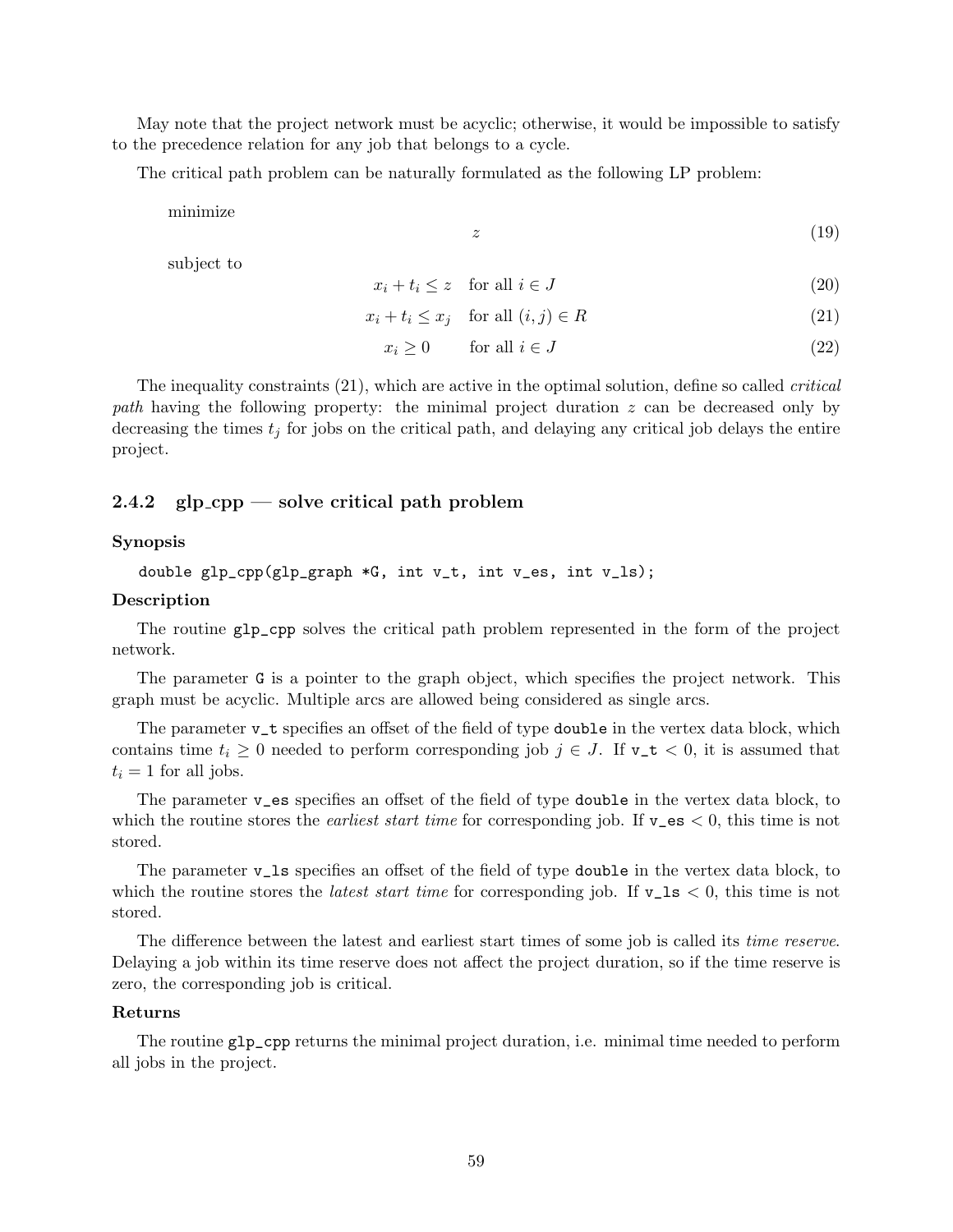May note that the project network must be acyclic; otherwise, it would be impossible to satisfy to the precedence relation for any job that belongs to a cycle.

The critical path problem can be naturally formulated as the following LP problem:

minimize

$$z \tag{19}$$

subject to

$$x_i + t_i \leq z \quad \text{for all } i \in J \tag{20}$$

$$x_i + t_i \leq x_j \quad \text{for all } (i,j) \in R \tag{21}$$

$$x_i \geq 0 \quad \text{for all } i \in J \tag{22}$$

The inequality constraints (21), which are active in the optimal solution, define so called *critical path* having the following property: the minimal project duration $z$ can be decreased only by decreasing the times $t_j$ for jobs on the critical path, and delaying any critical job delays the entire project.

### 2.4.2 glp_cpp — solve critical path problem

**Synopsis**

```
double glp_cpp(glp_graph *G, int v_t, int v_es, int v_ls);
```

**Description**

The routine `glp_cpp` solves the critical path problem represented in the form of the project network.

The parameter `G` is a pointer to the graph object, which specifies the project network. This graph must be acyclic. Multiple arcs are allowed being considered as single arcs.

The parameter `v_t` specifies an offset of the field of type `double` in the vertex data block, which contains time $t_i \geq 0$ needed to perform corresponding job $j \in J$. If `v_t` $< 0$, it is assumed that $t_i = 1$ for all jobs.

The parameter `v_es` specifies an offset of the field of type `double` in the vertex data block, to which the routine stores the *earliest start time* for corresponding job. If `v_es` $< 0$, this time is not stored.

The parameter `v_ls` specifies an offset of the field of type `double` in the vertex data block, to which the routine stores the *latest start time* for corresponding job. If `v_ls` $< 0$, this time is not stored.

The difference between the latest and earliest start times of some job is called its *time reserve*. Delaying a job within its time reserve does not affect the project duration, so if the time reserve is zero, the corresponding job is critical.

**Returns**

The routine `glp_cpp` returns the minimal project duration, i.e. minimal time needed to perform all jobs in the project.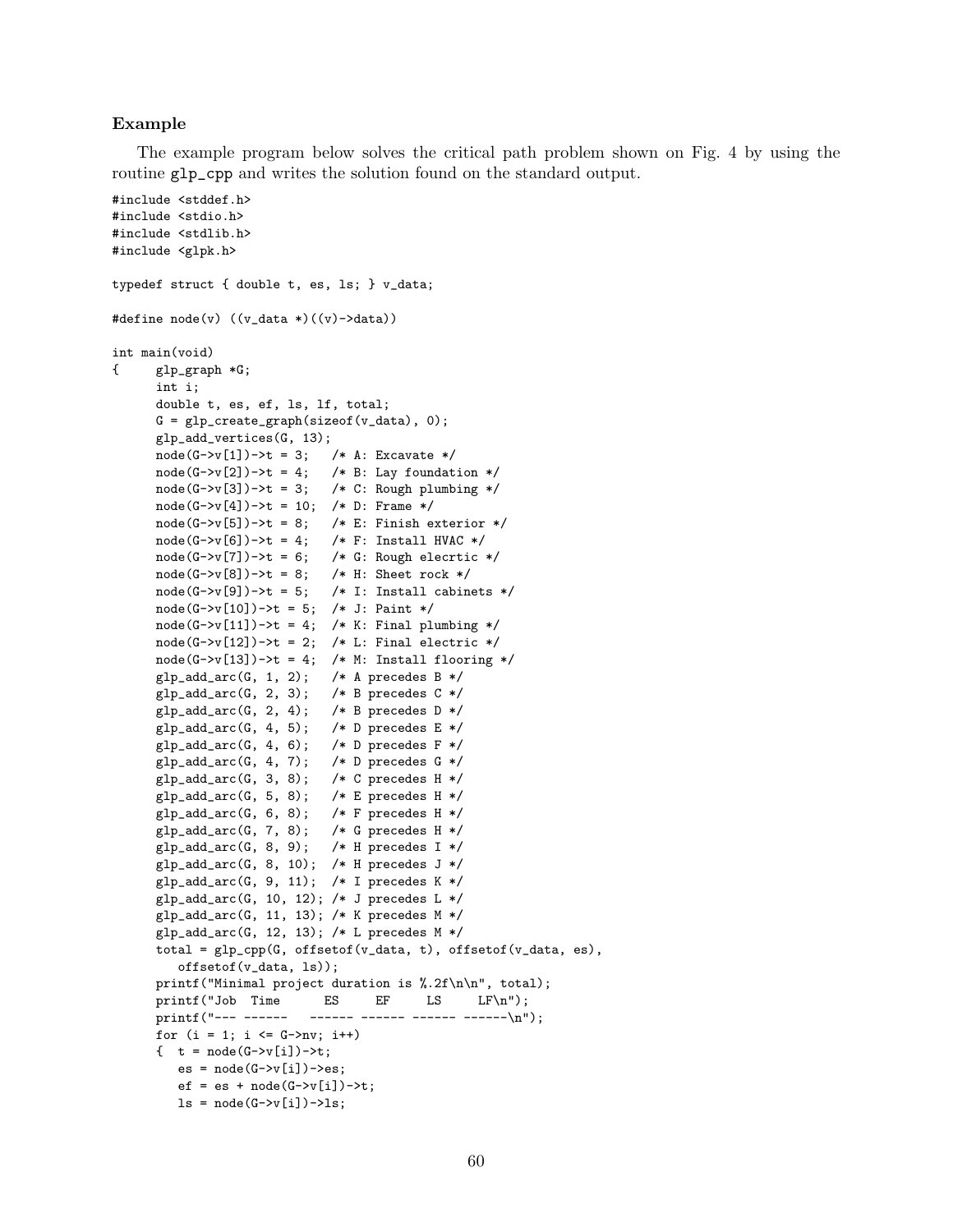### Example

The example program below solves the critical path problem shown on Fig. 4 by using the routine `glp_cpp` and writes the solution found on the standard output.

```
#include <stddef.h>
#include <stdio.h>
#include <stdlib.h>
#include <glpk.h>

typedef struct { double t, es, ls; } v_data;

#define node(v) ((v_data *)((v)->data))

int main(void)
{     glp_graph *G;
      int i;
      double t, es, ef, ls, lf, total;
      G = glp_create_graph(sizeof(v_data), 0);
      glp_add_vertices(G, 13);
      node(G->v[1])->t = 3;   /* A: Excavate */
      node(G->v[2])->t = 4;   /* B: Lay foundation */
      node(G->v[3])->t = 3;   /* C: Rough plumbing */
      node(G->v[4])->t = 10;  /* D: Frame */
      node(G->v[5])->t = 8;   /* E: Finish exterior */
      node(G->v[6])->t = 4;   /* F: Install HVAC */
      node(G->v[7])->t = 6;   /* G: Rough elecrtic */
      node(G->v[8])->t = 8;   /* H: Sheet rock */
      node(G->v[9])->t = 5;   /* I: Install cabinets */
      node(G->v[10])->t = 5;  /* J: Paint */
      node(G->v[11])->t = 4;  /* K: Final plumbing */
      node(G->v[12])->t = 2;  /* L: Final electric */
      node(G->v[13])->t = 4;  /* M: Install flooring */
      glp_add_arc(G, 1, 2);   /* A precedes B */
      glp_add_arc(G, 2, 3);   /* B precedes C */
      glp_add_arc(G, 2, 4);   /* B precedes D */
      glp_add_arc(G, 4, 5);   /* D precedes E */
      glp_add_arc(G, 4, 6);   /* D precedes F */
      glp_add_arc(G, 4, 7);   /* D precedes G */
      glp_add_arc(G, 3, 8);   /* C precedes H */
      glp_add_arc(G, 5, 8);   /* E precedes H */
      glp_add_arc(G, 6, 8);   /* F precedes H */
      glp_add_arc(G, 7, 8);   /* G precedes H */
      glp_add_arc(G, 8, 9);   /* H precedes I */
      glp_add_arc(G, 8, 10);  /* H precedes J */
      glp_add_arc(G, 9, 11);  /* I precedes K */
      glp_add_arc(G, 10, 12); /* J precedes L */
      glp_add_arc(G, 11, 13); /* K precedes M */
      glp_add_arc(G, 12, 13); /* L precedes M */
      total = glp_cpp(G, offsetof(v_data, t), offsetof(v_data, es),
         offsetof(v_data, ls));
      printf("Minimal project duration is %.2f\n\n", total);
      printf("Job  Time      ES     EF     LS     LF\n");
      printf("--- ------   ------ ------ ------ ------\n");
      for (i = 1; i <= G->nv; i++)
      {  t = node(G->v[i])->t;
         es = node(G->v[i])->es;
         ef = es + node(G->v[i])->t;
         ls = node(G->v[i])->ls;
```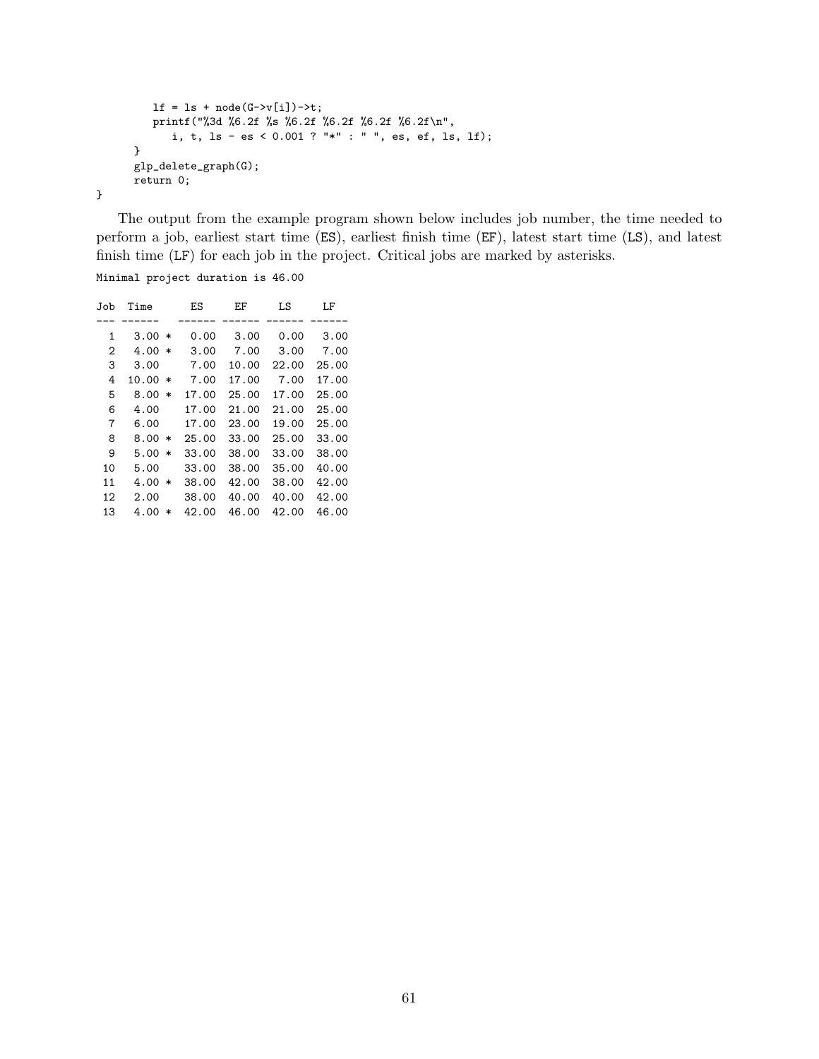```
         lf = ls + node(G->v[i])->t;
         printf("%3d %6.2f %s %6.2f %6.2f %6.2f %6.2f\n",
            i, t, ls - es < 0.001 ? "*" : " ", es, ef, ls, lf);
      }
      glp_delete_graph(G);
      return 0;
}
```

The output from the example program shown below includes job number, the time needed to perform a job, earliest start time (ES), earliest finish time (EF), latest start time (LS), and latest finish time (LF) for each job in the project. Critical jobs are marked by asterisks.

```
Minimal project duration is 46.00

Job  Time      ES     EF     LS     LF
--- ------   ------ ------ ------ ------
  1   3.00 *   0.00   3.00   0.00   3.00
  2   4.00 *   3.00   7.00   3.00   7.00
  3   3.00     7.00  10.00  22.00  25.00
  4  10.00 *   7.00  17.00   7.00  17.00
  5   8.00 *  17.00  25.00  17.00  25.00
  6   4.00    17.00  21.00  21.00  25.00
  7   6.00    17.00  23.00  19.00  25.00
  8   8.00 *  25.00  33.00  25.00  33.00
  9   5.00 *  33.00  38.00  33.00  38.00
 10   5.00    33.00  38.00  35.00  40.00
 11   4.00 *  38.00  42.00  38.00  42.00
 12   2.00    38.00  40.00  40.00  42.00
 13   4.00 *  42.00  46.00  42.00  46.00
```